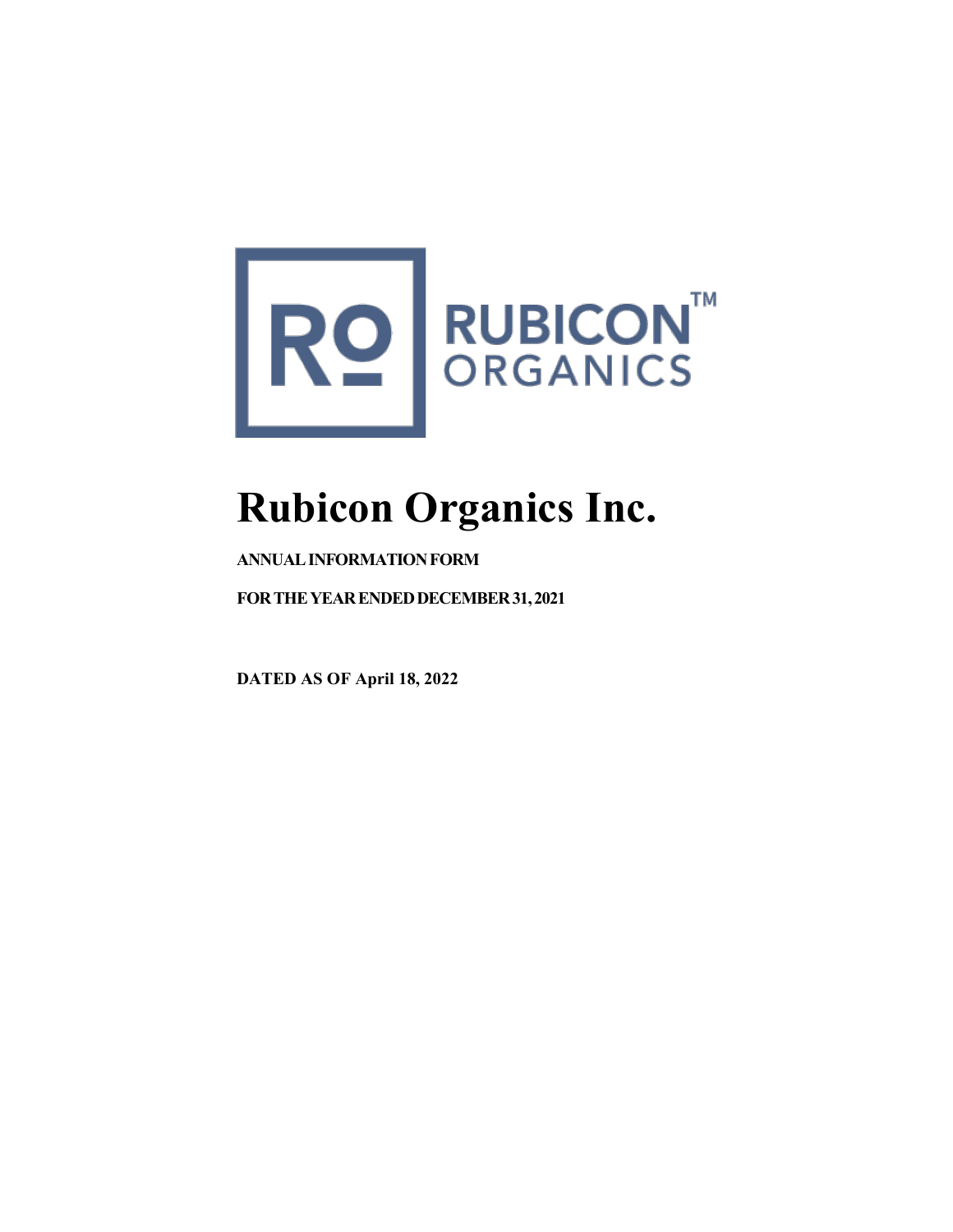RUBICON™ ORGANICS

# Rubicon Organics Inc.

**ANNUAL INFORMATION FORM**

**FOR THE YEAR ENDED DECEMBER 31, 2021**

**DATED AS OF April 18, 2022**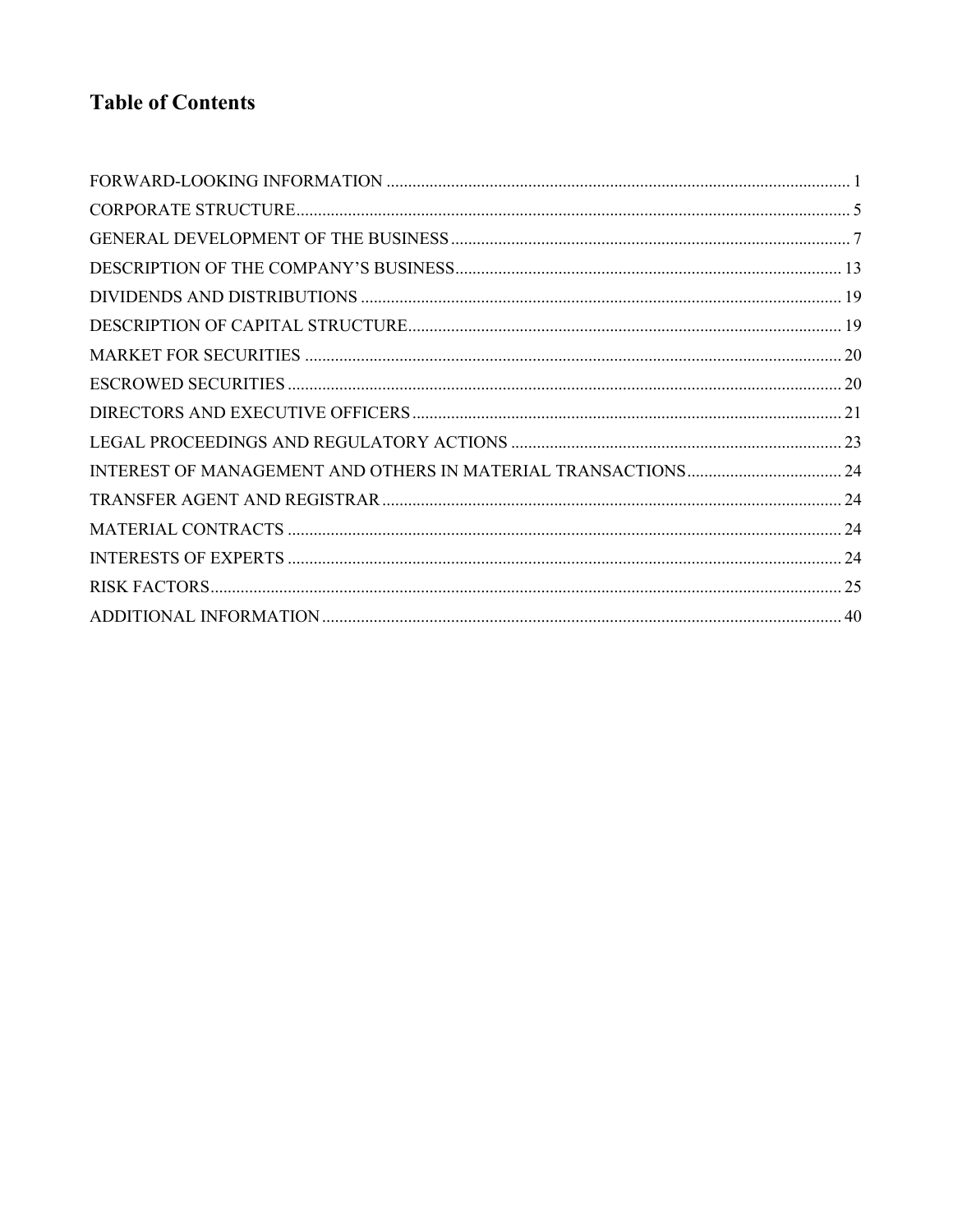## Table of Contents

| | |
|---|---|
| FORWARD-LOOKING INFORMATION | 1 |
| CORPORATE STRUCTURE | 5 |
| GENERAL DEVELOPMENT OF THE BUSINESS | 7 |
| DESCRIPTION OF THE COMPANY'S BUSINESS | 13 |
| DIVIDENDS AND DISTRIBUTIONS | 19 |
| DESCRIPTION OF CAPITAL STRUCTURE | 19 |
| MARKET FOR SECURITIES | 20 |
| ESCROWED SECURITIES | 20 |
| DIRECTORS AND EXECUTIVE OFFICERS | 21 |
| LEGAL PROCEEDINGS AND REGULATORY ACTIONS | 23 |
| INTEREST OF MANAGEMENT AND OTHERS IN MATERIAL TRANSACTIONS | 24 |
| TRANSFER AGENT AND REGISTRAR | 24 |
| MATERIAL CONTRACTS | 24 |
| INTERESTS OF EXPERTS | 24 |
| RISK FACTORS | 25 |
| ADDITIONAL INFORMATION | 40 |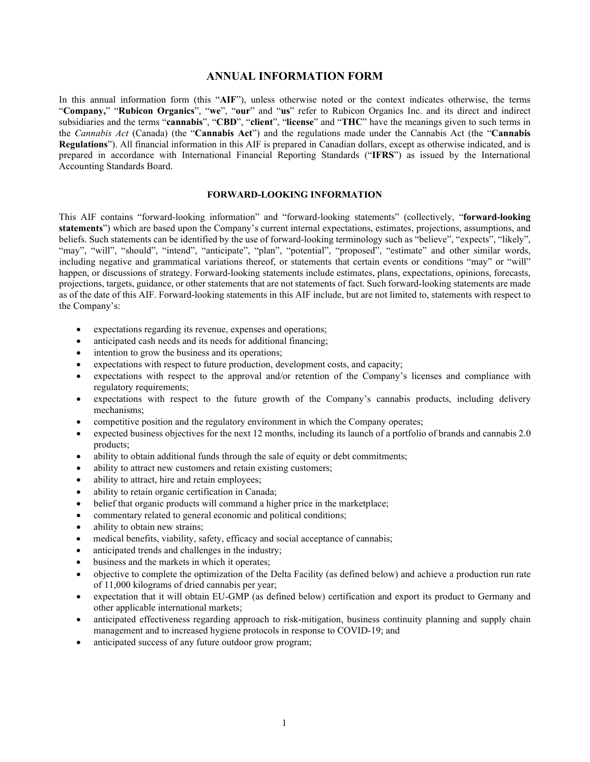# ANNUAL INFORMATION FORM

In this annual information form (this "**AIF**"), unless otherwise noted or the context indicates otherwise, the terms "**Company,**" "**Rubicon Organics**", "**we**", "**our**" and "**us**" refer to Rubicon Organics Inc. and its direct and indirect subsidiaries and the terms "**cannabis**", "**CBD**", "**client**", "**license**" and "**THC**" have the meanings given to such terms in the *Cannabis Act* (Canada) (the "**Cannabis Act**") and the regulations made under the Cannabis Act (the "**Cannabis Regulations**"). All financial information in this AIF is prepared in Canadian dollars, except as otherwise indicated, and is prepared in accordance with International Financial Reporting Standards ("**IFRS**") as issued by the International Accounting Standards Board.

## FORWARD-LOOKING INFORMATION

This AIF contains "forward-looking information" and "forward-looking statements" (collectively, "**forward-looking statements**") which are based upon the Company's current internal expectations, estimates, projections, assumptions, and beliefs. Such statements can be identified by the use of forward-looking terminology such as "believe", "expects", "likely", "may", "will", "should", "intend", "anticipate", "plan", "potential", "proposed", "estimate" and other similar words, including negative and grammatical variations thereof, or statements that certain events or conditions "may" or "will" happen, or discussions of strategy. Forward-looking statements include estimates, plans, expectations, opinions, forecasts, projections, targets, guidance, or other statements that are not statements of fact. Such forward-looking statements are made as of the date of this AIF. Forward-looking statements in this AIF include, but are not limited to, statements with respect to the Company's:

- expectations regarding its revenue, expenses and operations;
- anticipated cash needs and its needs for additional financing;
- intention to grow the business and its operations;
- expectations with respect to future production, development costs, and capacity;
- expectations with respect to the approval and/or retention of the Company's licenses and compliance with regulatory requirements;
- expectations with respect to the future growth of the Company's cannabis products, including delivery mechanisms;
- competitive position and the regulatory environment in which the Company operates;
- expected business objectives for the next 12 months, including its launch of a portfolio of brands and cannabis 2.0 products;
- ability to obtain additional funds through the sale of equity or debt commitments;
- ability to attract new customers and retain existing customers;
- ability to attract, hire and retain employees;
- ability to retain organic certification in Canada;
- belief that organic products will command a higher price in the marketplace;
- commentary related to general economic and political conditions;
- ability to obtain new strains;
- medical benefits, viability, safety, efficacy and social acceptance of cannabis;
- anticipated trends and challenges in the industry;
- business and the markets in which it operates;
- objective to complete the optimization of the Delta Facility (as defined below) and achieve a production run rate of 11,000 kilograms of dried cannabis per year;
- expectation that it will obtain EU-GMP (as defined below) certification and export its product to Germany and other applicable international markets;
- anticipated effectiveness regarding approach to risk-mitigation, business continuity planning and supply chain management and to increased hygiene protocols in response to COVID-19; and
- anticipated success of any future outdoor grow program;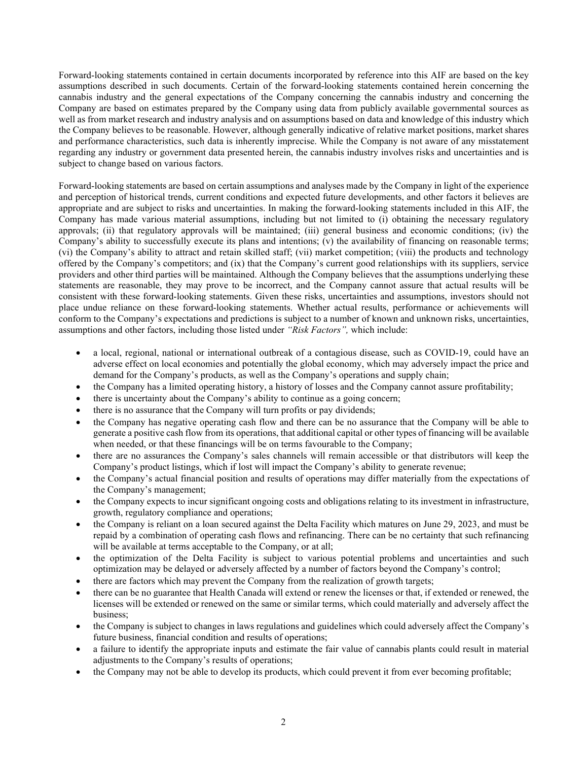Forward-looking statements contained in certain documents incorporated by reference into this AIF are based on the key assumptions described in such documents. Certain of the forward-looking statements contained herein concerning the cannabis industry and the general expectations of the Company concerning the cannabis industry and concerning the Company are based on estimates prepared by the Company using data from publicly available governmental sources as well as from market research and industry analysis and on assumptions based on data and knowledge of this industry which the Company believes to be reasonable. However, although generally indicative of relative market positions, market shares and performance characteristics, such data is inherently imprecise. While the Company is not aware of any misstatement regarding any industry or government data presented herein, the cannabis industry involves risks and uncertainties and is subject to change based on various factors.

Forward-looking statements are based on certain assumptions and analyses made by the Company in light of the experience and perception of historical trends, current conditions and expected future developments, and other factors it believes are appropriate and are subject to risks and uncertainties. In making the forward-looking statements included in this AIF, the Company has made various material assumptions, including but not limited to (i) obtaining the necessary regulatory approvals; (ii) that regulatory approvals will be maintained; (iii) general business and economic conditions; (iv) the Company's ability to successfully execute its plans and intentions; (v) the availability of financing on reasonable terms; (vi) the Company's ability to attract and retain skilled staff; (vii) market competition; (viii) the products and technology offered by the Company's competitors; and (ix) that the Company's current good relationships with its suppliers, service providers and other third parties will be maintained. Although the Company believes that the assumptions underlying these statements are reasonable, they may prove to be incorrect, and the Company cannot assure that actual results will be consistent with these forward-looking statements. Given these risks, uncertainties and assumptions, investors should not place undue reliance on these forward-looking statements. Whether actual results, performance or achievements will conform to the Company's expectations and predictions is subject to a number of known and unknown risks, uncertainties, assumptions and other factors, including those listed under *"Risk Factors",* which include:

- a local, regional, national or international outbreak of a contagious disease, such as COVID-19, could have an adverse effect on local economies and potentially the global economy, which may adversely impact the price and demand for the Company's products, as well as the Company's operations and supply chain;
- the Company has a limited operating history, a history of losses and the Company cannot assure profitability;
- there is uncertainty about the Company's ability to continue as a going concern;
- there is no assurance that the Company will turn profits or pay dividends;
- the Company has negative operating cash flow and there can be no assurance that the Company will be able to generate a positive cash flow from its operations, that additional capital or other types of financing will be available when needed, or that these financings will be on terms favourable to the Company;
- there are no assurances the Company's sales channels will remain accessible or that distributors will keep the Company's product listings, which if lost will impact the Company's ability to generate revenue;
- the Company's actual financial position and results of operations may differ materially from the expectations of the Company's management;
- the Company expects to incur significant ongoing costs and obligations relating to its investment in infrastructure, growth, regulatory compliance and operations;
- the Company is reliant on a loan secured against the Delta Facility which matures on June 29, 2023, and must be repaid by a combination of operating cash flows and refinancing. There can be no certainty that such refinancing will be available at terms acceptable to the Company, or at all;
- the optimization of the Delta Facility is subject to various potential problems and uncertainties and such optimization may be delayed or adversely affected by a number of factors beyond the Company's control;
- there are factors which may prevent the Company from the realization of growth targets;
- there can be no guarantee that Health Canada will extend or renew the licenses or that, if extended or renewed, the licenses will be extended or renewed on the same or similar terms, which could materially and adversely affect the business;
- the Company is subject to changes in laws regulations and guidelines which could adversely affect the Company's future business, financial condition and results of operations;
- a failure to identify the appropriate inputs and estimate the fair value of cannabis plants could result in material adjustments to the Company's results of operations;
- the Company may not be able to develop its products, which could prevent it from ever becoming profitable;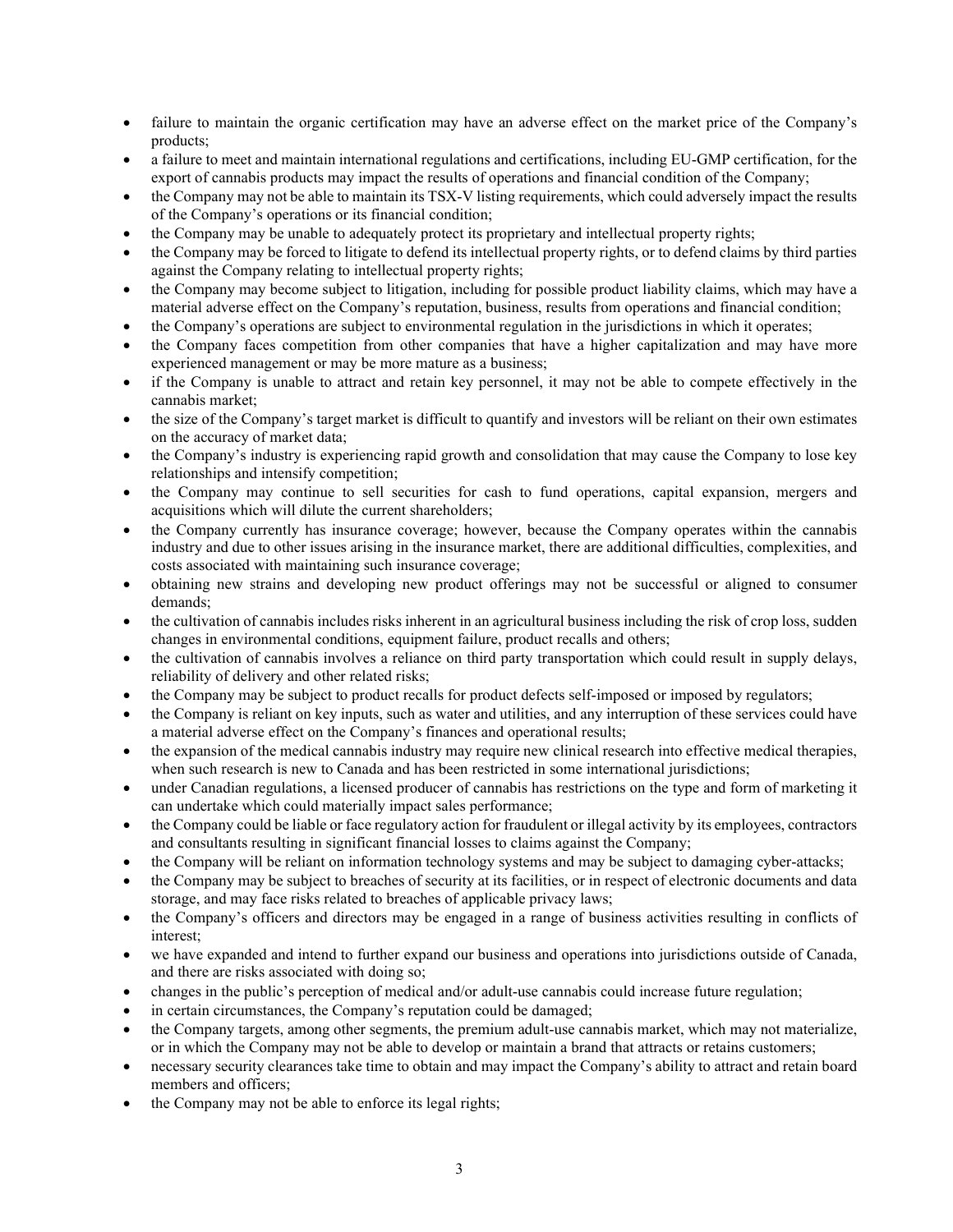- failure to maintain the organic certification may have an adverse effect on the market price of the Company's products;
- a failure to meet and maintain international regulations and certifications, including EU-GMP certification, for the export of cannabis products may impact the results of operations and financial condition of the Company;
- the Company may not be able to maintain its TSX-V listing requirements, which could adversely impact the results of the Company's operations or its financial condition;
- the Company may be unable to adequately protect its proprietary and intellectual property rights;
- the Company may be forced to litigate to defend its intellectual property rights, or to defend claims by third parties against the Company relating to intellectual property rights;
- the Company may become subject to litigation, including for possible product liability claims, which may have a material adverse effect on the Company's reputation, business, results from operations and financial condition;
- the Company's operations are subject to environmental regulation in the jurisdictions in which it operates;
- the Company faces competition from other companies that have a higher capitalization and may have more experienced management or may be more mature as a business;
- if the Company is unable to attract and retain key personnel, it may not be able to compete effectively in the cannabis market;
- the size of the Company's target market is difficult to quantify and investors will be reliant on their own estimates on the accuracy of market data;
- the Company's industry is experiencing rapid growth and consolidation that may cause the Company to lose key relationships and intensify competition;
- the Company may continue to sell securities for cash to fund operations, capital expansion, mergers and acquisitions which will dilute the current shareholders;
- the Company currently has insurance coverage; however, because the Company operates within the cannabis industry and due to other issues arising in the insurance market, there are additional difficulties, complexities, and costs associated with maintaining such insurance coverage;
- obtaining new strains and developing new product offerings may not be successful or aligned to consumer demands;
- the cultivation of cannabis includes risks inherent in an agricultural business including the risk of crop loss, sudden changes in environmental conditions, equipment failure, product recalls and others;
- the cultivation of cannabis involves a reliance on third party transportation which could result in supply delays, reliability of delivery and other related risks;
- the Company may be subject to product recalls for product defects self-imposed or imposed by regulators;
- the Company is reliant on key inputs, such as water and utilities, and any interruption of these services could have a material adverse effect on the Company's finances and operational results;
- the expansion of the medical cannabis industry may require new clinical research into effective medical therapies, when such research is new to Canada and has been restricted in some international jurisdictions;
- under Canadian regulations, a licensed producer of cannabis has restrictions on the type and form of marketing it can undertake which could materially impact sales performance;
- the Company could be liable or face regulatory action for fraudulent or illegal activity by its employees, contractors and consultants resulting in significant financial losses to claims against the Company;
- the Company will be reliant on information technology systems and may be subject to damaging cyber-attacks;
- the Company may be subject to breaches of security at its facilities, or in respect of electronic documents and data storage, and may face risks related to breaches of applicable privacy laws;
- the Company's officers and directors may be engaged in a range of business activities resulting in conflicts of interest;
- we have expanded and intend to further expand our business and operations into jurisdictions outside of Canada, and there are risks associated with doing so;
- changes in the public's perception of medical and/or adult-use cannabis could increase future regulation;
- in certain circumstances, the Company's reputation could be damaged;
- the Company targets, among other segments, the premium adult-use cannabis market, which may not materialize, or in which the Company may not be able to develop or maintain a brand that attracts or retains customers;
- necessary security clearances take time to obtain and may impact the Company's ability to attract and retain board members and officers;
- the Company may not be able to enforce its legal rights;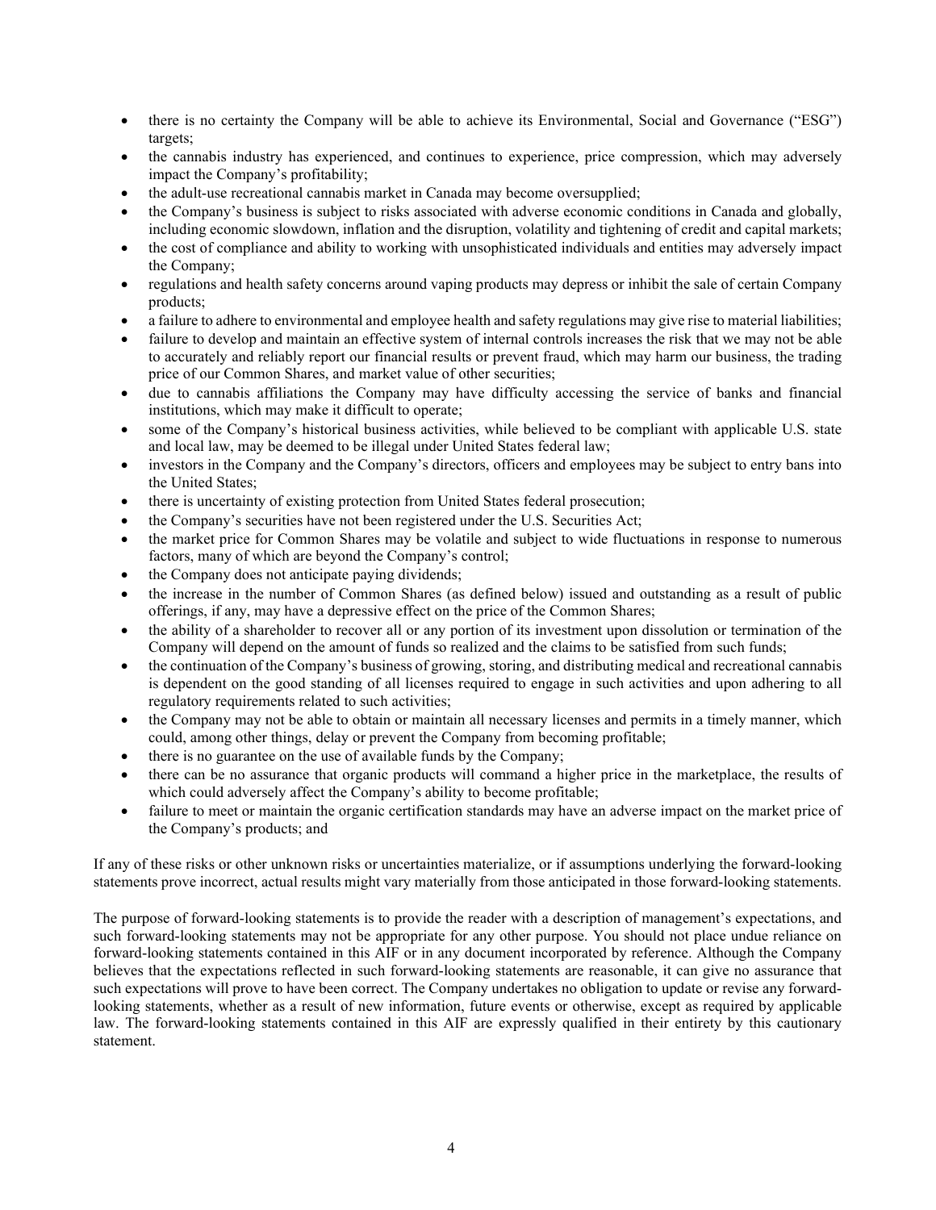- there is no certainty the Company will be able to achieve its Environmental, Social and Governance ("ESG") targets;
- the cannabis industry has experienced, and continues to experience, price compression, which may adversely impact the Company's profitability;
- the adult-use recreational cannabis market in Canada may become oversupplied;
- the Company's business is subject to risks associated with adverse economic conditions in Canada and globally, including economic slowdown, inflation and the disruption, volatility and tightening of credit and capital markets;
- the cost of compliance and ability to working with unsophisticated individuals and entities may adversely impact the Company;
- regulations and health safety concerns around vaping products may depress or inhibit the sale of certain Company products;
- a failure to adhere to environmental and employee health and safety regulations may give rise to material liabilities;
- failure to develop and maintain an effective system of internal controls increases the risk that we may not be able to accurately and reliably report our financial results or prevent fraud, which may harm our business, the trading price of our Common Shares, and market value of other securities;
- due to cannabis affiliations the Company may have difficulty accessing the service of banks and financial institutions, which may make it difficult to operate;
- some of the Company's historical business activities, while believed to be compliant with applicable U.S. state and local law, may be deemed to be illegal under United States federal law;
- investors in the Company and the Company's directors, officers and employees may be subject to entry bans into the United States;
- there is uncertainty of existing protection from United States federal prosecution;
- the Company's securities have not been registered under the U.S. Securities Act;
- the market price for Common Shares may be volatile and subject to wide fluctuations in response to numerous factors, many of which are beyond the Company's control;
- the Company does not anticipate paying dividends;
- the increase in the number of Common Shares (as defined below) issued and outstanding as a result of public offerings, if any, may have a depressive effect on the price of the Common Shares;
- the ability of a shareholder to recover all or any portion of its investment upon dissolution or termination of the Company will depend on the amount of funds so realized and the claims to be satisfied from such funds;
- the continuation of the Company's business of growing, storing, and distributing medical and recreational cannabis is dependent on the good standing of all licenses required to engage in such activities and upon adhering to all regulatory requirements related to such activities;
- the Company may not be able to obtain or maintain all necessary licenses and permits in a timely manner, which could, among other things, delay or prevent the Company from becoming profitable;
- there is no guarantee on the use of available funds by the Company;
- there can be no assurance that organic products will command a higher price in the marketplace, the results of which could adversely affect the Company's ability to become profitable;
- failure to meet or maintain the organic certification standards may have an adverse impact on the market price of the Company's products; and

If any of these risks or other unknown risks or uncertainties materialize, or if assumptions underlying the forward-looking statements prove incorrect, actual results might vary materially from those anticipated in those forward-looking statements.

The purpose of forward-looking statements is to provide the reader with a description of management's expectations, and such forward-looking statements may not be appropriate for any other purpose. You should not place undue reliance on forward-looking statements contained in this AIF or in any document incorporated by reference. Although the Company believes that the expectations reflected in such forward-looking statements are reasonable, it can give no assurance that such expectations will prove to have been correct. The Company undertakes no obligation to update or revise any forward-looking statements, whether as a result of new information, future events or otherwise, except as required by applicable law. The forward-looking statements contained in this AIF are expressly qualified in their entirety by this cautionary statement.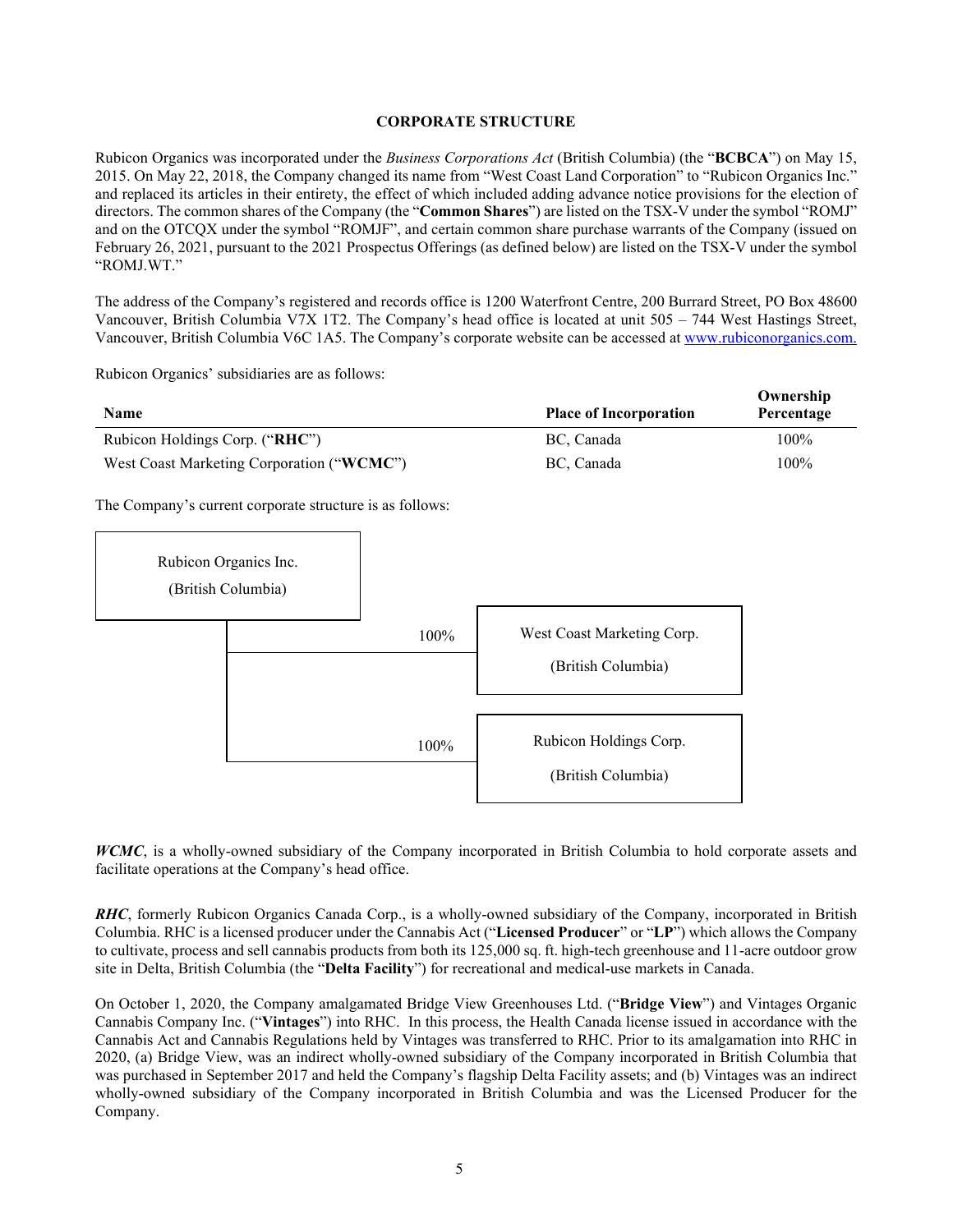## CORPORATE STRUCTURE

Rubicon Organics was incorporated under the *Business Corporations Act* (British Columbia) (the "**BCBCA**") on May 15, 2015. On May 22, 2018, the Company changed its name from "West Coast Land Corporation" to "Rubicon Organics Inc." and replaced its articles in their entirety, the effect of which included adding advance notice provisions for the election of directors. The common shares of the Company (the "**Common Shares**") are listed on the TSX-V under the symbol "ROMJ" and on the OTCQX under the symbol "ROMJF", and certain common share purchase warrants of the Company (issued on February 26, 2021, pursuant to the 2021 Prospectus Offerings (as defined below) are listed on the TSX-V under the symbol "ROMJ.WT."

The address of the Company's registered and records office is 1200 Waterfront Centre, 200 Burrard Street, PO Box 48600 Vancouver, British Columbia V7X 1T2. The Company's head office is located at unit 505 – 744 West Hastings Street, Vancouver, British Columbia V6C 1A5. The Company's corporate website can be accessed at www.rubiconorganics.com.

Rubicon Organics' subsidiaries are as follows:

| Name | Place of Incorporation | Ownership Percentage |
|---|---|---|
| Rubicon Holdings Corp. ("**RHC**") | BC, Canada | 100% |
| West Coast Marketing Corporation ("**WCMC**") | BC, Canada | 100% |

The Company's current corporate structure is as follows:

Rubicon Organics Inc. (British Columbia)
- 100% — West Coast Marketing Corp. (British Columbia)
- 100% — Rubicon Holdings Corp. (British Columbia)

***WCMC***, is a wholly-owned subsidiary of the Company incorporated in British Columbia to hold corporate assets and facilitate operations at the Company's head office.

***RHC***, formerly Rubicon Organics Canada Corp., is a wholly-owned subsidiary of the Company, incorporated in British Columbia. RHC is a licensed producer under the Cannabis Act ("**Licensed Producer**" or "**LP**") which allows the Company to cultivate, process and sell cannabis products from both its 125,000 sq. ft. high-tech greenhouse and 11-acre outdoor grow site in Delta, British Columbia (the "**Delta Facility**") for recreational and medical-use markets in Canada.

On October 1, 2020, the Company amalgamated Bridge View Greenhouses Ltd. ("**Bridge View**") and Vintages Organic Cannabis Company Inc. ("**Vintages**") into RHC. In this process, the Health Canada license issued in accordance with the Cannabis Act and Cannabis Regulations held by Vintages was transferred to RHC. Prior to its amalgamation into RHC in 2020, (a) Bridge View, was an indirect wholly-owned subsidiary of the Company incorporated in British Columbia that was purchased in September 2017 and held the Company's flagship Delta Facility assets; and (b) Vintages was an indirect wholly-owned subsidiary of the Company incorporated in British Columbia and was the Licensed Producer for the Company.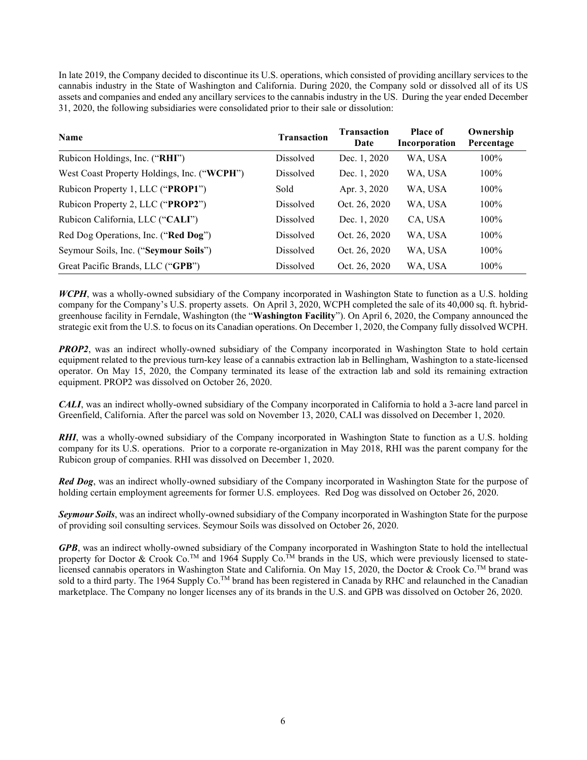In late 2019, the Company decided to discontinue its U.S. operations, which consisted of providing ancillary services to the cannabis industry in the State of Washington and California. During 2020, the Company sold or dissolved all of its US assets and companies and ended any ancillary services to the cannabis industry in the US. During the year ended December 31, 2020, the following subsidiaries were consolidated prior to their sale or dissolution:

| Name | Transaction | Transaction Date | Place of Incorporation | Ownership Percentage |
|---|---|---|---|---|
| Rubicon Holdings, Inc. ("**RHI**") | Dissolved | Dec. 1, 2020 | WA, USA | 100% |
| West Coast Property Holdings, Inc. ("**WCPH**") | Dissolved | Dec. 1, 2020 | WA, USA | 100% |
| Rubicon Property 1, LLC ("**PROP1**") | Sold | Apr. 3, 2020 | WA, USA | 100% |
| Rubicon Property 2, LLC ("**PROP2**") | Dissolved | Oct. 26, 2020 | WA, USA | 100% |
| Rubicon California, LLC ("**CALI**") | Dissolved | Dec. 1, 2020 | CA, USA | 100% |
| Red Dog Operations, Inc. ("**Red Dog**") | Dissolved | Oct. 26, 2020 | WA, USA | 100% |
| Seymour Soils, Inc. ("**Seymour Soils**") | Dissolved | Oct. 26, 2020 | WA, USA | 100% |
| Great Pacific Brands, LLC ("**GPB**") | Dissolved | Oct. 26, 2020 | WA, USA | 100% |

***WCPH***, was a wholly-owned subsidiary of the Company incorporated in Washington State to function as a U.S. holding company for the Company's U.S. property assets. On April 3, 2020, WCPH completed the sale of its 40,000 sq. ft. hybrid-greenhouse facility in Ferndale, Washington (the "**Washington Facility**"). On April 6, 2020, the Company announced the strategic exit from the U.S. to focus on its Canadian operations. On December 1, 2020, the Company fully dissolved WCPH.

***PROP2***, was an indirect wholly-owned subsidiary of the Company incorporated in Washington State to hold certain equipment related to the previous turn-key lease of a cannabis extraction lab in Bellingham, Washington to a state-licensed operator. On May 15, 2020, the Company terminated its lease of the extraction lab and sold its remaining extraction equipment. PROP2 was dissolved on October 26, 2020.

***CALI***, was an indirect wholly-owned subsidiary of the Company incorporated in California to hold a 3-acre land parcel in Greenfield, California. After the parcel was sold on November 13, 2020, CALI was dissolved on December 1, 2020.

***RHI***, was a wholly-owned subsidiary of the Company incorporated in Washington State to function as a U.S. holding company for its U.S. operations. Prior to a corporate re-organization in May 2018, RHI was the parent company for the Rubicon group of companies. RHI was dissolved on December 1, 2020.

***Red Dog***, was an indirect wholly-owned subsidiary of the Company incorporated in Washington State for the purpose of holding certain employment agreements for former U.S. employees. Red Dog was dissolved on October 26, 2020.

***Seymour Soils***, was an indirect wholly-owned subsidiary of the Company incorporated in Washington State for the purpose of providing soil consulting services. Seymour Soils was dissolved on October 26, 2020.

***GPB***, was an indirect wholly-owned subsidiary of the Company incorporated in Washington State to hold the intellectual property for Doctor & Crook Co.™ and 1964 Supply Co.™ brands in the US, which were previously licensed to state-licensed cannabis operators in Washington State and California. On May 15, 2020, the Doctor & Crook Co.™ brand was sold to a third party. The 1964 Supply Co.™ brand has been registered in Canada by RHC and relaunched in the Canadian marketplace. The Company no longer licenses any of its brands in the U.S. and GPB was dissolved on October 26, 2020.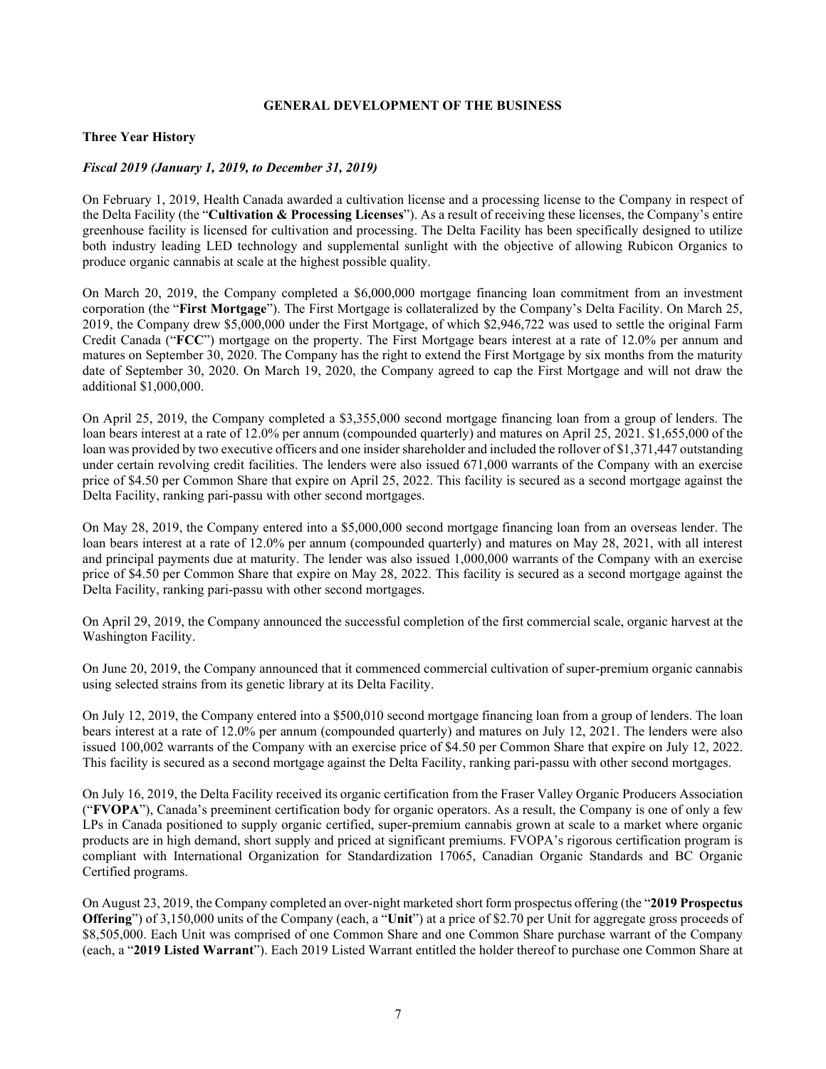## GENERAL DEVELOPMENT OF THE BUSINESS

### Three Year History

#### *Fiscal 2019 (January 1, 2019, to December 31, 2019)*

On February 1, 2019, Health Canada awarded a cultivation license and a processing license to the Company in respect of the Delta Facility (the "**Cultivation & Processing Licenses**"). As a result of receiving these licenses, the Company's entire greenhouse facility is licensed for cultivation and processing. The Delta Facility has been specifically designed to utilize both industry leading LED technology and supplemental sunlight with the objective of allowing Rubicon Organics to produce organic cannabis at scale at the highest possible quality.

On March 20, 2019, the Company completed a $6,000,000 mortgage financing loan commitment from an investment corporation (the "**First Mortgage**"). The First Mortgage is collateralized by the Company's Delta Facility. On March 25, 2019, the Company drew $5,000,000 under the First Mortgage, of which $2,946,722 was used to settle the original Farm Credit Canada ("**FCC**") mortgage on the property. The First Mortgage bears interest at a rate of 12.0% per annum and matures on September 30, 2020. The Company has the right to extend the First Mortgage by six months from the maturity date of September 30, 2020. On March 19, 2020, the Company agreed to cap the First Mortgage and will not draw the additional $1,000,000.

On April 25, 2019, the Company completed a $3,355,000 second mortgage financing loan from a group of lenders. The loan bears interest at a rate of 12.0% per annum (compounded quarterly) and matures on April 25, 2021. $1,655,000 of the loan was provided by two executive officers and one insider shareholder and included the rollover of $1,371,447 outstanding under certain revolving credit facilities. The lenders were also issued 671,000 warrants of the Company with an exercise price of $4.50 per Common Share that expire on April 25, 2022. This facility is secured as a second mortgage against the Delta Facility, ranking pari-passu with other second mortgages.

On May 28, 2019, the Company entered into a $5,000,000 second mortgage financing loan from an overseas lender. The loan bears interest at a rate of 12.0% per annum (compounded quarterly) and matures on May 28, 2021, with all interest and principal payments due at maturity. The lender was also issued 1,000,000 warrants of the Company with an exercise price of $4.50 per Common Share that expire on May 28, 2022. This facility is secured as a second mortgage against the Delta Facility, ranking pari-passu with other second mortgages.

On April 29, 2019, the Company announced the successful completion of the first commercial scale, organic harvest at the Washington Facility.

On June 20, 2019, the Company announced that it commenced commercial cultivation of super-premium organic cannabis using selected strains from its genetic library at its Delta Facility.

On July 12, 2019, the Company entered into a $500,010 second mortgage financing loan from a group of lenders. The loan bears interest at a rate of 12.0% per annum (compounded quarterly) and matures on July 12, 2021. The lenders were also issued 100,002 warrants of the Company with an exercise price of $4.50 per Common Share that expire on July 12, 2022. This facility is secured as a second mortgage against the Delta Facility, ranking pari-passu with other second mortgages.

On July 16, 2019, the Delta Facility received its organic certification from the Fraser Valley Organic Producers Association ("**FVOPA**"), Canada's preeminent certification body for organic operators. As a result, the Company is one of only a few LPs in Canada positioned to supply organic certified, super-premium cannabis grown at scale to a market where organic products are in high demand, short supply and priced at significant premiums. FVOPA's rigorous certification program is compliant with International Organization for Standardization 17065, Canadian Organic Standards and BC Organic Certified programs.

On August 23, 2019, the Company completed an over-night marketed short form prospectus offering (the "**2019 Prospectus Offering**") of 3,150,000 units of the Company (each, a "**Unit**") at a price of $2.70 per Unit for aggregate gross proceeds of $8,505,000. Each Unit was comprised of one Common Share and one Common Share purchase warrant of the Company (each, a "**2019 Listed Warrant**"). Each 2019 Listed Warrant entitled the holder thereof to purchase one Common Share at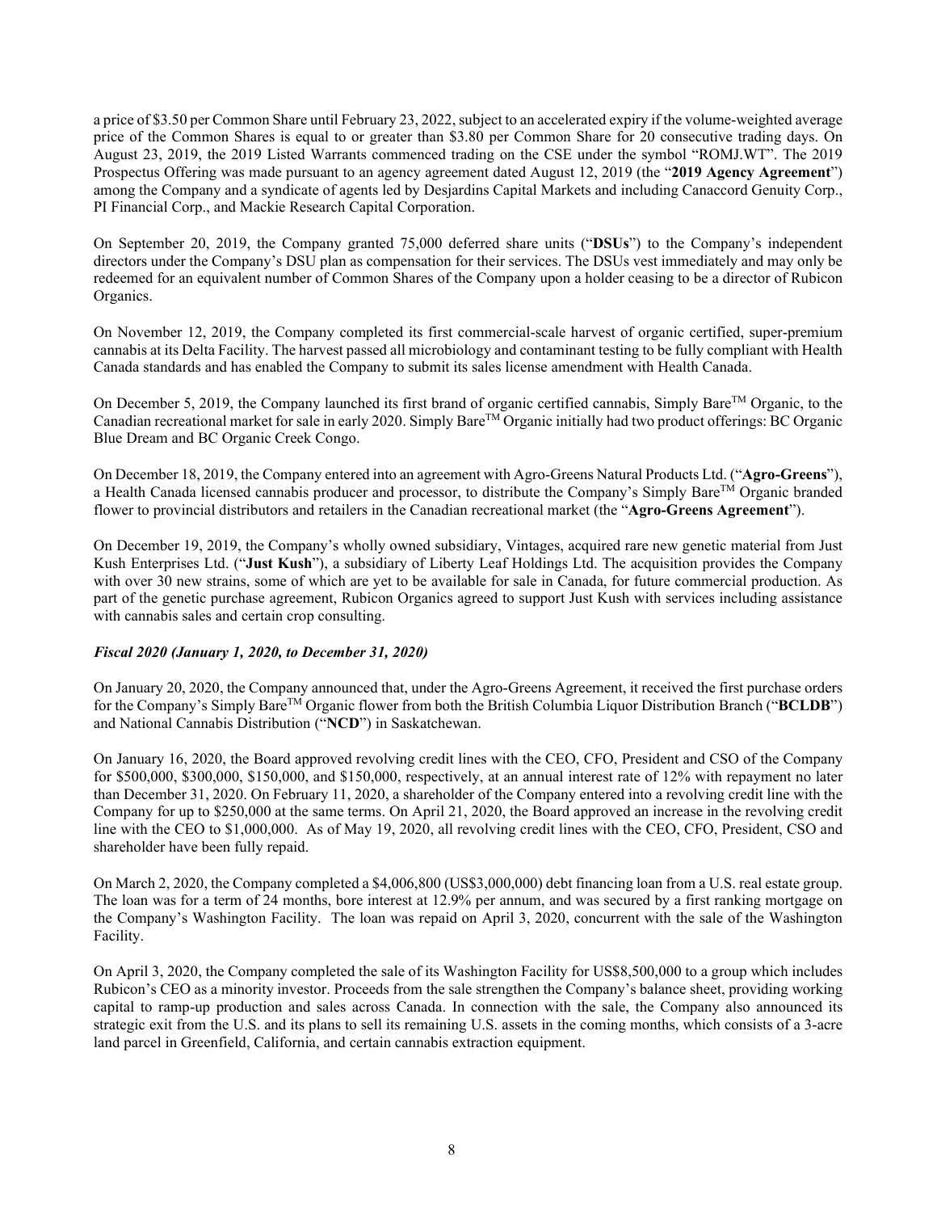a price of $3.50 per Common Share until February 23, 2022, subject to an accelerated expiry if the volume-weighted average price of the Common Shares is equal to or greater than $3.80 per Common Share for 20 consecutive trading days. On August 23, 2019, the 2019 Listed Warrants commenced trading on the CSE under the symbol "ROMJ.WT". The 2019 Prospectus Offering was made pursuant to an agency agreement dated August 12, 2019 (the "**2019 Agency Agreement**") among the Company and a syndicate of agents led by Desjardins Capital Markets and including Canaccord Genuity Corp., PI Financial Corp., and Mackie Research Capital Corporation.

On September 20, 2019, the Company granted 75,000 deferred share units ("**DSUs**") to the Company's independent directors under the Company's DSU plan as compensation for their services. The DSUs vest immediately and may only be redeemed for an equivalent number of Common Shares of the Company upon a holder ceasing to be a director of Rubicon Organics.

On November 12, 2019, the Company completed its first commercial-scale harvest of organic certified, super-premium cannabis at its Delta Facility. The harvest passed all microbiology and contaminant testing to be fully compliant with Health Canada standards and has enabled the Company to submit its sales license amendment with Health Canada.

On December 5, 2019, the Company launched its first brand of organic certified cannabis, Simply Bare™ Organic, to the Canadian recreational market for sale in early 2020. Simply Bare™ Organic initially had two product offerings: BC Organic Blue Dream and BC Organic Creek Congo.

On December 18, 2019, the Company entered into an agreement with Agro-Greens Natural Products Ltd. ("**Agro-Greens**"), a Health Canada licensed cannabis producer and processor, to distribute the Company's Simply Bare™ Organic branded flower to provincial distributors and retailers in the Canadian recreational market (the "**Agro-Greens Agreement**").

On December 19, 2019, the Company's wholly owned subsidiary, Vintages, acquired rare new genetic material from Just Kush Enterprises Ltd. ("**Just Kush**"), a subsidiary of Liberty Leaf Holdings Ltd. The acquisition provides the Company with over 30 new strains, some of which are yet to be available for sale in Canada, for future commercial production. As part of the genetic purchase agreement, Rubicon Organics agreed to support Just Kush with services including assistance with cannabis sales and certain crop consulting.

***Fiscal 2020 (January 1, 2020, to December 31, 2020)***

On January 20, 2020, the Company announced that, under the Agro-Greens Agreement, it received the first purchase orders for the Company's Simply Bare™ Organic flower from both the British Columbia Liquor Distribution Branch ("**BCLDB**") and National Cannabis Distribution ("**NCD**") in Saskatchewan.

On January 16, 2020, the Board approved revolving credit lines with the CEO, CFO, President and CSO of the Company for $500,000, $300,000, $150,000, and $150,000, respectively, at an annual interest rate of 12% with repayment no later than December 31, 2020. On February 11, 2020, a shareholder of the Company entered into a revolving credit line with the Company for up to $250,000 at the same terms. On April 21, 2020, the Board approved an increase in the revolving credit line with the CEO to $1,000,000. As of May 19, 2020, all revolving credit lines with the CEO, CFO, President, CSO and shareholder have been fully repaid.

On March 2, 2020, the Company completed a $4,006,800 (US$3,000,000) debt financing loan from a U.S. real estate group. The loan was for a term of 24 months, bore interest at 12.9% per annum, and was secured by a first ranking mortgage on the Company's Washington Facility. The loan was repaid on April 3, 2020, concurrent with the sale of the Washington Facility.

On April 3, 2020, the Company completed the sale of its Washington Facility for US$8,500,000 to a group which includes Rubicon's CEO as a minority investor. Proceeds from the sale strengthen the Company's balance sheet, providing working capital to ramp-up production and sales across Canada. In connection with the sale, the Company also announced its strategic exit from the U.S. and its plans to sell its remaining U.S. assets in the coming months, which consists of a 3-acre land parcel in Greenfield, California, and certain cannabis extraction equipment.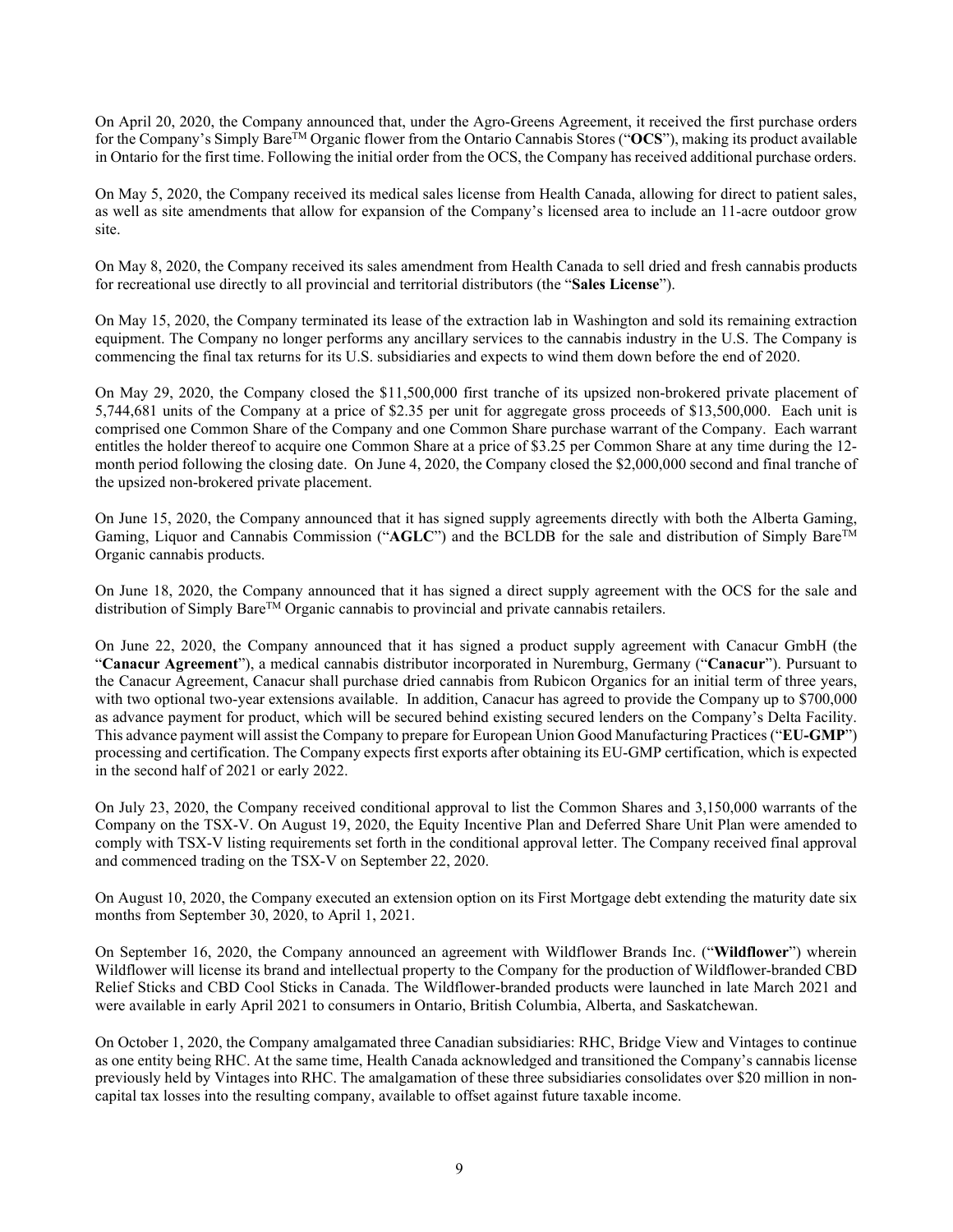On April 20, 2020, the Company announced that, under the Agro-Greens Agreement, it received the first purchase orders for the Company's Simply Bare™ Organic flower from the Ontario Cannabis Stores ("**OCS**"), making its product available in Ontario for the first time. Following the initial order from the OCS, the Company has received additional purchase orders.

On May 5, 2020, the Company received its medical sales license from Health Canada, allowing for direct to patient sales, as well as site amendments that allow for expansion of the Company's licensed area to include an 11-acre outdoor grow site.

On May 8, 2020, the Company received its sales amendment from Health Canada to sell dried and fresh cannabis products for recreational use directly to all provincial and territorial distributors (the "**Sales License**").

On May 15, 2020, the Company terminated its lease of the extraction lab in Washington and sold its remaining extraction equipment. The Company no longer performs any ancillary services to the cannabis industry in the U.S. The Company is commencing the final tax returns for its U.S. subsidiaries and expects to wind them down before the end of 2020.

On May 29, 2020, the Company closed the $11,500,000 first tranche of its upsized non-brokered private placement of 5,744,681 units of the Company at a price of $2.35 per unit for aggregate gross proceeds of $13,500,000. Each unit is comprised one Common Share of the Company and one Common Share purchase warrant of the Company. Each warrant entitles the holder thereof to acquire one Common Share at a price of $3.25 per Common Share at any time during the 12-month period following the closing date. On June 4, 2020, the Company closed the $2,000,000 second and final tranche of the upsized non-brokered private placement.

On June 15, 2020, the Company announced that it has signed supply agreements directly with both the Alberta Gaming, Gaming, Liquor and Cannabis Commission ("**AGLC**") and the BCLDB for the sale and distribution of Simply Bare™ Organic cannabis products.

On June 18, 2020, the Company announced that it has signed a direct supply agreement with the OCS for the sale and distribution of Simply Bare™ Organic cannabis to provincial and private cannabis retailers.

On June 22, 2020, the Company announced that it has signed a product supply agreement with Canacur GmbH (the "**Canacur Agreement**"), a medical cannabis distributor incorporated in Nuremburg, Germany ("**Canacur**"). Pursuant to the Canacur Agreement, Canacur shall purchase dried cannabis from Rubicon Organics for an initial term of three years, with two optional two-year extensions available. In addition, Canacur has agreed to provide the Company up to $700,000 as advance payment for product, which will be secured behind existing secured lenders on the Company's Delta Facility. This advance payment will assist the Company to prepare for European Union Good Manufacturing Practices ("**EU-GMP**") processing and certification. The Company expects first exports after obtaining its EU-GMP certification, which is expected in the second half of 2021 or early 2022.

On July 23, 2020, the Company received conditional approval to list the Common Shares and 3,150,000 warrants of the Company on the TSX-V. On August 19, 2020, the Equity Incentive Plan and Deferred Share Unit Plan were amended to comply with TSX-V listing requirements set forth in the conditional approval letter. The Company received final approval and commenced trading on the TSX-V on September 22, 2020.

On August 10, 2020, the Company executed an extension option on its First Mortgage debt extending the maturity date six months from September 30, 2020, to April 1, 2021.

On September 16, 2020, the Company announced an agreement with Wildflower Brands Inc. ("**Wildflower**") wherein Wildflower will license its brand and intellectual property to the Company for the production of Wildflower-branded CBD Relief Sticks and CBD Cool Sticks in Canada. The Wildflower-branded products were launched in late March 2021 and were available in early April 2021 to consumers in Ontario, British Columbia, Alberta, and Saskatchewan.

On October 1, 2020, the Company amalgamated three Canadian subsidiaries: RHC, Bridge View and Vintages to continue as one entity being RHC. At the same time, Health Canada acknowledged and transitioned the Company's cannabis license previously held by Vintages into RHC. The amalgamation of these three subsidiaries consolidates over $20 million in non-capital tax losses into the resulting company, available to offset against future taxable income.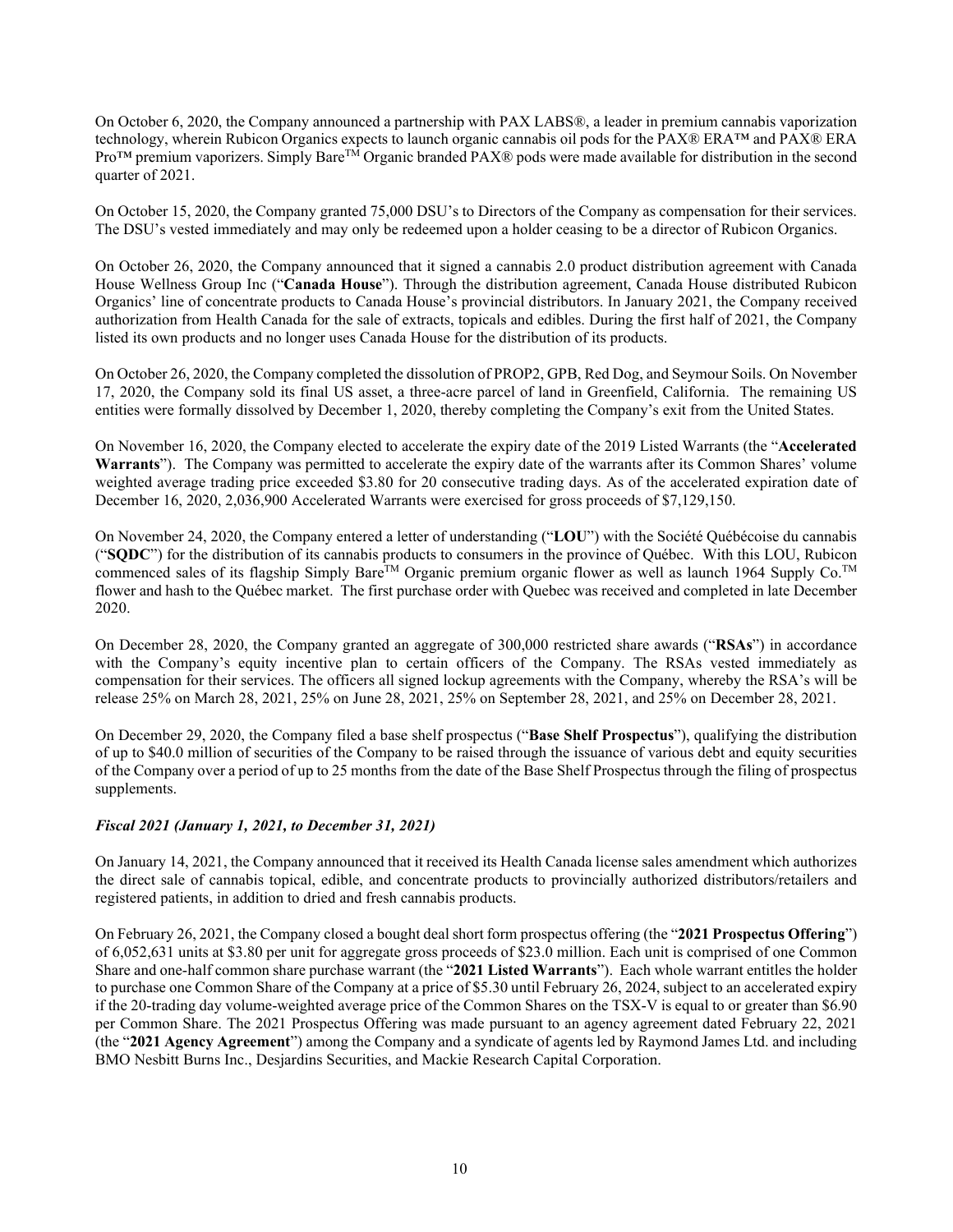On October 6, 2020, the Company announced a partnership with PAX LABS®, a leader in premium cannabis vaporization technology, wherein Rubicon Organics expects to launch organic cannabis oil pods for the PAX® ERA™ and PAX® ERA Pro™ premium vaporizers. Simply Bare™ Organic branded PAX® pods were made available for distribution in the second quarter of 2021.

On October 15, 2020, the Company granted 75,000 DSU's to Directors of the Company as compensation for their services. The DSU's vested immediately and may only be redeemed upon a holder ceasing to be a director of Rubicon Organics.

On October 26, 2020, the Company announced that it signed a cannabis 2.0 product distribution agreement with Canada House Wellness Group Inc ("**Canada House**"). Through the distribution agreement, Canada House distributed Rubicon Organics' line of concentrate products to Canada House's provincial distributors. In January 2021, the Company received authorization from Health Canada for the sale of extracts, topicals and edibles. During the first half of 2021, the Company listed its own products and no longer uses Canada House for the distribution of its products.

On October 26, 2020, the Company completed the dissolution of PROP2, GPB, Red Dog, and Seymour Soils. On November 17, 2020, the Company sold its final US asset, a three-acre parcel of land in Greenfield, California. The remaining US entities were formally dissolved by December 1, 2020, thereby completing the Company's exit from the United States.

On November 16, 2020, the Company elected to accelerate the expiry date of the 2019 Listed Warrants (the "**Accelerated Warrants**"). The Company was permitted to accelerate the expiry date of the warrants after its Common Shares' volume weighted average trading price exceeded $3.80 for 20 consecutive trading days. As of the accelerated expiration date of December 16, 2020, 2,036,900 Accelerated Warrants were exercised for gross proceeds of $7,129,150.

On November 24, 2020, the Company entered a letter of understanding ("**LOU**") with the Société Québécoise du cannabis ("**SQDC**") for the distribution of its cannabis products to consumers in the province of Québec. With this LOU, Rubicon commenced sales of its flagship Simply Bare™ Organic premium organic flower as well as launch 1964 Supply Co.™ flower and hash to the Québec market. The first purchase order with Quebec was received and completed in late December 2020.

On December 28, 2020, the Company granted an aggregate of 300,000 restricted share awards ("**RSAs**") in accordance with the Company's equity incentive plan to certain officers of the Company. The RSAs vested immediately as compensation for their services. The officers all signed lockup agreements with the Company, whereby the RSA's will be release 25% on March 28, 2021, 25% on June 28, 2021, 25% on September 28, 2021, and 25% on December 28, 2021.

On December 29, 2020, the Company filed a base shelf prospectus ("**Base Shelf Prospectus**"), qualifying the distribution of up to $40.0 million of securities of the Company to be raised through the issuance of various debt and equity securities of the Company over a period of up to 25 months from the date of the Base Shelf Prospectus through the filing of prospectus supplements.

***Fiscal 2021 (January 1, 2021, to December 31, 2021)***

On January 14, 2021, the Company announced that it received its Health Canada license sales amendment which authorizes the direct sale of cannabis topical, edible, and concentrate products to provincially authorized distributors/retailers and registered patients, in addition to dried and fresh cannabis products.

On February 26, 2021, the Company closed a bought deal short form prospectus offering (the "**2021 Prospectus Offering**") of 6,052,631 units at $3.80 per unit for aggregate gross proceeds of $23.0 million. Each unit is comprised of one Common Share and one-half common share purchase warrant (the "**2021 Listed Warrants**"). Each whole warrant entitles the holder to purchase one Common Share of the Company at a price of $5.30 until February 26, 2024, subject to an accelerated expiry if the 20-trading day volume-weighted average price of the Common Shares on the TSX-V is equal to or greater than $6.90 per Common Share. The 2021 Prospectus Offering was made pursuant to an agency agreement dated February 22, 2021 (the "**2021 Agency Agreement**") among the Company and a syndicate of agents led by Raymond James Ltd. and including BMO Nesbitt Burns Inc., Desjardins Securities, and Mackie Research Capital Corporation.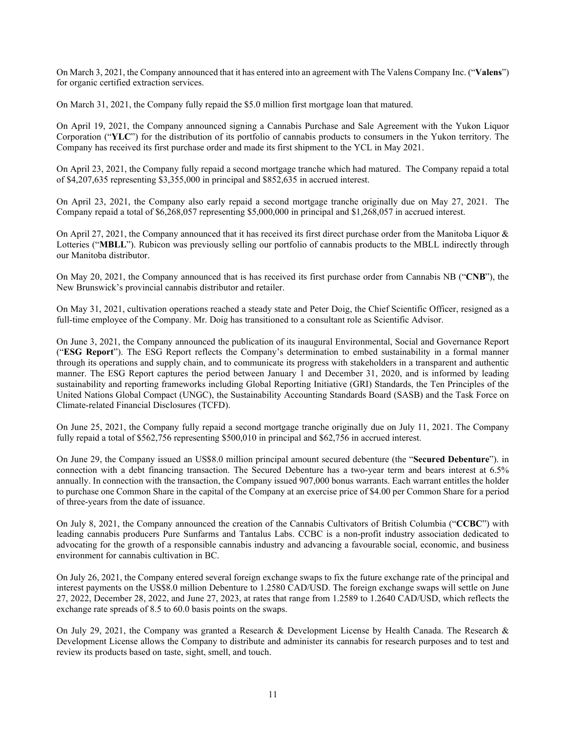On March 3, 2021, the Company announced that it has entered into an agreement with The Valens Company Inc. ("**Valens**") for organic certified extraction services.

On March 31, 2021, the Company fully repaid the $5.0 million first mortgage loan that matured.

On April 19, 2021, the Company announced signing a Cannabis Purchase and Sale Agreement with the Yukon Liquor Corporation ("**YLC**") for the distribution of its portfolio of cannabis products to consumers in the Yukon territory. The Company has received its first purchase order and made its first shipment to the YCL in May 2021.

On April 23, 2021, the Company fully repaid a second mortgage tranche which had matured. The Company repaid a total of $4,207,635 representing $3,355,000 in principal and $852,635 in accrued interest.

On April 23, 2021, the Company also early repaid a second mortgage tranche originally due on May 27, 2021. The Company repaid a total of $6,268,057 representing $5,000,000 in principal and $1,268,057 in accrued interest.

On April 27, 2021, the Company announced that it has received its first direct purchase order from the Manitoba Liquor & Lotteries ("**MBLL**"). Rubicon was previously selling our portfolio of cannabis products to the MBLL indirectly through our Manitoba distributor.

On May 20, 2021, the Company announced that is has received its first purchase order from Cannabis NB ("**CNB**"), the New Brunswick's provincial cannabis distributor and retailer.

On May 31, 2021, cultivation operations reached a steady state and Peter Doig, the Chief Scientific Officer, resigned as a full-time employee of the Company. Mr. Doig has transitioned to a consultant role as Scientific Advisor.

On June 3, 2021, the Company announced the publication of its inaugural Environmental, Social and Governance Report ("**ESG Report**"). The ESG Report reflects the Company's determination to embed sustainability in a formal manner through its operations and supply chain, and to communicate its progress with stakeholders in a transparent and authentic manner. The ESG Report captures the period between January 1 and December 31, 2020, and is informed by leading sustainability and reporting frameworks including Global Reporting Initiative (GRI) Standards, the Ten Principles of the United Nations Global Compact (UNGC), the Sustainability Accounting Standards Board (SASB) and the Task Force on Climate-related Financial Disclosures (TCFD).

On June 25, 2021, the Company fully repaid a second mortgage tranche originally due on July 11, 2021. The Company fully repaid a total of $562,756 representing $500,010 in principal and $62,756 in accrued interest.

On June 29, the Company issued an US$8.0 million principal amount secured debenture (the "**Secured Debenture**"). in connection with a debt financing transaction. The Secured Debenture has a two-year term and bears interest at 6.5% annually. In connection with the transaction, the Company issued 907,000 bonus warrants. Each warrant entitles the holder to purchase one Common Share in the capital of the Company at an exercise price of $4.00 per Common Share for a period of three-years from the date of issuance.

On July 8, 2021, the Company announced the creation of the Cannabis Cultivators of British Columbia ("**CCBC**") with leading cannabis producers Pure Sunfarms and Tantalus Labs. CCBC is a non-profit industry association dedicated to advocating for the growth of a responsible cannabis industry and advancing a favourable social, economic, and business environment for cannabis cultivation in BC.

On July 26, 2021, the Company entered several foreign exchange swaps to fix the future exchange rate of the principal and interest payments on the US$8.0 million Debenture to 1.2580 CAD/USD. The foreign exchange swaps will settle on June 27, 2022, December 28, 2022, and June 27, 2023, at rates that range from 1.2589 to 1.2640 CAD/USD, which reflects the exchange rate spreads of 8.5 to 60.0 basis points on the swaps.

On July 29, 2021, the Company was granted a Research & Development License by Health Canada. The Research & Development License allows the Company to distribute and administer its cannabis for research purposes and to test and review its products based on taste, sight, smell, and touch.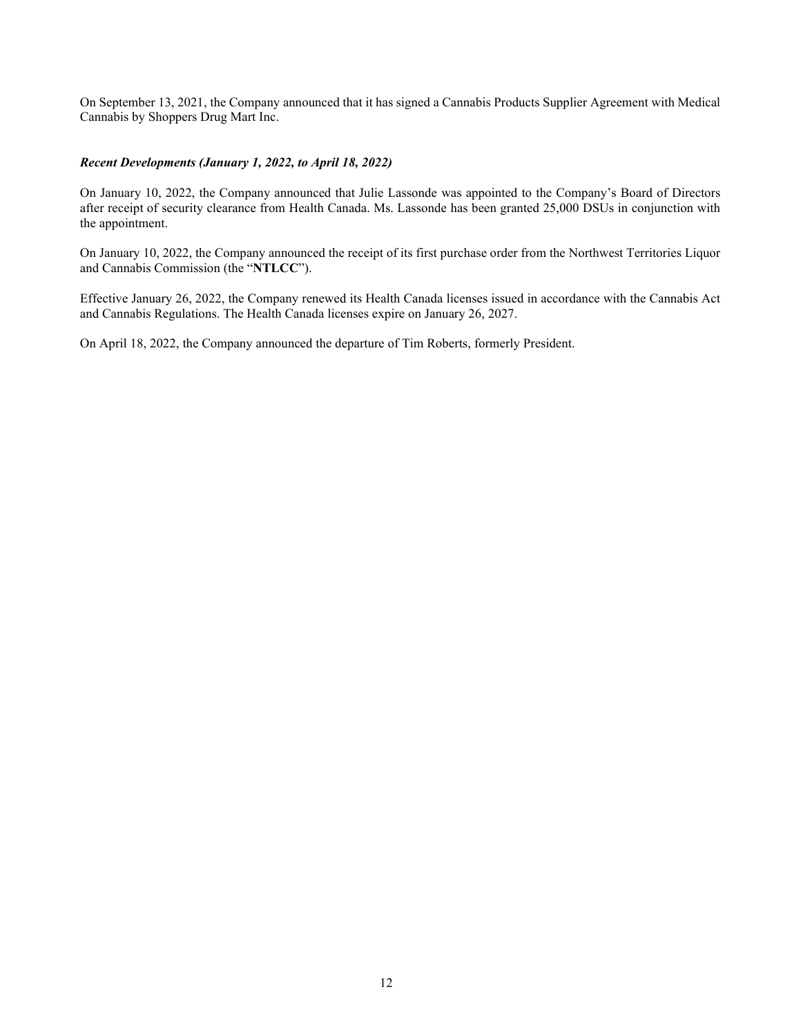On September 13, 2021, the Company announced that it has signed a Cannabis Products Supplier Agreement with Medical Cannabis by Shoppers Drug Mart Inc.

***Recent Developments (January 1, 2022, to April 18, 2022)***

On January 10, 2022, the Company announced that Julie Lassonde was appointed to the Company's Board of Directors after receipt of security clearance from Health Canada. Ms. Lassonde has been granted 25,000 DSUs in conjunction with the appointment.

On January 10, 2022, the Company announced the receipt of its first purchase order from the Northwest Territories Liquor and Cannabis Commission (the "**NTLCC**").

Effective January 26, 2022, the Company renewed its Health Canada licenses issued in accordance with the Cannabis Act and Cannabis Regulations. The Health Canada licenses expire on January 26, 2027.

On April 18, 2022, the Company announced the departure of Tim Roberts, formerly President.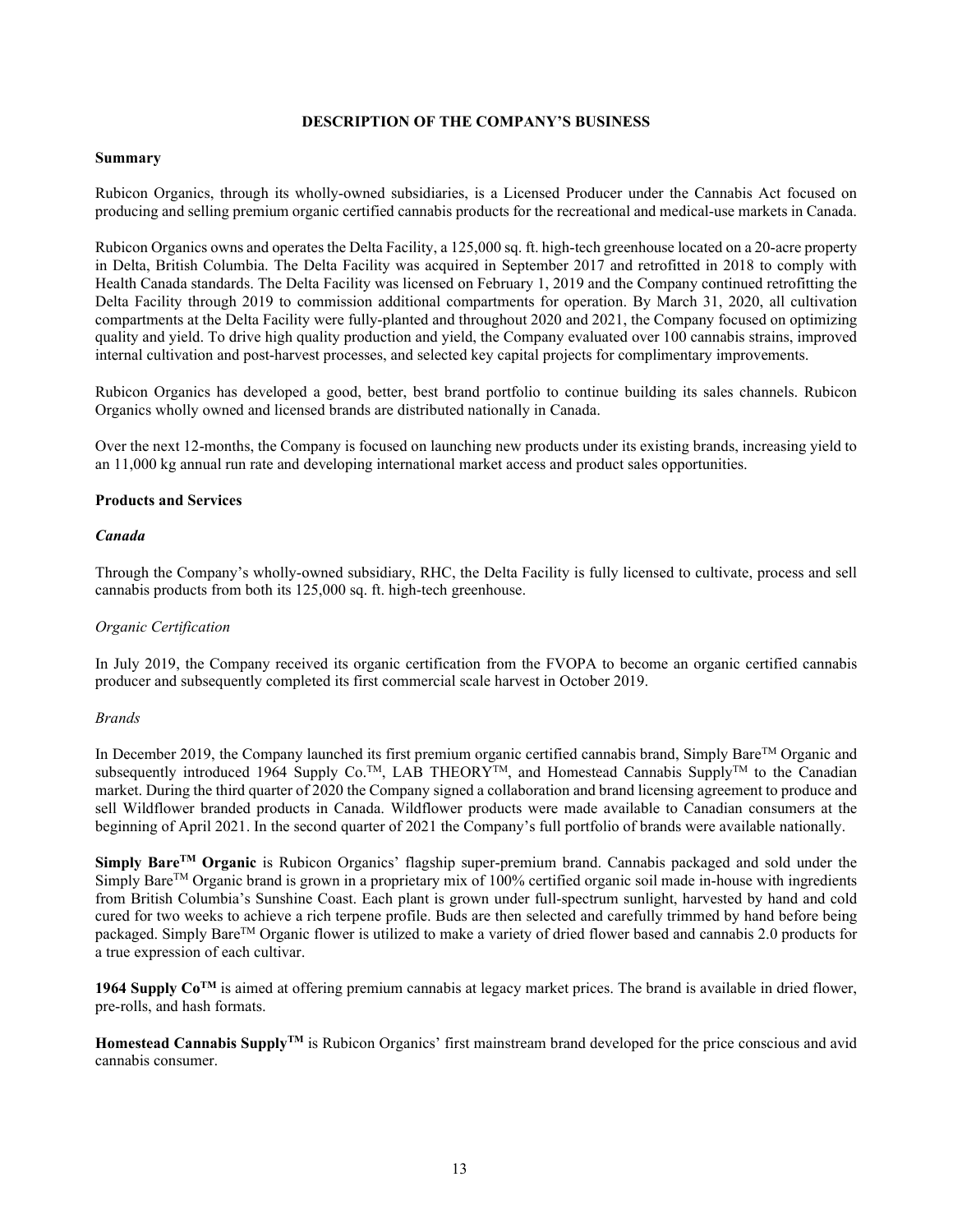## DESCRIPTION OF THE COMPANY'S BUSINESS

### Summary

Rubicon Organics, through its wholly-owned subsidiaries, is a Licensed Producer under the Cannabis Act focused on producing and selling premium organic certified cannabis products for the recreational and medical-use markets in Canada.

Rubicon Organics owns and operates the Delta Facility, a 125,000 sq. ft. high-tech greenhouse located on a 20-acre property in Delta, British Columbia. The Delta Facility was acquired in September 2017 and retrofitted in 2018 to comply with Health Canada standards. The Delta Facility was licensed on February 1, 2019 and the Company continued retrofitting the Delta Facility through 2019 to commission additional compartments for operation. By March 31, 2020, all cultivation compartments at the Delta Facility were fully-planted and throughout 2020 and 2021, the Company focused on optimizing quality and yield. To drive high quality production and yield, the Company evaluated over 100 cannabis strains, improved internal cultivation and post-harvest processes, and selected key capital projects for complimentary improvements.

Rubicon Organics has developed a good, better, best brand portfolio to continue building its sales channels. Rubicon Organics wholly owned and licensed brands are distributed nationally in Canada.

Over the next 12-months, the Company is focused on launching new products under its existing brands, increasing yield to an 11,000 kg annual run rate and developing international market access and product sales opportunities.

### Products and Services

#### *Canada*

Through the Company's wholly-owned subsidiary, RHC, the Delta Facility is fully licensed to cultivate, process and sell cannabis products from both its 125,000 sq. ft. high-tech greenhouse.

*Organic Certification*

In July 2019, the Company received its organic certification from the FVOPA to become an organic certified cannabis producer and subsequently completed its first commercial scale harvest in October 2019.

*Brands*

In December 2019, the Company launched its first premium organic certified cannabis brand, Simply Bare™ Organic and subsequently introduced 1964 Supply Co.™, LAB THEORY™, and Homestead Cannabis Supply™ to the Canadian market. During the third quarter of 2020 the Company signed a collaboration and brand licensing agreement to produce and sell Wildflower branded products in Canada. Wildflower products were made available to Canadian consumers at the beginning of April 2021. In the second quarter of 2021 the Company's full portfolio of brands were available nationally.

**Simply Bare™ Organic** is Rubicon Organics' flagship super-premium brand. Cannabis packaged and sold under the Simply Bare™ Organic brand is grown in a proprietary mix of 100% certified organic soil made in-house with ingredients from British Columbia's Sunshine Coast. Each plant is grown under full-spectrum sunlight, harvested by hand and cold cured for two weeks to achieve a rich terpene profile. Buds are then selected and carefully trimmed by hand before being packaged. Simply Bare™ Organic flower is utilized to make a variety of dried flower based and cannabis 2.0 products for a true expression of each cultivar.

**1964 Supply Co™** is aimed at offering premium cannabis at legacy market prices. The brand is available in dried flower, pre-rolls, and hash formats.

**Homestead Cannabis Supply™** is Rubicon Organics' first mainstream brand developed for the price conscious and avid cannabis consumer.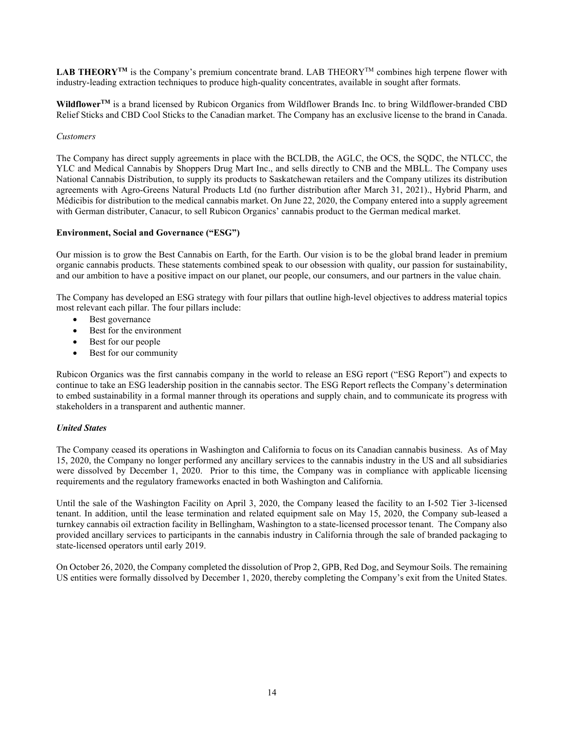**LAB THEORY™** is the Company's premium concentrate brand. LAB THEORY™ combines high terpene flower with industry-leading extraction techniques to produce high-quality concentrates, available in sought after formats.

**Wildflower™** is a brand licensed by Rubicon Organics from Wildflower Brands Inc. to bring Wildflower-branded CBD Relief Sticks and CBD Cool Sticks to the Canadian market. The Company has an exclusive license to the brand in Canada.

*Customers*

The Company has direct supply agreements in place with the BCLDB, the AGLC, the OCS, the SQDC, the NTLCC, the YLC and Medical Cannabis by Shoppers Drug Mart Inc., and sells directly to CNB and the MBLL. The Company uses National Cannabis Distribution, to supply its products to Saskatchewan retailers and the Company utilizes its distribution agreements with Agro-Greens Natural Products Ltd (no further distribution after March 31, 2021)., Hybrid Pharm, and Médicibis for distribution to the medical cannabis market. On June 22, 2020, the Company entered into a supply agreement with German distributer, Canacur, to sell Rubicon Organics' cannabis product to the German medical market.

**Environment, Social and Governance ("ESG")**

Our mission is to grow the Best Cannabis on Earth, for the Earth. Our vision is to be the global brand leader in premium organic cannabis products. These statements combined speak to our obsession with quality, our passion for sustainability, and our ambition to have a positive impact on our planet, our people, our consumers, and our partners in the value chain.

The Company has developed an ESG strategy with four pillars that outline high-level objectives to address material topics most relevant each pillar. The four pillars include:

- Best governance
- Best for the environment
- Best for our people
- Best for our community

Rubicon Organics was the first cannabis company in the world to release an ESG report ("ESG Report") and expects to continue to take an ESG leadership position in the cannabis sector. The ESG Report reflects the Company's determination to embed sustainability in a formal manner through its operations and supply chain, and to communicate its progress with stakeholders in a transparent and authentic manner.

***United States***

The Company ceased its operations in Washington and California to focus on its Canadian cannabis business. As of May 15, 2020, the Company no longer performed any ancillary services to the cannabis industry in the US and all subsidiaries were dissolved by December 1, 2020. Prior to this time, the Company was in compliance with applicable licensing requirements and the regulatory frameworks enacted in both Washington and California.

Until the sale of the Washington Facility on April 3, 2020, the Company leased the facility to an I-502 Tier 3-licensed tenant. In addition, until the lease termination and related equipment sale on May 15, 2020, the Company sub-leased a turnkey cannabis oil extraction facility in Bellingham, Washington to a state-licensed processor tenant. The Company also provided ancillary services to participants in the cannabis industry in California through the sale of branded packaging to state-licensed operators until early 2019.

On October 26, 2020, the Company completed the dissolution of Prop 2, GPB, Red Dog, and Seymour Soils. The remaining US entities were formally dissolved by December 1, 2020, thereby completing the Company's exit from the United States.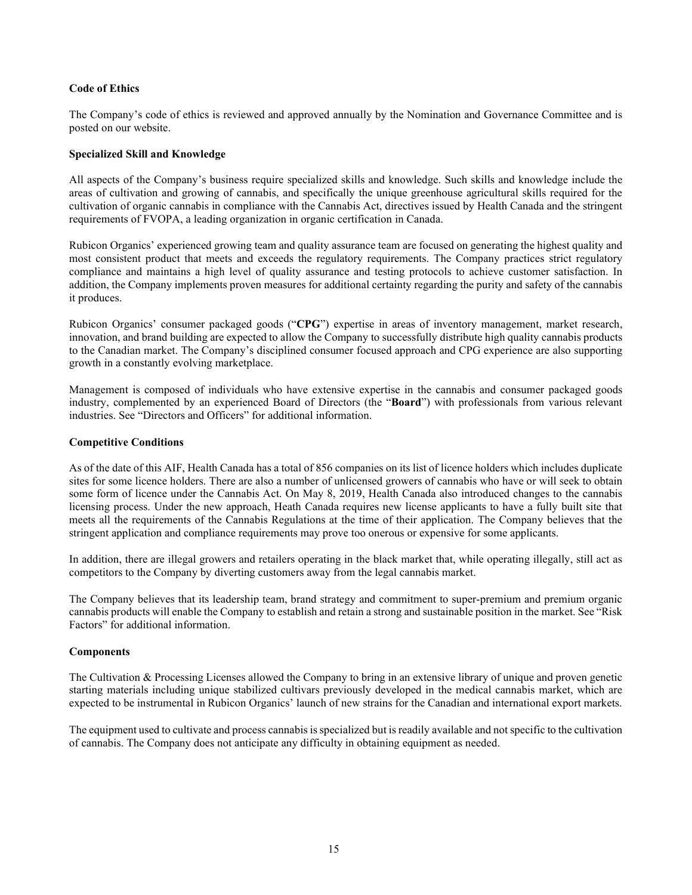**Code of Ethics**

The Company's code of ethics is reviewed and approved annually by the Nomination and Governance Committee and is posted on our website.

**Specialized Skill and Knowledge**

All aspects of the Company's business require specialized skills and knowledge. Such skills and knowledge include the areas of cultivation and growing of cannabis, and specifically the unique greenhouse agricultural skills required for the cultivation of organic cannabis in compliance with the Cannabis Act, directives issued by Health Canada and the stringent requirements of FVOPA, a leading organization in organic certification in Canada.

Rubicon Organics' experienced growing team and quality assurance team are focused on generating the highest quality and most consistent product that meets and exceeds the regulatory requirements. The Company practices strict regulatory compliance and maintains a high level of quality assurance and testing protocols to achieve customer satisfaction. In addition, the Company implements proven measures for additional certainty regarding the purity and safety of the cannabis it produces.

Rubicon Organics' consumer packaged goods ("**CPG**") expertise in areas of inventory management, market research, innovation, and brand building are expected to allow the Company to successfully distribute high quality cannabis products to the Canadian market. The Company's disciplined consumer focused approach and CPG experience are also supporting growth in a constantly evolving marketplace.

Management is composed of individuals who have extensive expertise in the cannabis and consumer packaged goods industry, complemented by an experienced Board of Directors (the "**Board**") with professionals from various relevant industries. See "Directors and Officers" for additional information.

**Competitive Conditions**

As of the date of this AIF, Health Canada has a total of 856 companies on its list of licence holders which includes duplicate sites for some licence holders. There are also a number of unlicensed growers of cannabis who have or will seek to obtain some form of licence under the Cannabis Act. On May 8, 2019, Health Canada also introduced changes to the cannabis licensing process. Under the new approach, Heath Canada requires new license applicants to have a fully built site that meets all the requirements of the Cannabis Regulations at the time of their application. The Company believes that the stringent application and compliance requirements may prove too onerous or expensive for some applicants.

In addition, there are illegal growers and retailers operating in the black market that, while operating illegally, still act as competitors to the Company by diverting customers away from the legal cannabis market.

The Company believes that its leadership team, brand strategy and commitment to super-premium and premium organic cannabis products will enable the Company to establish and retain a strong and sustainable position in the market. See "Risk Factors" for additional information.

**Components**

The Cultivation & Processing Licenses allowed the Company to bring in an extensive library of unique and proven genetic starting materials including unique stabilized cultivars previously developed in the medical cannabis market, which are expected to be instrumental in Rubicon Organics' launch of new strains for the Canadian and international export markets.

The equipment used to cultivate and process cannabis is specialized but is readily available and not specific to the cultivation of cannabis. The Company does not anticipate any difficulty in obtaining equipment as needed.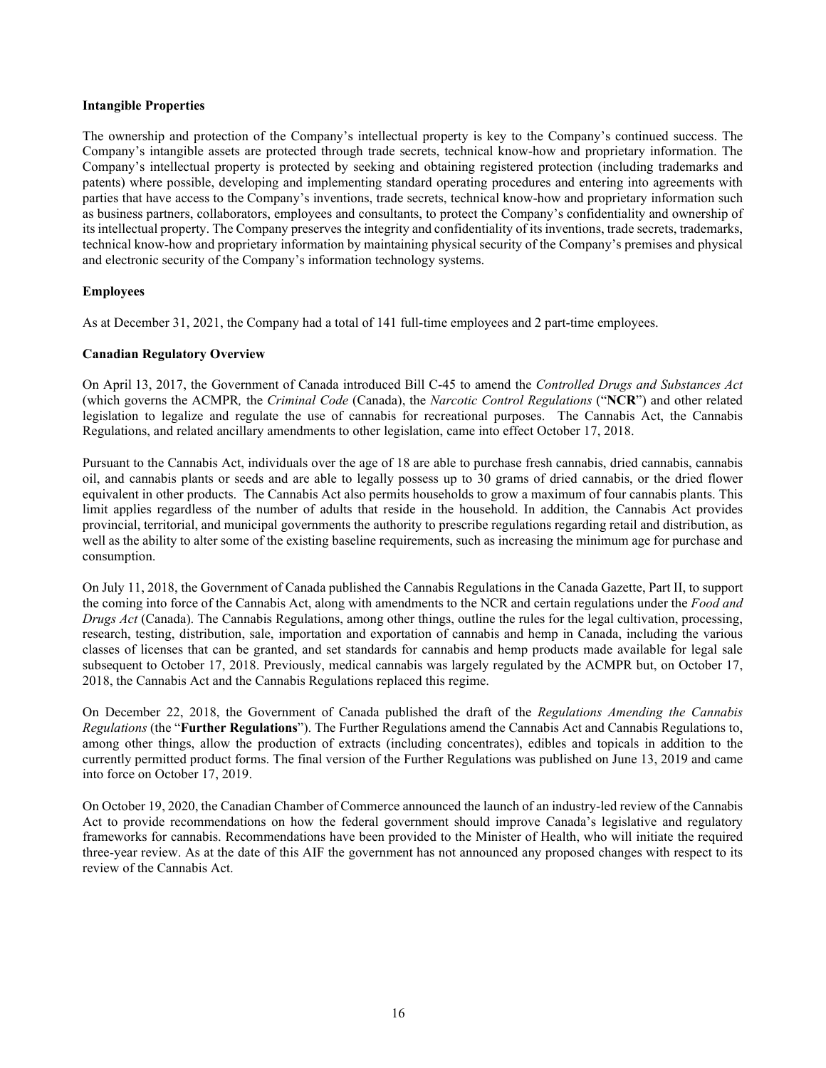**Intangible Properties**

The ownership and protection of the Company's intellectual property is key to the Company's continued success. The Company's intangible assets are protected through trade secrets, technical know-how and proprietary information. The Company's intellectual property is protected by seeking and obtaining registered protection (including trademarks and patents) where possible, developing and implementing standard operating procedures and entering into agreements with parties that have access to the Company's inventions, trade secrets, technical know-how and proprietary information such as business partners, collaborators, employees and consultants, to protect the Company's confidentiality and ownership of its intellectual property. The Company preserves the integrity and confidentiality of its inventions, trade secrets, trademarks, technical know-how and proprietary information by maintaining physical security of the Company's premises and physical and electronic security of the Company's information technology systems.

**Employees**

As at December 31, 2021, the Company had a total of 141 full-time employees and 2 part-time employees.

**Canadian Regulatory Overview**

On April 13, 2017, the Government of Canada introduced Bill C-45 to amend the *Controlled Drugs and Substances Act* (which governs the ACMPR*,* the *Criminal Code* (Canada), the *Narcotic Control Regulations* ("**NCR**") and other related legislation to legalize and regulate the use of cannabis for recreational purposes. The Cannabis Act, the Cannabis Regulations, and related ancillary amendments to other legislation, came into effect October 17, 2018.

Pursuant to the Cannabis Act, individuals over the age of 18 are able to purchase fresh cannabis, dried cannabis, cannabis oil, and cannabis plants or seeds and are able to legally possess up to 30 grams of dried cannabis, or the dried flower equivalent in other products. The Cannabis Act also permits households to grow a maximum of four cannabis plants. This limit applies regardless of the number of adults that reside in the household. In addition, the Cannabis Act provides provincial, territorial, and municipal governments the authority to prescribe regulations regarding retail and distribution, as well as the ability to alter some of the existing baseline requirements, such as increasing the minimum age for purchase and consumption.

On July 11, 2018, the Government of Canada published the Cannabis Regulations in the Canada Gazette, Part II, to support the coming into force of the Cannabis Act, along with amendments to the NCR and certain regulations under the *Food and Drugs Act* (Canada). The Cannabis Regulations, among other things, outline the rules for the legal cultivation, processing, research, testing, distribution, sale, importation and exportation of cannabis and hemp in Canada, including the various classes of licenses that can be granted, and set standards for cannabis and hemp products made available for legal sale subsequent to October 17, 2018. Previously, medical cannabis was largely regulated by the ACMPR but, on October 17, 2018, the Cannabis Act and the Cannabis Regulations replaced this regime.

On December 22, 2018, the Government of Canada published the draft of the *Regulations Amending the Cannabis Regulations* (the "**Further Regulations**"). The Further Regulations amend the Cannabis Act and Cannabis Regulations to, among other things, allow the production of extracts (including concentrates), edibles and topicals in addition to the currently permitted product forms. The final version of the Further Regulations was published on June 13, 2019 and came into force on October 17, 2019.

On October 19, 2020, the Canadian Chamber of Commerce announced the launch of an industry-led review of the Cannabis Act to provide recommendations on how the federal government should improve Canada's legislative and regulatory frameworks for cannabis. Recommendations have been provided to the Minister of Health, who will initiate the required three-year review. As at the date of this AIF the government has not announced any proposed changes with respect to its review of the Cannabis Act.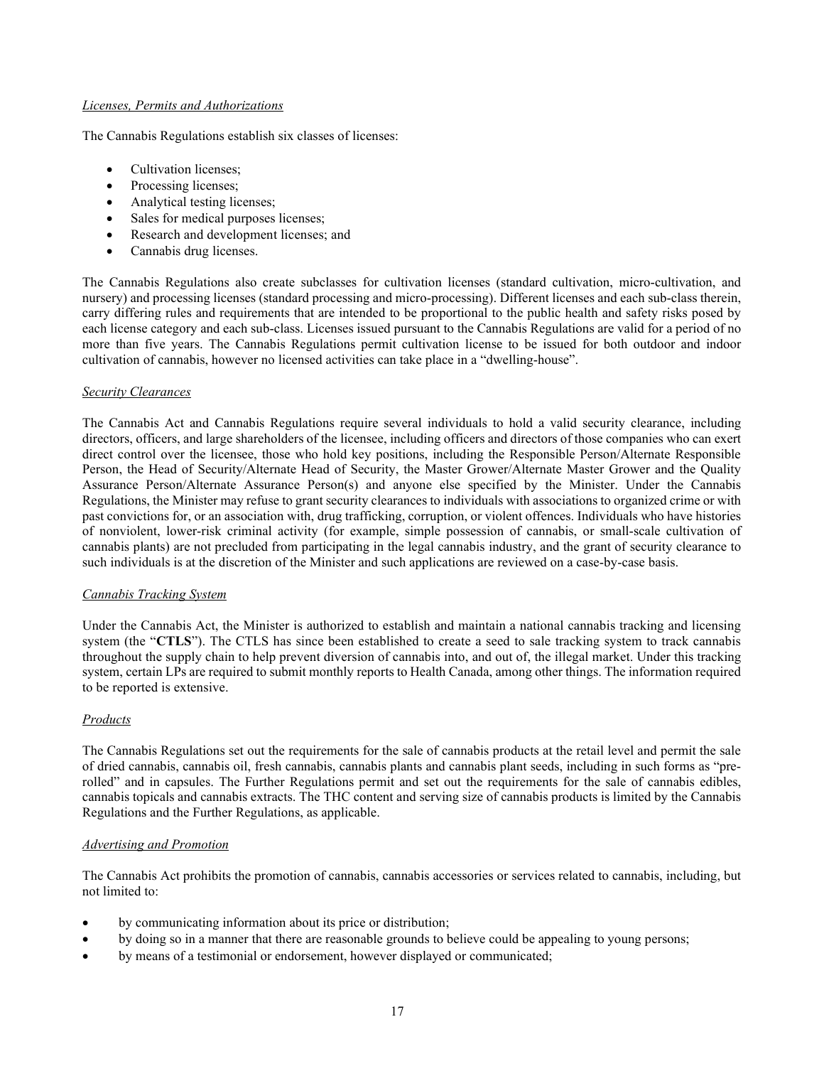*Licenses, Permits and Authorizations*

The Cannabis Regulations establish six classes of licenses:

- Cultivation licenses;
- Processing licenses;
- Analytical testing licenses;
- Sales for medical purposes licenses;
- Research and development licenses; and
- Cannabis drug licenses.

The Cannabis Regulations also create subclasses for cultivation licenses (standard cultivation, micro-cultivation, and nursery) and processing licenses (standard processing and micro-processing). Different licenses and each sub-class therein, carry differing rules and requirements that are intended to be proportional to the public health and safety risks posed by each license category and each sub-class. Licenses issued pursuant to the Cannabis Regulations are valid for a period of no more than five years. The Cannabis Regulations permit cultivation license to be issued for both outdoor and indoor cultivation of cannabis, however no licensed activities can take place in a "dwelling-house".

*Security Clearances*

The Cannabis Act and Cannabis Regulations require several individuals to hold a valid security clearance, including directors, officers, and large shareholders of the licensee, including officers and directors of those companies who can exert direct control over the licensee, those who hold key positions, including the Responsible Person/Alternate Responsible Person, the Head of Security/Alternate Head of Security, the Master Grower/Alternate Master Grower and the Quality Assurance Person/Alternate Assurance Person(s) and anyone else specified by the Minister. Under the Cannabis Regulations, the Minister may refuse to grant security clearances to individuals with associations to organized crime or with past convictions for, or an association with, drug trafficking, corruption, or violent offences. Individuals who have histories of nonviolent, lower-risk criminal activity (for example, simple possession of cannabis, or small-scale cultivation of cannabis plants) are not precluded from participating in the legal cannabis industry, and the grant of security clearance to such individuals is at the discretion of the Minister and such applications are reviewed on a case-by-case basis.

*Cannabis Tracking System*

Under the Cannabis Act, the Minister is authorized to establish and maintain a national cannabis tracking and licensing system (the "**CTLS**"). The CTLS has since been established to create a seed to sale tracking system to track cannabis throughout the supply chain to help prevent diversion of cannabis into, and out of, the illegal market. Under this tracking system, certain LPs are required to submit monthly reports to Health Canada, among other things. The information required to be reported is extensive.

*Products*

The Cannabis Regulations set out the requirements for the sale of cannabis products at the retail level and permit the sale of dried cannabis, cannabis oil, fresh cannabis, cannabis plants and cannabis plant seeds, including in such forms as "pre-rolled" and in capsules. The Further Regulations permit and set out the requirements for the sale of cannabis edibles, cannabis topicals and cannabis extracts. The THC content and serving size of cannabis products is limited by the Cannabis Regulations and the Further Regulations, as applicable.

*Advertising and Promotion*

The Cannabis Act prohibits the promotion of cannabis, cannabis accessories or services related to cannabis, including, but not limited to:

- by communicating information about its price or distribution;
- by doing so in a manner that there are reasonable grounds to believe could be appealing to young persons;
- by means of a testimonial or endorsement, however displayed or communicated;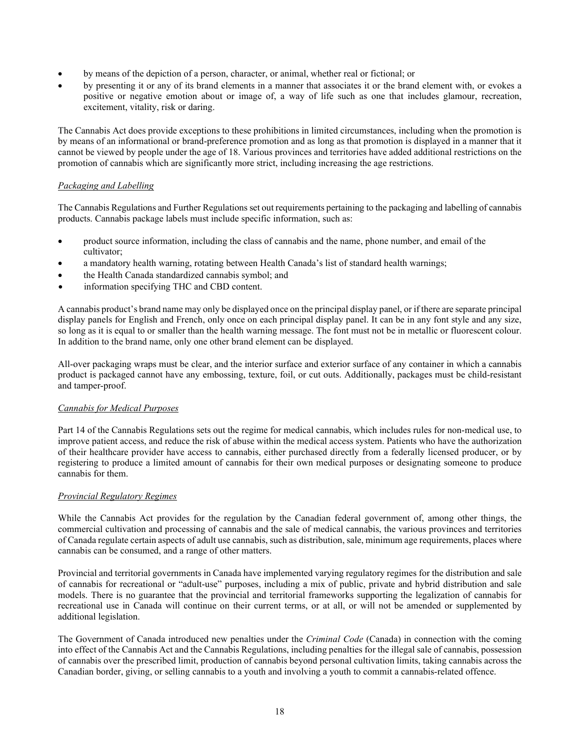- by means of the depiction of a person, character, or animal, whether real or fictional; or
- by presenting it or any of its brand elements in a manner that associates it or the brand element with, or evokes a positive or negative emotion about or image of, a way of life such as one that includes glamour, recreation, excitement, vitality, risk or daring.

The Cannabis Act does provide exceptions to these prohibitions in limited circumstances, including when the promotion is by means of an informational or brand-preference promotion and as long as that promotion is displayed in a manner that it cannot be viewed by people under the age of 18. Various provinces and territories have added additional restrictions on the promotion of cannabis which are significantly more strict, including increasing the age restrictions.

*Packaging and Labelling*

The Cannabis Regulations and Further Regulations set out requirements pertaining to the packaging and labelling of cannabis products. Cannabis package labels must include specific information, such as:

- product source information, including the class of cannabis and the name, phone number, and email of the cultivator;
- a mandatory health warning, rotating between Health Canada's list of standard health warnings;
- the Health Canada standardized cannabis symbol; and
- information specifying THC and CBD content.

A cannabis product's brand name may only be displayed once on the principal display panel, or if there are separate principal display panels for English and French, only once on each principal display panel. It can be in any font style and any size, so long as it is equal to or smaller than the health warning message. The font must not be in metallic or fluorescent colour. In addition to the brand name, only one other brand element can be displayed.

All-over packaging wraps must be clear, and the interior surface and exterior surface of any container in which a cannabis product is packaged cannot have any embossing, texture, foil, or cut outs. Additionally, packages must be child-resistant and tamper-proof.

*Cannabis for Medical Purposes*

Part 14 of the Cannabis Regulations sets out the regime for medical cannabis, which includes rules for non-medical use, to improve patient access, and reduce the risk of abuse within the medical access system. Patients who have the authorization of their healthcare provider have access to cannabis, either purchased directly from a federally licensed producer, or by registering to produce a limited amount of cannabis for their own medical purposes or designating someone to produce cannabis for them.

*Provincial Regulatory Regimes*

While the Cannabis Act provides for the regulation by the Canadian federal government of, among other things, the commercial cultivation and processing of cannabis and the sale of medical cannabis, the various provinces and territories of Canada regulate certain aspects of adult use cannabis, such as distribution, sale, minimum age requirements, places where cannabis can be consumed, and a range of other matters.

Provincial and territorial governments in Canada have implemented varying regulatory regimes for the distribution and sale of cannabis for recreational or "adult-use" purposes, including a mix of public, private and hybrid distribution and sale models. There is no guarantee that the provincial and territorial frameworks supporting the legalization of cannabis for recreational use in Canada will continue on their current terms, or at all, or will not be amended or supplemented by additional legislation.

The Government of Canada introduced new penalties under the *Criminal Code* (Canada) in connection with the coming into effect of the Cannabis Act and the Cannabis Regulations, including penalties for the illegal sale of cannabis, possession of cannabis over the prescribed limit, production of cannabis beyond personal cultivation limits, taking cannabis across the Canadian border, giving, or selling cannabis to a youth and involving a youth to commit a cannabis-related offence.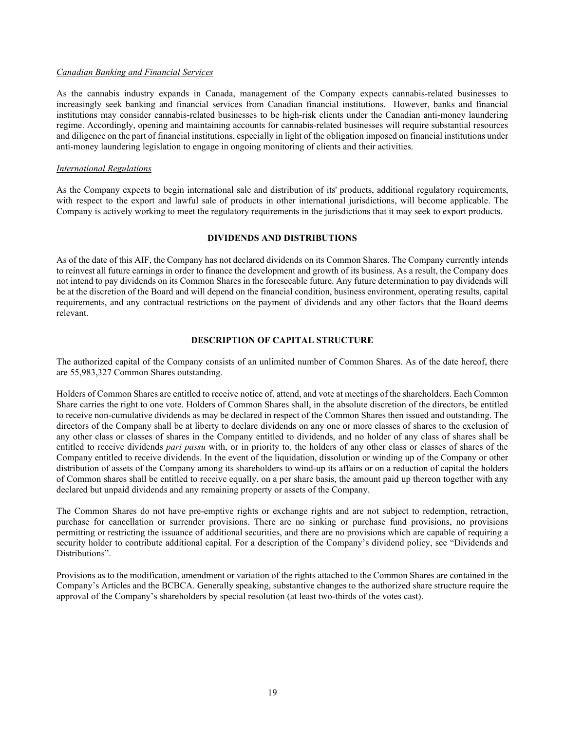*Canadian Banking and Financial Services*

As the cannabis industry expands in Canada, management of the Company expects cannabis-related businesses to increasingly seek banking and financial services from Canadian financial institutions. However, banks and financial institutions may consider cannabis-related businesses to be high-risk clients under the Canadian anti-money laundering regime. Accordingly, opening and maintaining accounts for cannabis-related businesses will require substantial resources and diligence on the part of financial institutions, especially in light of the obligation imposed on financial institutions under anti-money laundering legislation to engage in ongoing monitoring of clients and their activities.

*International Regulations*

As the Company expects to begin international sale and distribution of its' products, additional regulatory requirements, with respect to the export and lawful sale of products in other international jurisdictions, will become applicable. The Company is actively working to meet the regulatory requirements in the jurisdictions that it may seek to export products.

## DIVIDENDS AND DISTRIBUTIONS

As of the date of this AIF, the Company has not declared dividends on its Common Shares. The Company currently intends to reinvest all future earnings in order to finance the development and growth of its business. As a result, the Company does not intend to pay dividends on its Common Shares in the foreseeable future. Any future determination to pay dividends will be at the discretion of the Board and will depend on the financial condition, business environment, operating results, capital requirements, and any contractual restrictions on the payment of dividends and any other factors that the Board deems relevant.

## DESCRIPTION OF CAPITAL STRUCTURE

The authorized capital of the Company consists of an unlimited number of Common Shares. As of the date hereof, there are 55,983,327 Common Shares outstanding.

Holders of Common Shares are entitled to receive notice of, attend, and vote at meetings of the shareholders. Each Common Share carries the right to one vote. Holders of Common Shares shall, in the absolute discretion of the directors, be entitled to receive non-cumulative dividends as may be declared in respect of the Common Shares then issued and outstanding. The directors of the Company shall be at liberty to declare dividends on any one or more classes of shares to the exclusion of any other class or classes of shares in the Company entitled to dividends, and no holder of any class of shares shall be entitled to receive dividends *pari passu* with, or in priority to, the holders of any other class or classes of shares of the Company entitled to receive dividends. In the event of the liquidation, dissolution or winding up of the Company or other distribution of assets of the Company among its shareholders to wind-up its affairs or on a reduction of capital the holders of Common shares shall be entitled to receive equally, on a per share basis, the amount paid up thereon together with any declared but unpaid dividends and any remaining property or assets of the Company.

The Common Shares do not have pre-emptive rights or exchange rights and are not subject to redemption, retraction, purchase for cancellation or surrender provisions. There are no sinking or purchase fund provisions, no provisions permitting or restricting the issuance of additional securities, and there are no provisions which are capable of requiring a security holder to contribute additional capital. For a description of the Company's dividend policy, see "Dividends and Distributions".

Provisions as to the modification, amendment or variation of the rights attached to the Common Shares are contained in the Company's Articles and the BCBCA. Generally speaking, substantive changes to the authorized share structure require the approval of the Company's shareholders by special resolution (at least two-thirds of the votes cast).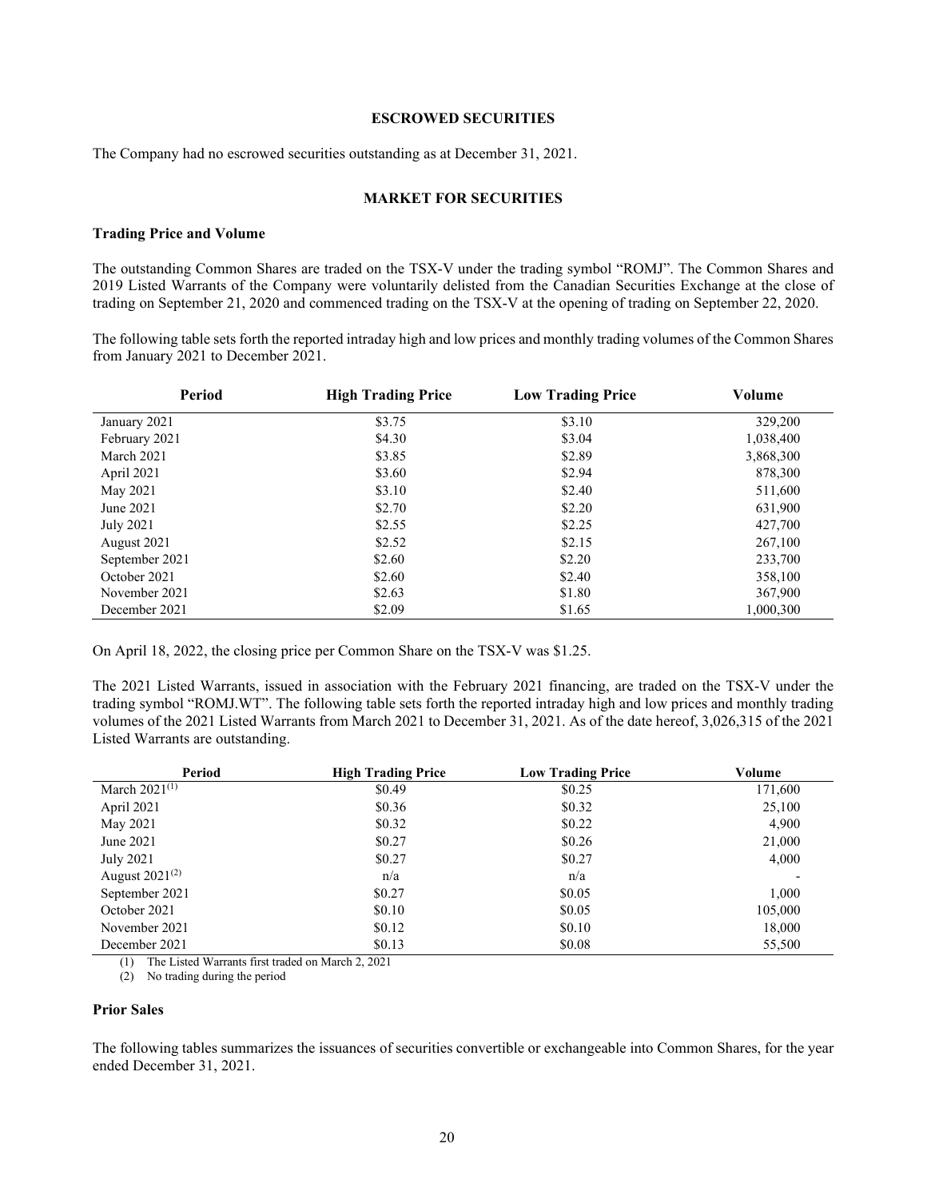## ESCROWED SECURITIES

The Company had no escrowed securities outstanding as at December 31, 2021.

## MARKET FOR SECURITIES

### Trading Price and Volume

The outstanding Common Shares are traded on the TSX-V under the trading symbol "ROMJ". The Common Shares and 2019 Listed Warrants of the Company were voluntarily delisted from the Canadian Securities Exchange at the close of trading on September 21, 2020 and commenced trading on the TSX-V at the opening of trading on September 22, 2020.

The following table sets forth the reported intraday high and low prices and monthly trading volumes of the Common Shares from January 2021 to December 2021.

| Period | High Trading Price | Low Trading Price | Volume |
|---|---|---|---|
| January 2021 | $3.75 | $3.10 | 329,200 |
| February 2021 | $4.30 | $3.04 | 1,038,400 |
| March 2021 | $3.85 | $2.89 | 3,868,300 |
| April 2021 | $3.60 | $2.94 | 878,300 |
| May 2021 | $3.10 | $2.40 | 511,600 |
| June 2021 | $2.70 | $2.20 | 631,900 |
| July 2021 | $2.55 | $2.25 | 427,700 |
| August 2021 | $2.52 | $2.15 | 267,100 |
| September 2021 | $2.60 | $2.20 | 233,700 |
| October 2021 | $2.60 | $2.40 | 358,100 |
| November 2021 | $2.63 | $1.80 | 367,900 |
| December 2021 | $2.09 | $1.65 | 1,000,300 |

On April 18, 2022, the closing price per Common Share on the TSX-V was $1.25.

The 2021 Listed Warrants, issued in association with the February 2021 financing, are traded on the TSX-V under the trading symbol "ROMJ.WT". The following table sets forth the reported intraday high and low prices and monthly trading volumes of the 2021 Listed Warrants from March 2021 to December 31, 2021. As of the date hereof, 3,026,315 of the 2021 Listed Warrants are outstanding.

| Period | High Trading Price | Low Trading Price | Volume |
|---|---|---|---|
| March 2021[(1)] | $0.49 | $0.25 | 171,600 |
| April 2021 | $0.36 | $0.32 | 25,100 |
| May 2021 | $0.32 | $0.22 | 4,900 |
| June 2021 | $0.27 | $0.26 | 21,000 |
| July 2021 | $0.27 | $0.27 | 4,000 |
| August 2021[(2)] | n/a | n/a | - |
| September 2021 | $0.27 | $0.05 | 1,000 |
| October 2021 | $0.10 | $0.05 | 105,000 |
| November 2021 | $0.12 | $0.10 | 18,000 |
| December 2021 | $0.13 | $0.08 | 55,500 |

(1) The Listed Warrants first traded on March 2, 2021

(2) No trading during the period

### Prior Sales

The following tables summarizes the issuances of securities convertible or exchangeable into Common Shares, for the year ended December 31, 2021.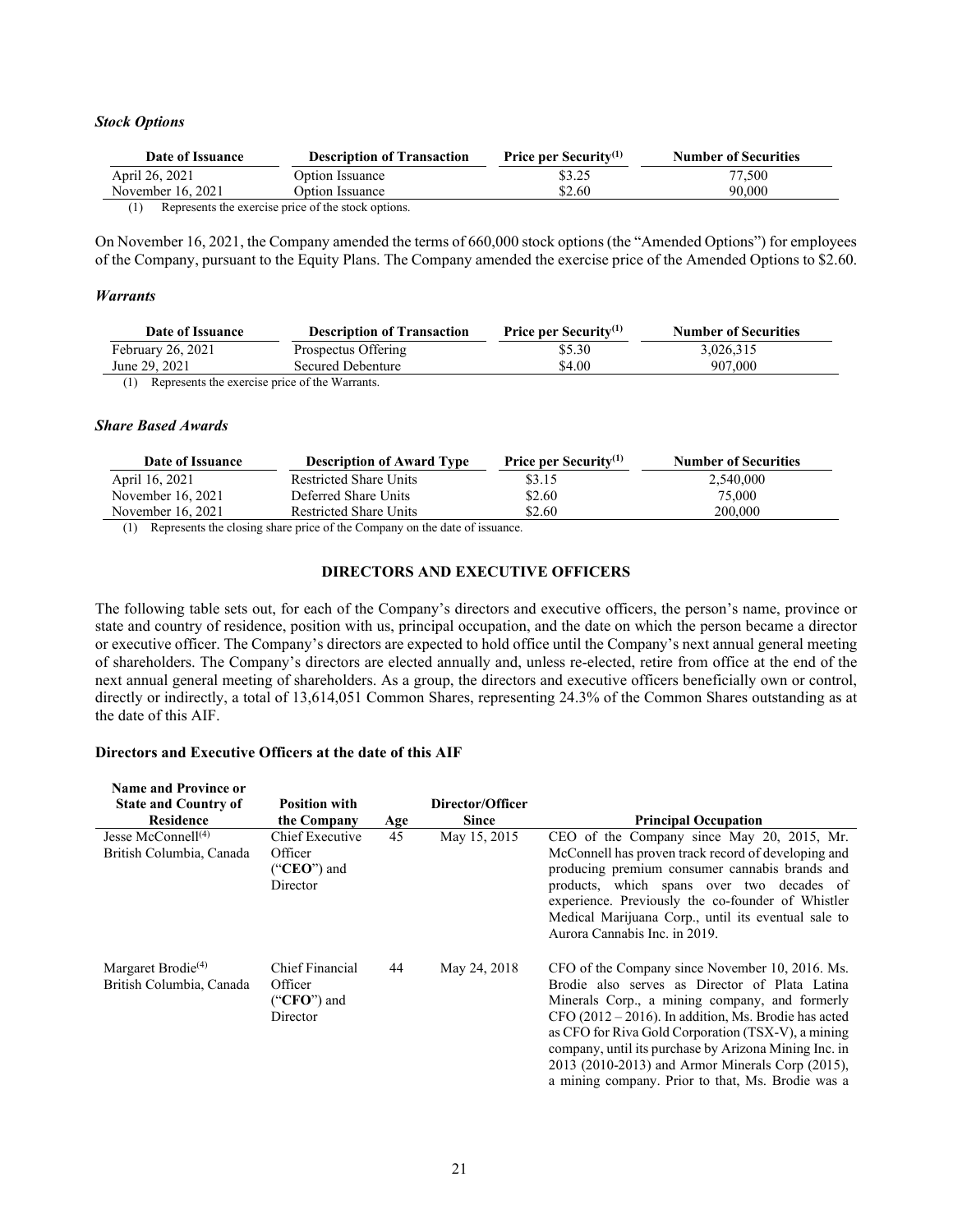### *Stock Options*

| Date of Issuance | Description of Transaction | Price per Security[(1)] | Number of Securities |
|---|---|---|---|
| April 26, 2021 | Option Issuance | $3.25 | 77,500 |
| November 16, 2021 | Option Issuance | $2.60 | 90,000 |

(1) Represents the exercise price of the stock options.

On November 16, 2021, the Company amended the terms of 660,000 stock options (the "Amended Options") for employees of the Company, pursuant to the Equity Plans. The Company amended the exercise price of the Amended Options to $2.60.

### *Warrants*

| Date of Issuance | Description of Transaction | Price per Security[(1)] | Number of Securities |
|---|---|---|---|
| February 26, 2021 | Prospectus Offering | $5.30 | 3,026,315 |
| June 29, 2021 | Secured Debenture | $4.00 | 907,000 |

(1) Represents the exercise price of the Warrants.

### *Share Based Awards*

| Date of Issuance | Description of Award Type | Price per Security[(1)] | Number of Securities |
|---|---|---|---|
| April 16, 2021 | Restricted Share Units | $3.15 | 2,540,000 |
| November 16, 2021 | Deferred Share Units | $2.60 | 75,000 |
| November 16, 2021 | Restricted Share Units | $2.60 | 200,000 |

(1) Represents the closing share price of the Company on the date of issuance.

## DIRECTORS AND EXECUTIVE OFFICERS

The following table sets out, for each of the Company's directors and executive officers, the person's name, province or state and country of residence, position with us, principal occupation, and the date on which the person became a director or executive officer. The Company's directors are expected to hold office until the Company's next annual general meeting of shareholders. The Company's directors are elected annually and, unless re-elected, retire from office at the end of the next annual general meeting of shareholders. As a group, the directors and executive officers beneficially own or control, directly or indirectly, a total of 13,614,051 Common Shares, representing 24.3% of the Common Shares outstanding as at the date of this AIF.

### Directors and Executive Officers at the date of this AIF

| Name and Province or State and Country of Residence | Position with the Company | Age | Director/Officer Since | Principal Occupation |
|---|---|---|---|---|
| Jesse McConnell[(4)] British Columbia, Canada | Chief Executive Officer ("**CEO**") and Director | 45 | May 15, 2015 | CEO of the Company since May 20, 2015, Mr. McConnell has proven track record of developing and producing premium consumer cannabis brands and products, which spans over two decades of experience. Previously the co-founder of Whistler Medical Marijuana Corp., until its eventual sale to Aurora Cannabis Inc. in 2019. |
| Margaret Brodie[(4)] British Columbia, Canada | Chief Financial Officer ("**CFO**") and Director | 44 | May 24, 2018 | CFO of the Company since November 10, 2016. Ms. Brodie also serves as Director of Plata Latina Minerals Corp., a mining company, and formerly CFO (2012 – 2016). In addition, Ms. Brodie has acted as CFO for Riva Gold Corporation (TSX-V), a mining company, until its purchase by Arizona Mining Inc. in 2013 (2010-2013) and Armor Minerals Corp (2015), a mining company. Prior to that, Ms. Brodie was a |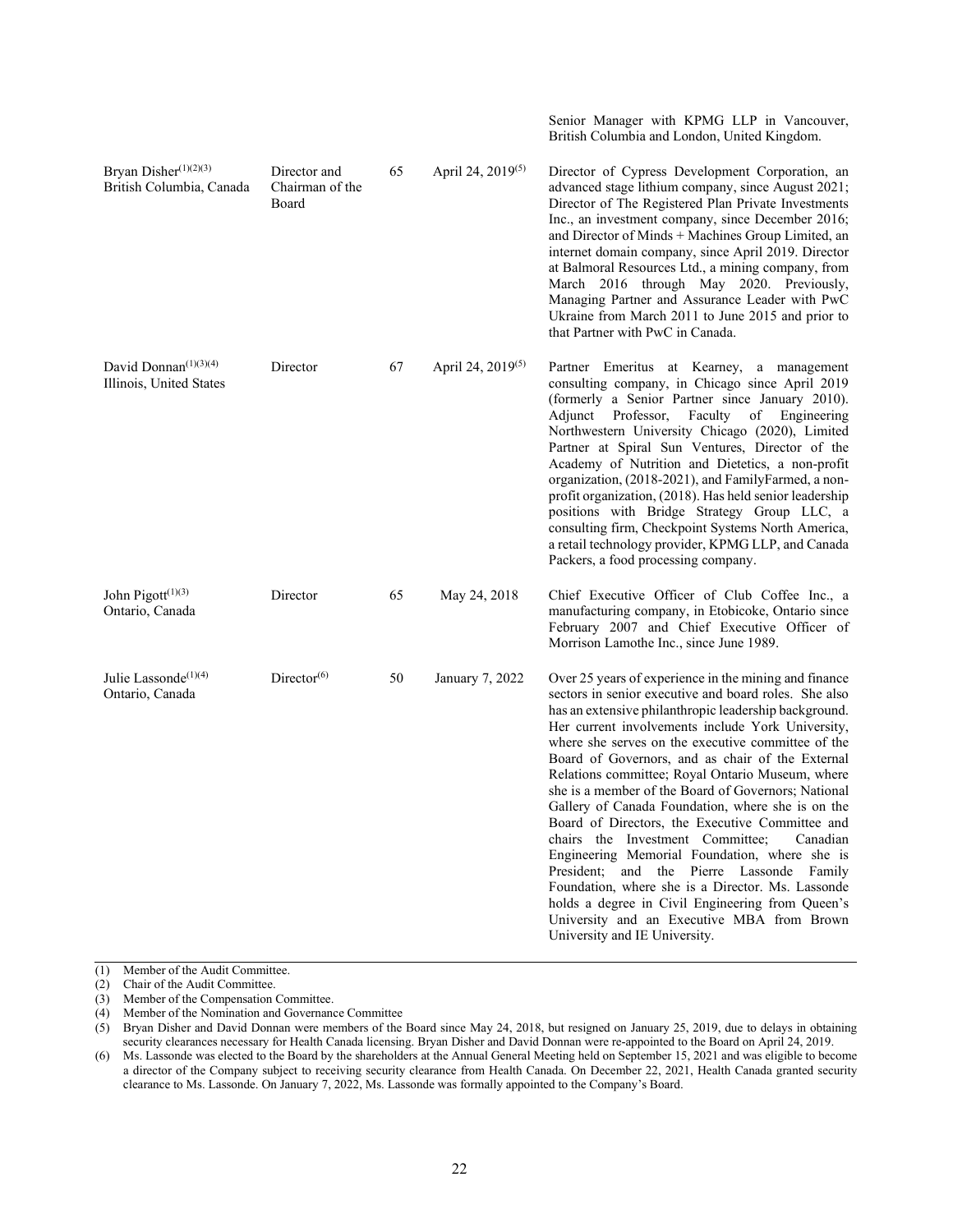| | | | | Senior Manager with KPMG LLP in Vancouver, British Columbia and London, United Kingdom. |
|---|---|---|---|---|
| Bryan Disher[(1)(2)(3)] British Columbia, Canada | Director and Chairman of the Board | 65 | April 24, 2019[(5)] | Director of Cypress Development Corporation, an advanced stage lithium company, since August 2021; Director of The Registered Plan Private Investments Inc., an investment company, since December 2016; and Director of Minds + Machines Group Limited, an internet domain company, since April 2019. Director at Balmoral Resources Ltd., a mining company, from March 2016 through May 2020. Previously, Managing Partner and Assurance Leader with PwC Ukraine from March 2011 to June 2015 and prior to that Partner with PwC in Canada. |
| David Donnan[(1)(3)(4)] Illinois, United States | Director | 67 | April 24, 2019[(5)] | Partner Emeritus at Kearney, a management consulting company, in Chicago since April 2019 (formerly a Senior Partner since January 2010). Adjunct Professor, Faculty of Engineering Northwestern University Chicago (2020), Limited Partner at Spiral Sun Ventures, Director of the Academy of Nutrition and Dietetics, a non-profit organization, (2018-2021), and FamilyFarmed, a non-profit organization, (2018). Has held senior leadership positions with Bridge Strategy Group LLC, a consulting firm, Checkpoint Systems North America, a retail technology provider, KPMG LLP, and Canada Packers, a food processing company. |
| John Pigott[(1)(3)] Ontario, Canada | Director | 65 | May 24, 2018 | Chief Executive Officer of Club Coffee Inc., a manufacturing company, in Etobicoke, Ontario since February 2007 and Chief Executive Officer of Morrison Lamothe Inc., since June 1989. |
| Julie Lassonde[(1)(4)] Ontario, Canada | Director[(6)] | 50 | January 7, 2022 | Over 25 years of experience in the mining and finance sectors in senior executive and board roles. She also has an extensive philanthropic leadership background. Her current involvements include York University, where she serves on the executive committee of the Board of Governors, and as chair of the External Relations committee; Royal Ontario Museum, where she is a member of the Board of Governors; National Gallery of Canada Foundation, where she is on the Board of Directors, the Executive Committee and chairs the Investment Committee; Canadian Engineering Memorial Foundation, where she is President; and the Pierre Lassonde Family Foundation, where she is a Director. Ms. Lassonde holds a degree in Civil Engineering from Queen's University and an Executive MBA from Brown University and IE University. |

(1) Member of the Audit Committee.
(2) Chair of the Audit Committee.
(3) Member of the Compensation Committee.
(4) Member of the Nomination and Governance Committee
(5) Bryan Disher and David Donnan were members of the Board since May 24, 2018, but resigned on January 25, 2019, due to delays in obtaining security clearances necessary for Health Canada licensing. Bryan Disher and David Donnan were re-appointed to the Board on April 24, 2019.
(6) Ms. Lassonde was elected to the Board by the shareholders at the Annual General Meeting held on September 15, 2021 and was eligible to become a director of the Company subject to receiving security clearance from Health Canada. On December 22, 2021, Health Canada granted security clearance to Ms. Lassonde. On January 7, 2022, Ms. Lassonde was formally appointed to the Company's Board.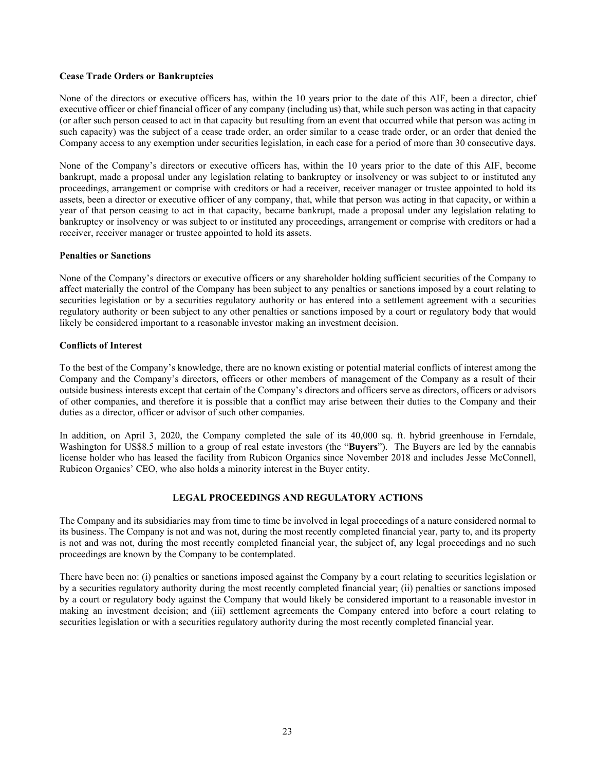### Cease Trade Orders or Bankruptcies

None of the directors or executive officers has, within the 10 years prior to the date of this AIF, been a director, chief executive officer or chief financial officer of any company (including us) that, while such person was acting in that capacity (or after such person ceased to act in that capacity but resulting from an event that occurred while that person was acting in such capacity) was the subject of a cease trade order, an order similar to a cease trade order, or an order that denied the Company access to any exemption under securities legislation, in each case for a period of more than 30 consecutive days.

None of the Company's directors or executive officers has, within the 10 years prior to the date of this AIF, become bankrupt, made a proposal under any legislation relating to bankruptcy or insolvency or was subject to or instituted any proceedings, arrangement or comprise with creditors or had a receiver, receiver manager or trustee appointed to hold its assets, been a director or executive officer of any company, that, while that person was acting in that capacity, or within a year of that person ceasing to act in that capacity, became bankrupt, made a proposal under any legislation relating to bankruptcy or insolvency or was subject to or instituted any proceedings, arrangement or comprise with creditors or had a receiver, receiver manager or trustee appointed to hold its assets.

### Penalties or Sanctions

None of the Company's directors or executive officers or any shareholder holding sufficient securities of the Company to affect materially the control of the Company has been subject to any penalties or sanctions imposed by a court relating to securities legislation or by a securities regulatory authority or has entered into a settlement agreement with a securities regulatory authority or been subject to any other penalties or sanctions imposed by a court or regulatory body that would likely be considered important to a reasonable investor making an investment decision.

### Conflicts of Interest

To the best of the Company's knowledge, there are no known existing or potential material conflicts of interest among the Company and the Company's directors, officers or other members of management of the Company as a result of their outside business interests except that certain of the Company's directors and officers serve as directors, officers or advisors of other companies, and therefore it is possible that a conflict may arise between their duties to the Company and their duties as a director, officer or advisor of such other companies.

In addition, on April 3, 2020, the Company completed the sale of its 40,000 sq. ft. hybrid greenhouse in Ferndale, Washington for US$8.5 million to a group of real estate investors (the "**Buyers**"). The Buyers are led by the cannabis license holder who has leased the facility from Rubicon Organics since November 2018 and includes Jesse McConnell, Rubicon Organics' CEO, who also holds a minority interest in the Buyer entity.

## LEGAL PROCEEDINGS AND REGULATORY ACTIONS

The Company and its subsidiaries may from time to time be involved in legal proceedings of a nature considered normal to its business. The Company is not and was not, during the most recently completed financial year, party to, and its property is not and was not, during the most recently completed financial year, the subject of, any legal proceedings and no such proceedings are known by the Company to be contemplated.

There have been no: (i) penalties or sanctions imposed against the Company by a court relating to securities legislation or by a securities regulatory authority during the most recently completed financial year; (ii) penalties or sanctions imposed by a court or regulatory body against the Company that would likely be considered important to a reasonable investor in making an investment decision; and (iii) settlement agreements the Company entered into before a court relating to securities legislation or with a securities regulatory authority during the most recently completed financial year.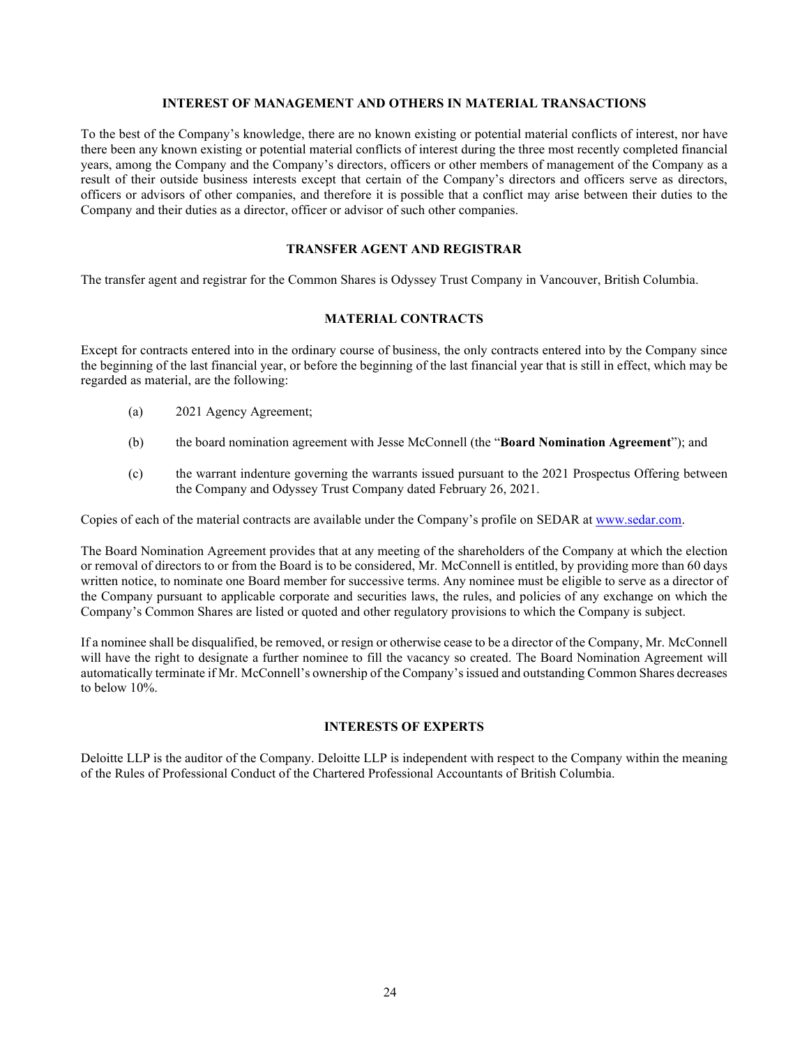## INTEREST OF MANAGEMENT AND OTHERS IN MATERIAL TRANSACTIONS

To the best of the Company's knowledge, there are no known existing or potential material conflicts of interest, nor have there been any known existing or potential material conflicts of interest during the three most recently completed financial years, among the Company and the Company's directors, officers or other members of management of the Company as a result of their outside business interests except that certain of the Company's directors and officers serve as directors, officers or advisors of other companies, and therefore it is possible that a conflict may arise between their duties to the Company and their duties as a director, officer or advisor of such other companies.

## TRANSFER AGENT AND REGISTRAR

The transfer agent and registrar for the Common Shares is Odyssey Trust Company in Vancouver, British Columbia.

## MATERIAL CONTRACTS

Except for contracts entered into in the ordinary course of business, the only contracts entered into by the Company since the beginning of the last financial year, or before the beginning of the last financial year that is still in effect, which may be regarded as material, are the following:

(a) 2021 Agency Agreement;

(b) the board nomination agreement with Jesse McConnell (the "**Board Nomination Agreement**"); and

(c) the warrant indenture governing the warrants issued pursuant to the 2021 Prospectus Offering between the Company and Odyssey Trust Company dated February 26, 2021.

Copies of each of the material contracts are available under the Company's profile on SEDAR at www.sedar.com.

The Board Nomination Agreement provides that at any meeting of the shareholders of the Company at which the election or removal of directors to or from the Board is to be considered, Mr. McConnell is entitled, by providing more than 60 days written notice, to nominate one Board member for successive terms. Any nominee must be eligible to serve as a director of the Company pursuant to applicable corporate and securities laws, the rules, and policies of any exchange on which the Company's Common Shares are listed or quoted and other regulatory provisions to which the Company is subject.

If a nominee shall be disqualified, be removed, or resign or otherwise cease to be a director of the Company, Mr. McConnell will have the right to designate a further nominee to fill the vacancy so created. The Board Nomination Agreement will automatically terminate if Mr. McConnell's ownership of the Company's issued and outstanding Common Shares decreases to below 10%.

## INTERESTS OF EXPERTS

Deloitte LLP is the auditor of the Company. Deloitte LLP is independent with respect to the Company within the meaning of the Rules of Professional Conduct of the Chartered Professional Accountants of British Columbia.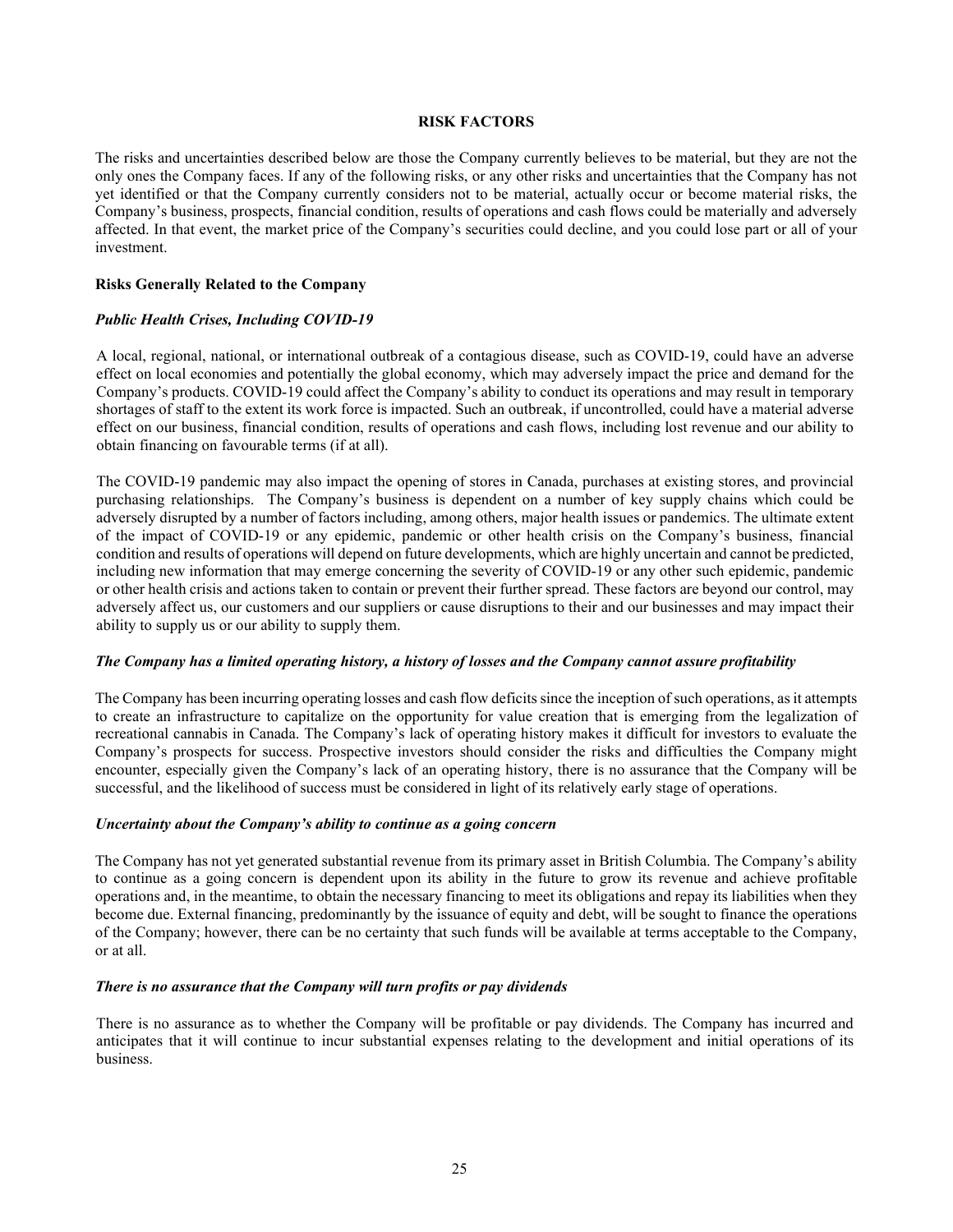## RISK FACTORS

The risks and uncertainties described below are those the Company currently believes to be material, but they are not the only ones the Company faces. If any of the following risks, or any other risks and uncertainties that the Company has not yet identified or that the Company currently considers not to be material, actually occur or become material risks, the Company's business, prospects, financial condition, results of operations and cash flows could be materially and adversely affected. In that event, the market price of the Company's securities could decline, and you could lose part or all of your investment.

### Risks Generally Related to the Company

***Public Health Crises, Including COVID-19***

A local, regional, national, or international outbreak of a contagious disease, such as COVID-19, could have an adverse effect on local economies and potentially the global economy, which may adversely impact the price and demand for the Company's products. COVID-19 could affect the Company's ability to conduct its operations and may result in temporary shortages of staff to the extent its work force is impacted. Such an outbreak, if uncontrolled, could have a material adverse effect on our business, financial condition, results of operations and cash flows, including lost revenue and our ability to obtain financing on favourable terms (if at all).

The COVID-19 pandemic may also impact the opening of stores in Canada, purchases at existing stores, and provincial purchasing relationships. The Company's business is dependent on a number of key supply chains which could be adversely disrupted by a number of factors including, among others, major health issues or pandemics. The ultimate extent of the impact of COVID-19 or any epidemic, pandemic or other health crisis on the Company's business, financial condition and results of operations will depend on future developments, which are highly uncertain and cannot be predicted, including new information that may emerge concerning the severity of COVID-19 or any other such epidemic, pandemic or other health crisis and actions taken to contain or prevent their further spread. These factors are beyond our control, may adversely affect us, our customers and our suppliers or cause disruptions to their and our businesses and may impact their ability to supply us or our ability to supply them.

***The Company has a limited operating history, a history of losses and the Company cannot assure profitability***

The Company has been incurring operating losses and cash flow deficits since the inception of such operations, as it attempts to create an infrastructure to capitalize on the opportunity for value creation that is emerging from the legalization of recreational cannabis in Canada. The Company's lack of operating history makes it difficult for investors to evaluate the Company's prospects for success. Prospective investors should consider the risks and difficulties the Company might encounter, especially given the Company's lack of an operating history, there is no assurance that the Company will be successful, and the likelihood of success must be considered in light of its relatively early stage of operations.

***Uncertainty about the Company's ability to continue as a going concern***

The Company has not yet generated substantial revenue from its primary asset in British Columbia. The Company's ability to continue as a going concern is dependent upon its ability in the future to grow its revenue and achieve profitable operations and, in the meantime, to obtain the necessary financing to meet its obligations and repay its liabilities when they become due. External financing, predominantly by the issuance of equity and debt, will be sought to finance the operations of the Company; however, there can be no certainty that such funds will be available at terms acceptable to the Company, or at all.

***There is no assurance that the Company will turn profits or pay dividends***

There is no assurance as to whether the Company will be profitable or pay dividends. The Company has incurred and anticipates that it will continue to incur substantial expenses relating to the development and initial operations of its business.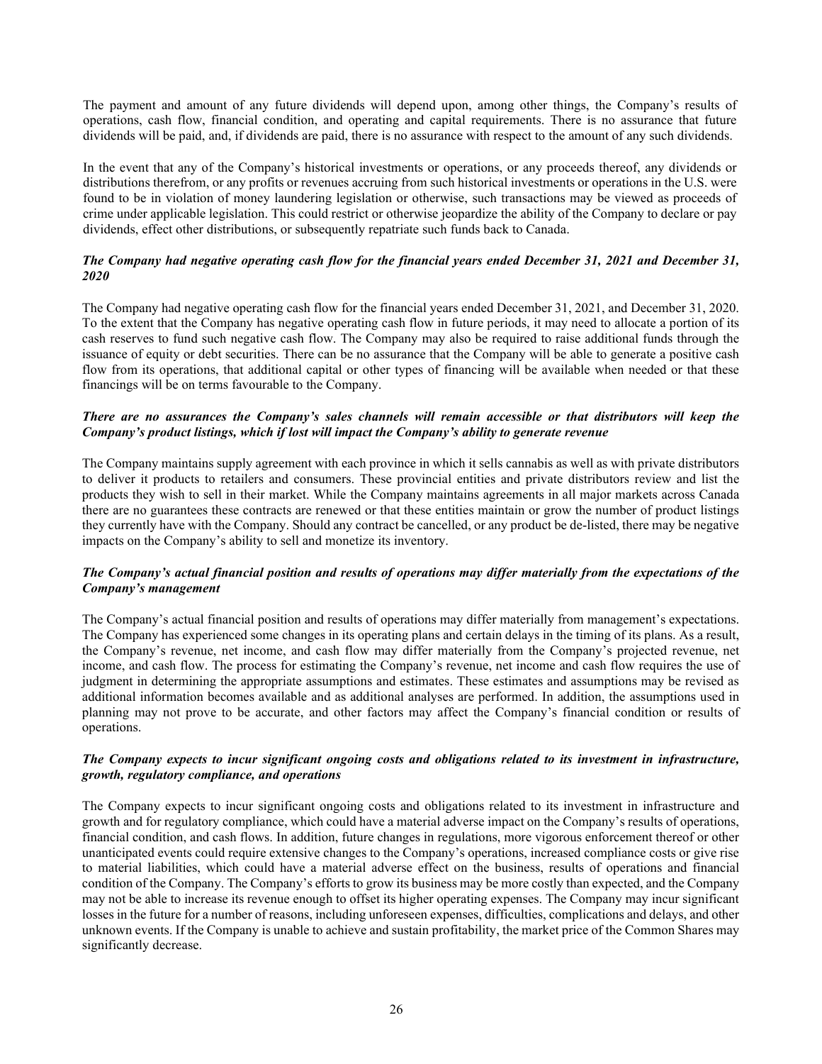The payment and amount of any future dividends will depend upon, among other things, the Company's results of operations, cash flow, financial condition, and operating and capital requirements. There is no assurance that future dividends will be paid, and, if dividends are paid, there is no assurance with respect to the amount of any such dividends.

In the event that any of the Company's historical investments or operations, or any proceeds thereof, any dividends or distributions therefrom, or any profits or revenues accruing from such historical investments or operations in the U.S. were found to be in violation of money laundering legislation or otherwise, such transactions may be viewed as proceeds of crime under applicable legislation. This could restrict or otherwise jeopardize the ability of the Company to declare or pay dividends, effect other distributions, or subsequently repatriate such funds back to Canada.

***The Company had negative operating cash flow for the financial years ended December 31, 2021 and December 31, 2020***

The Company had negative operating cash flow for the financial years ended December 31, 2021, and December 31, 2020. To the extent that the Company has negative operating cash flow in future periods, it may need to allocate a portion of its cash reserves to fund such negative cash flow. The Company may also be required to raise additional funds through the issuance of equity or debt securities. There can be no assurance that the Company will be able to generate a positive cash flow from its operations, that additional capital or other types of financing will be available when needed or that these financings will be on terms favourable to the Company.

***There are no assurances the Company's sales channels will remain accessible or that distributors will keep the Company's product listings, which if lost will impact the Company's ability to generate revenue***

The Company maintains supply agreement with each province in which it sells cannabis as well as with private distributors to deliver it products to retailers and consumers. These provincial entities and private distributors review and list the products they wish to sell in their market. While the Company maintains agreements in all major markets across Canada there are no guarantees these contracts are renewed or that these entities maintain or grow the number of product listings they currently have with the Company. Should any contract be cancelled, or any product be de-listed, there may be negative impacts on the Company's ability to sell and monetize its inventory.

***The Company's actual financial position and results of operations may differ materially from the expectations of the Company's management***

The Company's actual financial position and results of operations may differ materially from management's expectations. The Company has experienced some changes in its operating plans and certain delays in the timing of its plans. As a result, the Company's revenue, net income, and cash flow may differ materially from the Company's projected revenue, net income, and cash flow. The process for estimating the Company's revenue, net income and cash flow requires the use of judgment in determining the appropriate assumptions and estimates. These estimates and assumptions may be revised as additional information becomes available and as additional analyses are performed. In addition, the assumptions used in planning may not prove to be accurate, and other factors may affect the Company's financial condition or results of operations.

***The Company expects to incur significant ongoing costs and obligations related to its investment in infrastructure, growth, regulatory compliance, and operations***

The Company expects to incur significant ongoing costs and obligations related to its investment in infrastructure and growth and for regulatory compliance, which could have a material adverse impact on the Company's results of operations, financial condition, and cash flows. In addition, future changes in regulations, more vigorous enforcement thereof or other unanticipated events could require extensive changes to the Company's operations, increased compliance costs or give rise to material liabilities, which could have a material adverse effect on the business, results of operations and financial condition of the Company. The Company's efforts to grow its business may be more costly than expected, and the Company may not be able to increase its revenue enough to offset its higher operating expenses. The Company may incur significant losses in the future for a number of reasons, including unforeseen expenses, difficulties, complications and delays, and other unknown events. If the Company is unable to achieve and sustain profitability, the market price of the Common Shares may significantly decrease.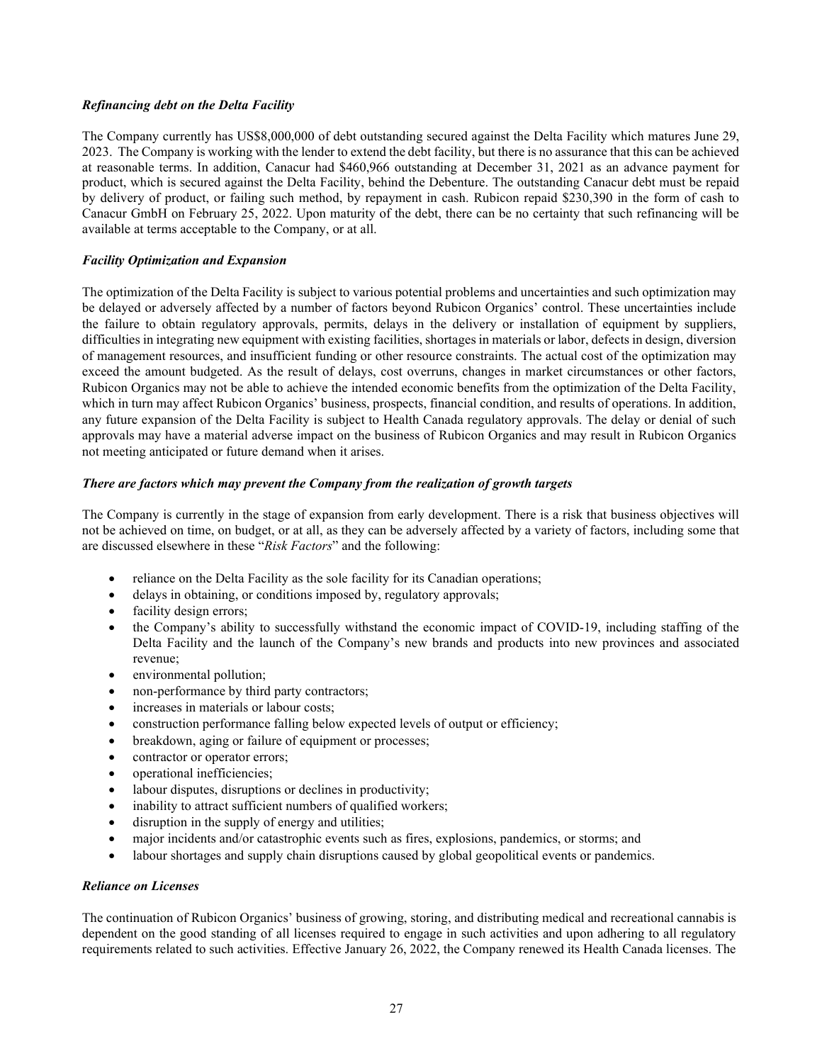***Refinancing debt on the Delta Facility***

The Company currently has US$8,000,000 of debt outstanding secured against the Delta Facility which matures June 29, 2023. The Company is working with the lender to extend the debt facility, but there is no assurance that this can be achieved at reasonable terms. In addition, Canacur had $460,966 outstanding at December 31, 2021 as an advance payment for product, which is secured against the Delta Facility, behind the Debenture. The outstanding Canacur debt must be repaid by delivery of product, or failing such method, by repayment in cash. Rubicon repaid $230,390 in the form of cash to Canacur GmbH on February 25, 2022. Upon maturity of the debt, there can be no certainty that such refinancing will be available at terms acceptable to the Company, or at all.

***Facility Optimization and Expansion***

The optimization of the Delta Facility is subject to various potential problems and uncertainties and such optimization may be delayed or adversely affected by a number of factors beyond Rubicon Organics' control. These uncertainties include the failure to obtain regulatory approvals, permits, delays in the delivery or installation of equipment by suppliers, difficulties in integrating new equipment with existing facilities, shortages in materials or labor, defects in design, diversion of management resources, and insufficient funding or other resource constraints. The actual cost of the optimization may exceed the amount budgeted. As the result of delays, cost overruns, changes in market circumstances or other factors, Rubicon Organics may not be able to achieve the intended economic benefits from the optimization of the Delta Facility, which in turn may affect Rubicon Organics' business, prospects, financial condition, and results of operations. In addition, any future expansion of the Delta Facility is subject to Health Canada regulatory approvals. The delay or denial of such approvals may have a material adverse impact on the business of Rubicon Organics and may result in Rubicon Organics not meeting anticipated or future demand when it arises.

***There are factors which may prevent the Company from the realization of growth targets***

The Company is currently in the stage of expansion from early development. There is a risk that business objectives will not be achieved on time, on budget, or at all, as they can be adversely affected by a variety of factors, including some that are discussed elsewhere in these "*Risk Factors*" and the following:

- reliance on the Delta Facility as the sole facility for its Canadian operations;
- delays in obtaining, or conditions imposed by, regulatory approvals;
- facility design errors;
- the Company's ability to successfully withstand the economic impact of COVID-19, including staffing of the Delta Facility and the launch of the Company's new brands and products into new provinces and associated revenue;
- environmental pollution;
- non-performance by third party contractors;
- increases in materials or labour costs;
- construction performance falling below expected levels of output or efficiency;
- breakdown, aging or failure of equipment or processes;
- contractor or operator errors;
- operational inefficiencies;
- labour disputes, disruptions or declines in productivity;
- inability to attract sufficient numbers of qualified workers;
- disruption in the supply of energy and utilities;
- major incidents and/or catastrophic events such as fires, explosions, pandemics, or storms; and
- labour shortages and supply chain disruptions caused by global geopolitical events or pandemics.

***Reliance on Licenses***

The continuation of Rubicon Organics' business of growing, storing, and distributing medical and recreational cannabis is dependent on the good standing of all licenses required to engage in such activities and upon adhering to all regulatory requirements related to such activities. Effective January 26, 2022, the Company renewed its Health Canada licenses. The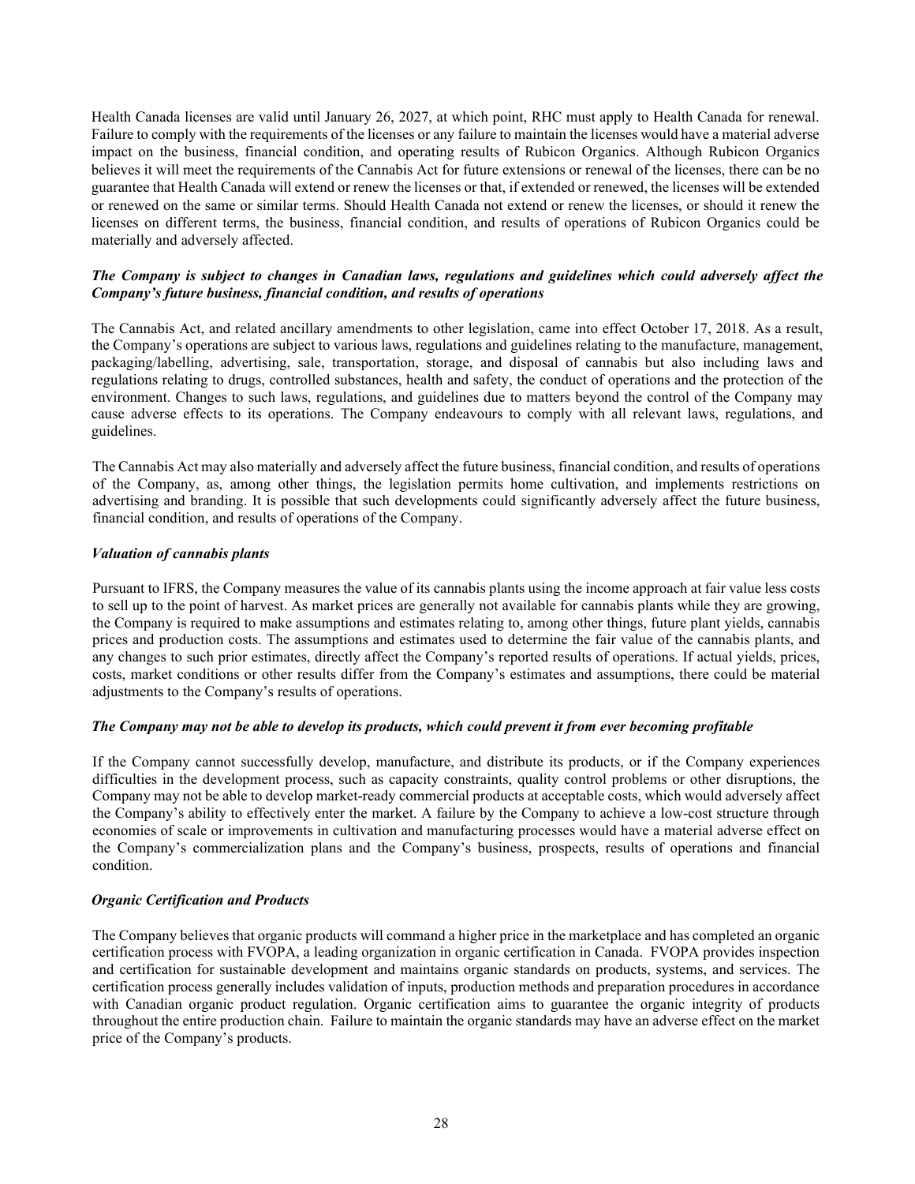Health Canada licenses are valid until January 26, 2027, at which point, RHC must apply to Health Canada for renewal. Failure to comply with the requirements of the licenses or any failure to maintain the licenses would have a material adverse impact on the business, financial condition, and operating results of Rubicon Organics. Although Rubicon Organics believes it will meet the requirements of the Cannabis Act for future extensions or renewal of the licenses, there can be no guarantee that Health Canada will extend or renew the licenses or that, if extended or renewed, the licenses will be extended or renewed on the same or similar terms. Should Health Canada not extend or renew the licenses, or should it renew the licenses on different terms, the business, financial condition, and results of operations of Rubicon Organics could be materially and adversely affected.

***The Company is subject to changes in Canadian laws, regulations and guidelines which could adversely affect the Company's future business, financial condition, and results of operations***

The Cannabis Act, and related ancillary amendments to other legislation, came into effect October 17, 2018. As a result, the Company's operations are subject to various laws, regulations and guidelines relating to the manufacture, management, packaging/labelling, advertising, sale, transportation, storage, and disposal of cannabis but also including laws and regulations relating to drugs, controlled substances, health and safety, the conduct of operations and the protection of the environment. Changes to such laws, regulations, and guidelines due to matters beyond the control of the Company may cause adverse effects to its operations. The Company endeavours to comply with all relevant laws, regulations, and guidelines.

The Cannabis Act may also materially and adversely affect the future business, financial condition, and results of operations of the Company, as, among other things, the legislation permits home cultivation, and implements restrictions on advertising and branding. It is possible that such developments could significantly adversely affect the future business, financial condition, and results of operations of the Company.

***Valuation of cannabis plants***

Pursuant to IFRS, the Company measures the value of its cannabis plants using the income approach at fair value less costs to sell up to the point of harvest. As market prices are generally not available for cannabis plants while they are growing, the Company is required to make assumptions and estimates relating to, among other things, future plant yields, cannabis prices and production costs. The assumptions and estimates used to determine the fair value of the cannabis plants, and any changes to such prior estimates, directly affect the Company's reported results of operations. If actual yields, prices, costs, market conditions or other results differ from the Company's estimates and assumptions, there could be material adjustments to the Company's results of operations.

***The Company may not be able to develop its products, which could prevent it from ever becoming profitable***

If the Company cannot successfully develop, manufacture, and distribute its products, or if the Company experiences difficulties in the development process, such as capacity constraints, quality control problems or other disruptions, the Company may not be able to develop market-ready commercial products at acceptable costs, which would adversely affect the Company's ability to effectively enter the market. A failure by the Company to achieve a low-cost structure through economies of scale or improvements in cultivation and manufacturing processes would have a material adverse effect on the Company's commercialization plans and the Company's business, prospects, results of operations and financial condition.

***Organic Certification and Products***

The Company believes that organic products will command a higher price in the marketplace and has completed an organic certification process with FVOPA, a leading organization in organic certification in Canada. FVOPA provides inspection and certification for sustainable development and maintains organic standards on products, systems, and services. The certification process generally includes validation of inputs, production methods and preparation procedures in accordance with Canadian organic product regulation. Organic certification aims to guarantee the organic integrity of products throughout the entire production chain. Failure to maintain the organic standards may have an adverse effect on the market price of the Company's products.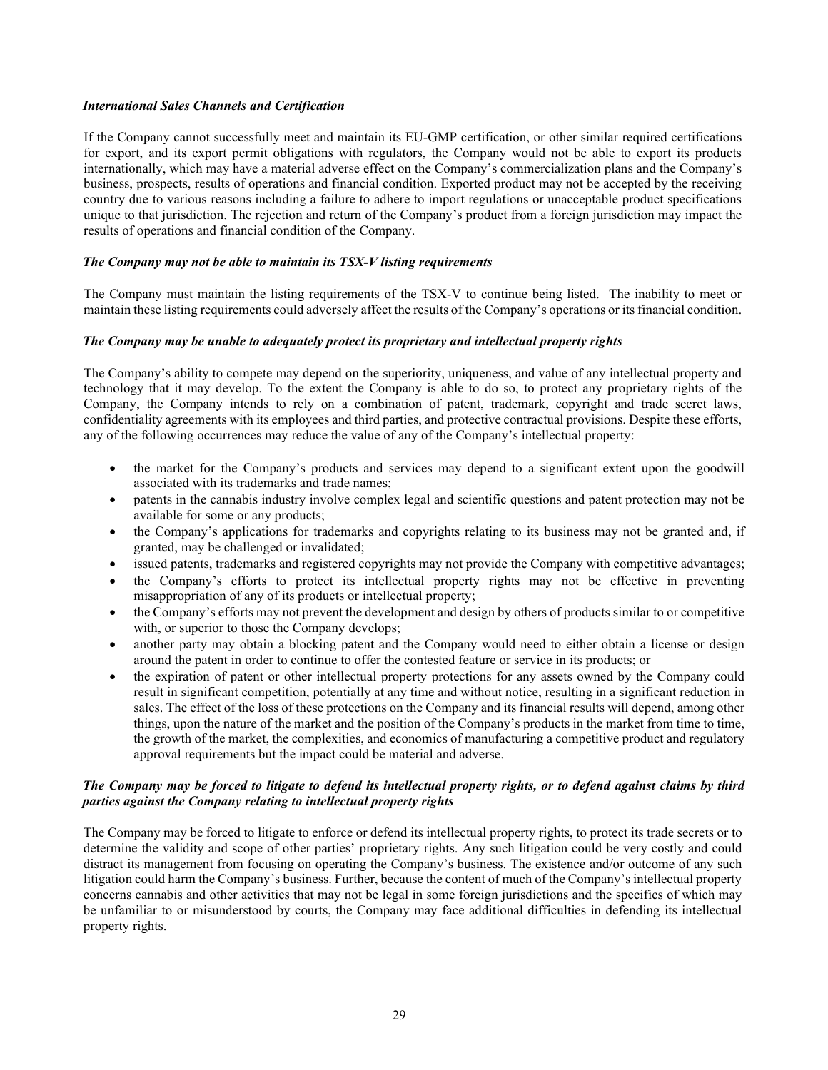***International Sales Channels and Certification***

If the Company cannot successfully meet and maintain its EU-GMP certification, or other similar required certifications for export, and its export permit obligations with regulators, the Company would not be able to export its products internationally, which may have a material adverse effect on the Company's commercialization plans and the Company's business, prospects, results of operations and financial condition. Exported product may not be accepted by the receiving country due to various reasons including a failure to adhere to import regulations or unacceptable product specifications unique to that jurisdiction. The rejection and return of the Company's product from a foreign jurisdiction may impact the results of operations and financial condition of the Company.

***The Company may not be able to maintain its TSX-V listing requirements***

The Company must maintain the listing requirements of the TSX-V to continue being listed. The inability to meet or maintain these listing requirements could adversely affect the results of the Company's operations or its financial condition.

***The Company may be unable to adequately protect its proprietary and intellectual property rights***

The Company's ability to compete may depend on the superiority, uniqueness, and value of any intellectual property and technology that it may develop. To the extent the Company is able to do so, to protect any proprietary rights of the Company, the Company intends to rely on a combination of patent, trademark, copyright and trade secret laws, confidentiality agreements with its employees and third parties, and protective contractual provisions. Despite these efforts, any of the following occurrences may reduce the value of any of the Company's intellectual property:

- the market for the Company's products and services may depend to a significant extent upon the goodwill associated with its trademarks and trade names;
- patents in the cannabis industry involve complex legal and scientific questions and patent protection may not be available for some or any products;
- the Company's applications for trademarks and copyrights relating to its business may not be granted and, if granted, may be challenged or invalidated;
- issued patents, trademarks and registered copyrights may not provide the Company with competitive advantages;
- the Company's efforts to protect its intellectual property rights may not be effective in preventing misappropriation of any of its products or intellectual property;
- the Company's efforts may not prevent the development and design by others of products similar to or competitive with, or superior to those the Company develops;
- another party may obtain a blocking patent and the Company would need to either obtain a license or design around the patent in order to continue to offer the contested feature or service in its products; or
- the expiration of patent or other intellectual property protections for any assets owned by the Company could result in significant competition, potentially at any time and without notice, resulting in a significant reduction in sales. The effect of the loss of these protections on the Company and its financial results will depend, among other things, upon the nature of the market and the position of the Company's products in the market from time to time, the growth of the market, the complexities, and economics of manufacturing a competitive product and regulatory approval requirements but the impact could be material and adverse.

***The Company may be forced to litigate to defend its intellectual property rights, or to defend against claims by third parties against the Company relating to intellectual property rights***

The Company may be forced to litigate to enforce or defend its intellectual property rights, to protect its trade secrets or to determine the validity and scope of other parties' proprietary rights. Any such litigation could be very costly and could distract its management from focusing on operating the Company's business. The existence and/or outcome of any such litigation could harm the Company's business. Further, because the content of much of the Company's intellectual property concerns cannabis and other activities that may not be legal in some foreign jurisdictions and the specifics of which may be unfamiliar to or misunderstood by courts, the Company may face additional difficulties in defending its intellectual property rights.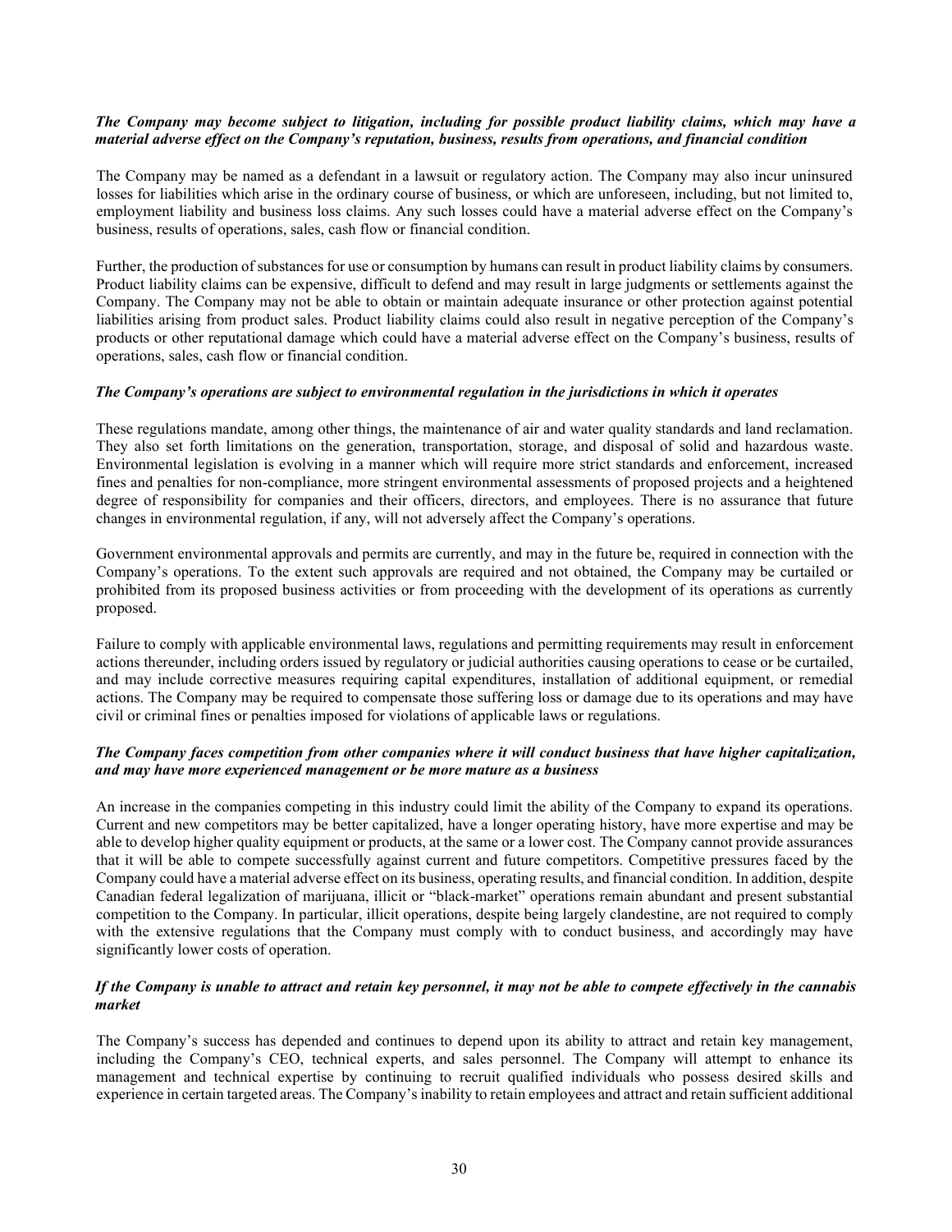***The Company may become subject to litigation, including for possible product liability claims, which may have a material adverse effect on the Company's reputation, business, results from operations, and financial condition***

The Company may be named as a defendant in a lawsuit or regulatory action. The Company may also incur uninsured losses for liabilities which arise in the ordinary course of business, or which are unforeseen, including, but not limited to, employment liability and business loss claims. Any such losses could have a material adverse effect on the Company's business, results of operations, sales, cash flow or financial condition.

Further, the production of substances for use or consumption by humans can result in product liability claims by consumers. Product liability claims can be expensive, difficult to defend and may result in large judgments or settlements against the Company. The Company may not be able to obtain or maintain adequate insurance or other protection against potential liabilities arising from product sales. Product liability claims could also result in negative perception of the Company's products or other reputational damage which could have a material adverse effect on the Company's business, results of operations, sales, cash flow or financial condition.

***The Company's operations are subject to environmental regulation in the jurisdictions in which it operates***

These regulations mandate, among other things, the maintenance of air and water quality standards and land reclamation. They also set forth limitations on the generation, transportation, storage, and disposal of solid and hazardous waste. Environmental legislation is evolving in a manner which will require more strict standards and enforcement, increased fines and penalties for non-compliance, more stringent environmental assessments of proposed projects and a heightened degree of responsibility for companies and their officers, directors, and employees. There is no assurance that future changes in environmental regulation, if any, will not adversely affect the Company's operations.

Government environmental approvals and permits are currently, and may in the future be, required in connection with the Company's operations. To the extent such approvals are required and not obtained, the Company may be curtailed or prohibited from its proposed business activities or from proceeding with the development of its operations as currently proposed.

Failure to comply with applicable environmental laws, regulations and permitting requirements may result in enforcement actions thereunder, including orders issued by regulatory or judicial authorities causing operations to cease or be curtailed, and may include corrective measures requiring capital expenditures, installation of additional equipment, or remedial actions. The Company may be required to compensate those suffering loss or damage due to its operations and may have civil or criminal fines or penalties imposed for violations of applicable laws or regulations.

***The Company faces competition from other companies where it will conduct business that have higher capitalization, and may have more experienced management or be more mature as a business***

An increase in the companies competing in this industry could limit the ability of the Company to expand its operations. Current and new competitors may be better capitalized, have a longer operating history, have more expertise and may be able to develop higher quality equipment or products, at the same or a lower cost. The Company cannot provide assurances that it will be able to compete successfully against current and future competitors. Competitive pressures faced by the Company could have a material adverse effect on its business, operating results, and financial condition. In addition, despite Canadian federal legalization of marijuana, illicit or "black-market" operations remain abundant and present substantial competition to the Company. In particular, illicit operations, despite being largely clandestine, are not required to comply with the extensive regulations that the Company must comply with to conduct business, and accordingly may have significantly lower costs of operation.

***If the Company is unable to attract and retain key personnel, it may not be able to compete effectively in the cannabis market***

The Company's success has depended and continues to depend upon its ability to attract and retain key management, including the Company's CEO, technical experts, and sales personnel. The Company will attempt to enhance its management and technical expertise by continuing to recruit qualified individuals who possess desired skills and experience in certain targeted areas. The Company's inability to retain employees and attract and retain sufficient additional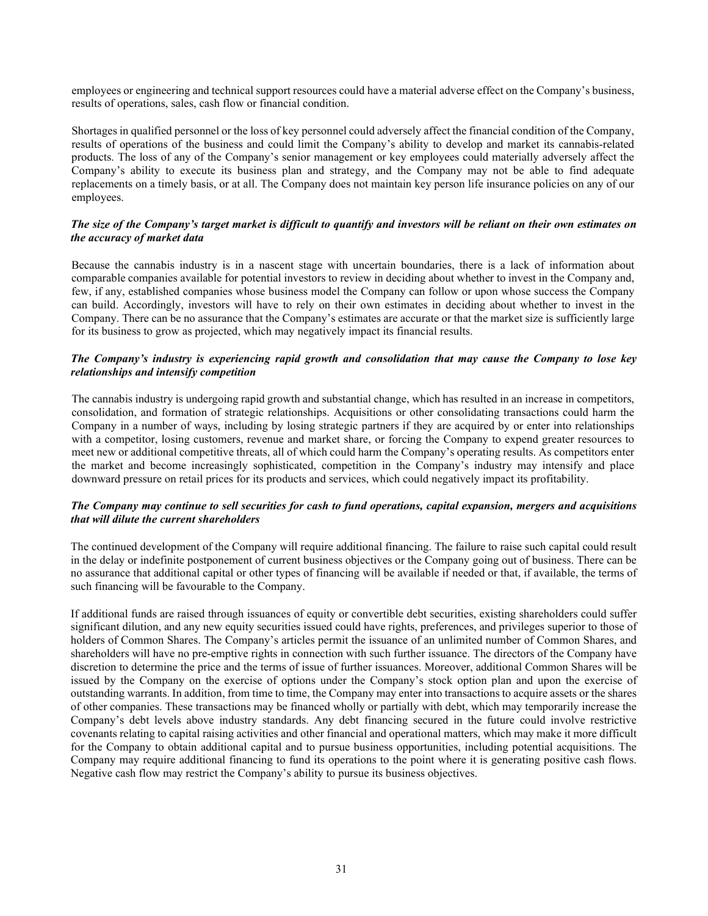employees or engineering and technical support resources could have a material adverse effect on the Company's business, results of operations, sales, cash flow or financial condition.

Shortages in qualified personnel or the loss of key personnel could adversely affect the financial condition of the Company, results of operations of the business and could limit the Company's ability to develop and market its cannabis-related products. The loss of any of the Company's senior management or key employees could materially adversely affect the Company's ability to execute its business plan and strategy, and the Company may not be able to find adequate replacements on a timely basis, or at all. The Company does not maintain key person life insurance policies on any of our employees.

***The size of the Company's target market is difficult to quantify and investors will be reliant on their own estimates on the accuracy of market data***

Because the cannabis industry is in a nascent stage with uncertain boundaries, there is a lack of information about comparable companies available for potential investors to review in deciding about whether to invest in the Company and, few, if any, established companies whose business model the Company can follow or upon whose success the Company can build. Accordingly, investors will have to rely on their own estimates in deciding about whether to invest in the Company. There can be no assurance that the Company's estimates are accurate or that the market size is sufficiently large for its business to grow as projected, which may negatively impact its financial results.

***The Company's industry is experiencing rapid growth and consolidation that may cause the Company to lose key relationships and intensify competition***

The cannabis industry is undergoing rapid growth and substantial change, which has resulted in an increase in competitors, consolidation, and formation of strategic relationships. Acquisitions or other consolidating transactions could harm the Company in a number of ways, including by losing strategic partners if they are acquired by or enter into relationships with a competitor, losing customers, revenue and market share, or forcing the Company to expend greater resources to meet new or additional competitive threats, all of which could harm the Company's operating results. As competitors enter the market and become increasingly sophisticated, competition in the Company's industry may intensify and place downward pressure on retail prices for its products and services, which could negatively impact its profitability.

***The Company may continue to sell securities for cash to fund operations, capital expansion, mergers and acquisitions that will dilute the current shareholders***

The continued development of the Company will require additional financing. The failure to raise such capital could result in the delay or indefinite postponement of current business objectives or the Company going out of business. There can be no assurance that additional capital or other types of financing will be available if needed or that, if available, the terms of such financing will be favourable to the Company.

If additional funds are raised through issuances of equity or convertible debt securities, existing shareholders could suffer significant dilution, and any new equity securities issued could have rights, preferences, and privileges superior to those of holders of Common Shares. The Company's articles permit the issuance of an unlimited number of Common Shares, and shareholders will have no pre-emptive rights in connection with such further issuance. The directors of the Company have discretion to determine the price and the terms of issue of further issuances. Moreover, additional Common Shares will be issued by the Company on the exercise of options under the Company's stock option plan and upon the exercise of outstanding warrants. In addition, from time to time, the Company may enter into transactions to acquire assets or the shares of other companies. These transactions may be financed wholly or partially with debt, which may temporarily increase the Company's debt levels above industry standards. Any debt financing secured in the future could involve restrictive covenants relating to capital raising activities and other financial and operational matters, which may make it more difficult for the Company to obtain additional capital and to pursue business opportunities, including potential acquisitions. The Company may require additional financing to fund its operations to the point where it is generating positive cash flows. Negative cash flow may restrict the Company's ability to pursue its business objectives.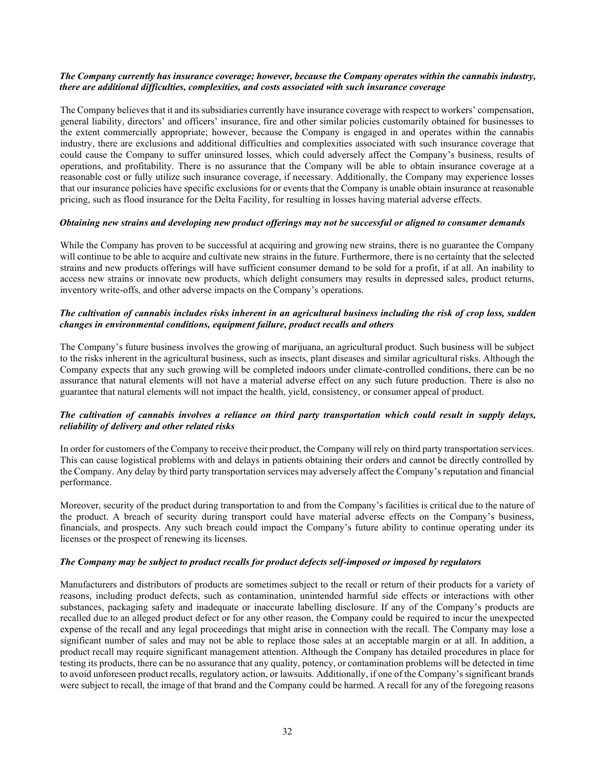***The Company currently has insurance coverage; however, because the Company operates within the cannabis industry, there are additional difficulties, complexities, and costs associated with such insurance coverage***

The Company believes that it and its subsidiaries currently have insurance coverage with respect to workers' compensation, general liability, directors' and officers' insurance, fire and other similar policies customarily obtained for businesses to the extent commercially appropriate; however, because the Company is engaged in and operates within the cannabis industry, there are exclusions and additional difficulties and complexities associated with such insurance coverage that could cause the Company to suffer uninsured losses, which could adversely affect the Company's business, results of operations, and profitability. There is no assurance that the Company will be able to obtain insurance coverage at a reasonable cost or fully utilize such insurance coverage, if necessary. Additionally, the Company may experience losses that our insurance policies have specific exclusions for or events that the Company is unable obtain insurance at reasonable pricing, such as flood insurance for the Delta Facility, for resulting in losses having material adverse effects.

***Obtaining new strains and developing new product offerings may not be successful or aligned to consumer demands***

While the Company has proven to be successful at acquiring and growing new strains, there is no guarantee the Company will continue to be able to acquire and cultivate new strains in the future. Furthermore, there is no certainty that the selected strains and new products offerings will have sufficient consumer demand to be sold for a profit, if at all. An inability to access new strains or innovate new products, which delight consumers may results in depressed sales, product returns, inventory write-offs, and other adverse impacts on the Company's operations.

***The cultivation of cannabis includes risks inherent in an agricultural business including the risk of crop loss, sudden changes in environmental conditions, equipment failure, product recalls and others***

The Company's future business involves the growing of marijuana, an agricultural product. Such business will be subject to the risks inherent in the agricultural business, such as insects, plant diseases and similar agricultural risks. Although the Company expects that any such growing will be completed indoors under climate-controlled conditions, there can be no assurance that natural elements will not have a material adverse effect on any such future production. There is also no guarantee that natural elements will not impact the health, yield, consistency, or consumer appeal of product.

***The cultivation of cannabis involves a reliance on third party transportation which could result in supply delays, reliability of delivery and other related risks***

In order for customers of the Company to receive their product, the Company will rely on third party transportation services. This can cause logistical problems with and delays in patients obtaining their orders and cannot be directly controlled by the Company. Any delay by third party transportation services may adversely affect the Company's reputation and financial performance.

Moreover, security of the product during transportation to and from the Company's facilities is critical due to the nature of the product. A breach of security during transport could have material adverse effects on the Company's business, financials, and prospects. Any such breach could impact the Company's future ability to continue operating under its licenses or the prospect of renewing its licenses.

***The Company may be subject to product recalls for product defects self-imposed or imposed by regulators***

Manufacturers and distributors of products are sometimes subject to the recall or return of their products for a variety of reasons, including product defects, such as contamination, unintended harmful side effects or interactions with other substances, packaging safety and inadequate or inaccurate labelling disclosure. If any of the Company's products are recalled due to an alleged product defect or for any other reason, the Company could be required to incur the unexpected expense of the recall and any legal proceedings that might arise in connection with the recall. The Company may lose a significant number of sales and may not be able to replace those sales at an acceptable margin or at all. In addition, a product recall may require significant management attention. Although the Company has detailed procedures in place for testing its products, there can be no assurance that any quality, potency, or contamination problems will be detected in time to avoid unforeseen product recalls, regulatory action, or lawsuits. Additionally, if one of the Company's significant brands were subject to recall, the image of that brand and the Company could be harmed. A recall for any of the foregoing reasons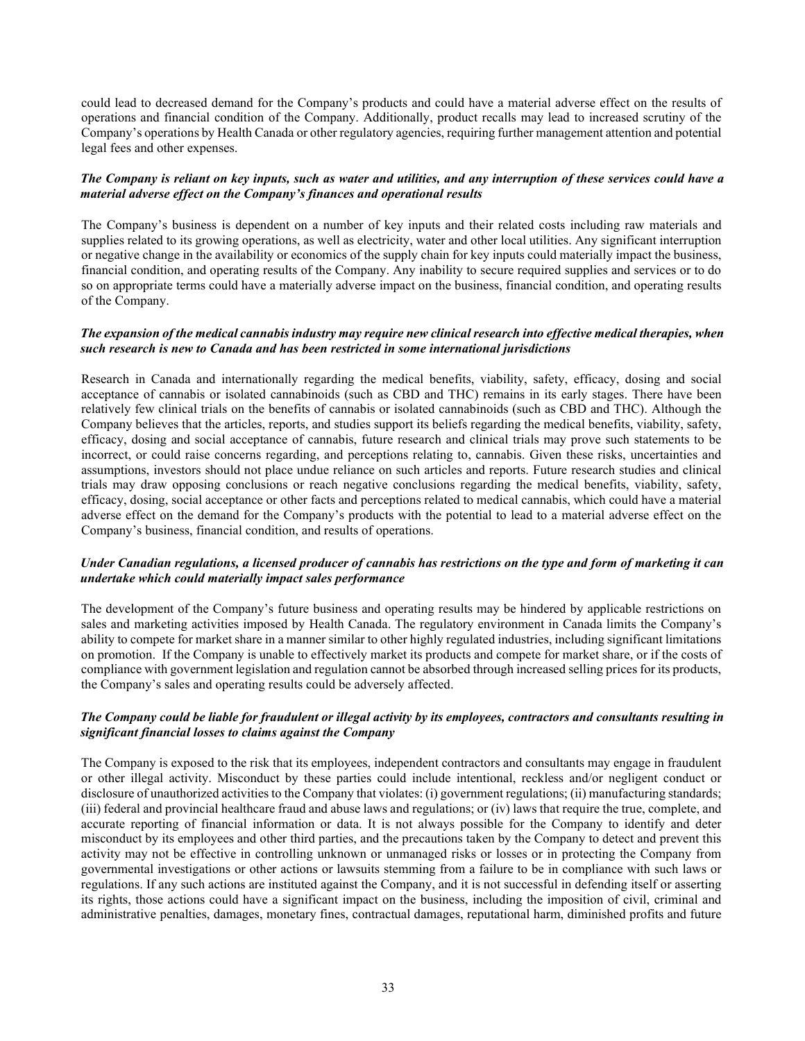could lead to decreased demand for the Company's products and could have a material adverse effect on the results of operations and financial condition of the Company. Additionally, product recalls may lead to increased scrutiny of the Company's operations by Health Canada or other regulatory agencies, requiring further management attention and potential legal fees and other expenses.

***The Company is reliant on key inputs, such as water and utilities, and any interruption of these services could have a material adverse effect on the Company's finances and operational results***

The Company's business is dependent on a number of key inputs and their related costs including raw materials and supplies related to its growing operations, as well as electricity, water and other local utilities. Any significant interruption or negative change in the availability or economics of the supply chain for key inputs could materially impact the business, financial condition, and operating results of the Company. Any inability to secure required supplies and services or to do so on appropriate terms could have a materially adverse impact on the business, financial condition, and operating results of the Company.

***The expansion of the medical cannabis industry may require new clinical research into effective medical therapies, when such research is new to Canada and has been restricted in some international jurisdictions***

Research in Canada and internationally regarding the medical benefits, viability, safety, efficacy, dosing and social acceptance of cannabis or isolated cannabinoids (such as CBD and THC) remains in its early stages. There have been relatively few clinical trials on the benefits of cannabis or isolated cannabinoids (such as CBD and THC). Although the Company believes that the articles, reports, and studies support its beliefs regarding the medical benefits, viability, safety, efficacy, dosing and social acceptance of cannabis, future research and clinical trials may prove such statements to be incorrect, or could raise concerns regarding, and perceptions relating to, cannabis. Given these risks, uncertainties and assumptions, investors should not place undue reliance on such articles and reports. Future research studies and clinical trials may draw opposing conclusions or reach negative conclusions regarding the medical benefits, viability, safety, efficacy, dosing, social acceptance or other facts and perceptions related to medical cannabis, which could have a material adverse effect on the demand for the Company's products with the potential to lead to a material adverse effect on the Company's business, financial condition, and results of operations.

***Under Canadian regulations, a licensed producer of cannabis has restrictions on the type and form of marketing it can undertake which could materially impact sales performance***

The development of the Company's future business and operating results may be hindered by applicable restrictions on sales and marketing activities imposed by Health Canada. The regulatory environment in Canada limits the Company's ability to compete for market share in a manner similar to other highly regulated industries, including significant limitations on promotion. If the Company is unable to effectively market its products and compete for market share, or if the costs of compliance with government legislation and regulation cannot be absorbed through increased selling prices for its products, the Company's sales and operating results could be adversely affected.

***The Company could be liable for fraudulent or illegal activity by its employees, contractors and consultants resulting in significant financial losses to claims against the Company***

The Company is exposed to the risk that its employees, independent contractors and consultants may engage in fraudulent or other illegal activity. Misconduct by these parties could include intentional, reckless and/or negligent conduct or disclosure of unauthorized activities to the Company that violates: (i) government regulations; (ii) manufacturing standards; (iii) federal and provincial healthcare fraud and abuse laws and regulations; or (iv) laws that require the true, complete, and accurate reporting of financial information or data. It is not always possible for the Company to identify and deter misconduct by its employees and other third parties, and the precautions taken by the Company to detect and prevent this activity may not be effective in controlling unknown or unmanaged risks or losses or in protecting the Company from governmental investigations or other actions or lawsuits stemming from a failure to be in compliance with such laws or regulations. If any such actions are instituted against the Company, and it is not successful in defending itself or asserting its rights, those actions could have a significant impact on the business, including the imposition of civil, criminal and administrative penalties, damages, monetary fines, contractual damages, reputational harm, diminished profits and future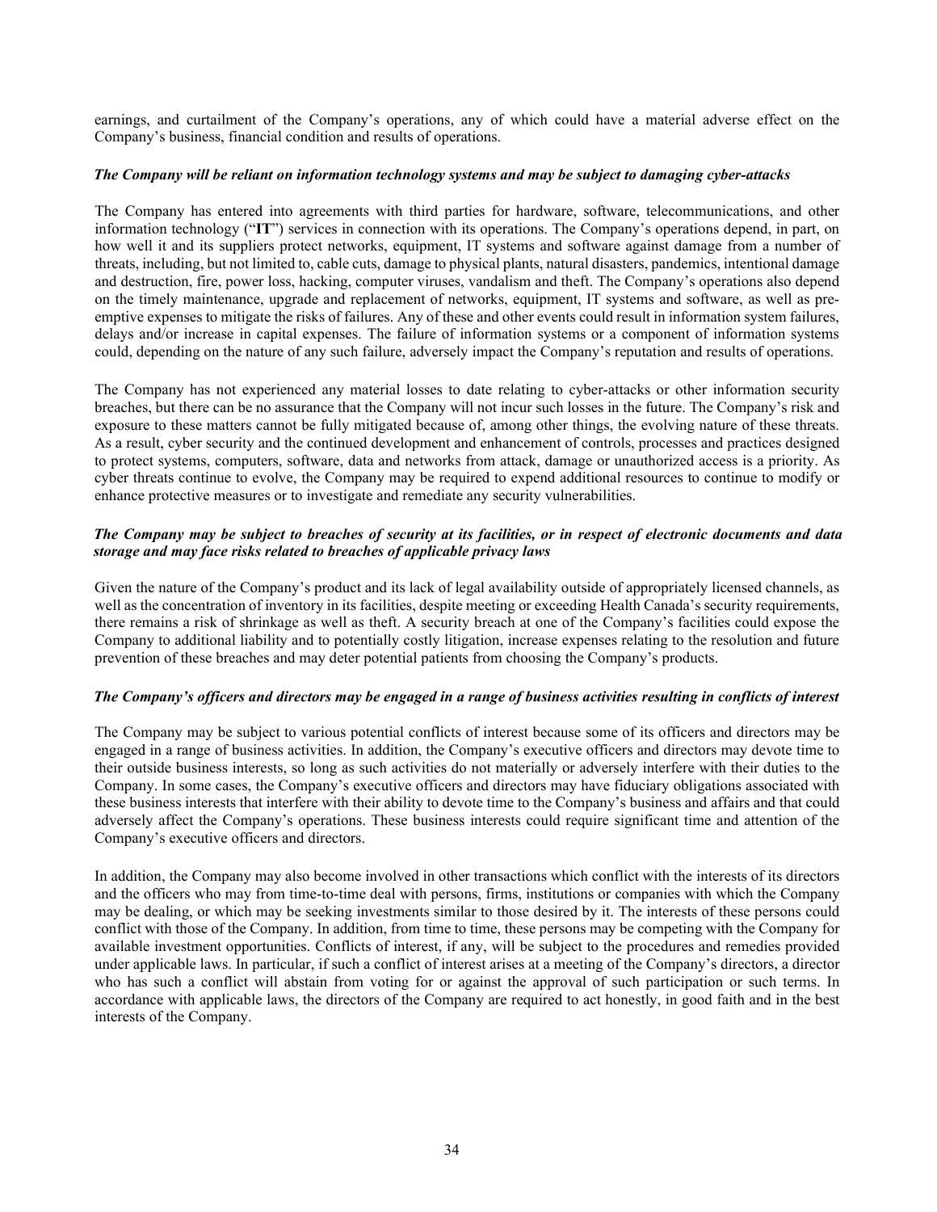earnings, and curtailment of the Company's operations, any of which could have a material adverse effect on the Company's business, financial condition and results of operations.

***The Company will be reliant on information technology systems and may be subject to damaging cyber-attacks***

The Company has entered into agreements with third parties for hardware, software, telecommunications, and other information technology ("**IT**") services in connection with its operations. The Company's operations depend, in part, on how well it and its suppliers protect networks, equipment, IT systems and software against damage from a number of threats, including, but not limited to, cable cuts, damage to physical plants, natural disasters, pandemics, intentional damage and destruction, fire, power loss, hacking, computer viruses, vandalism and theft. The Company's operations also depend on the timely maintenance, upgrade and replacement of networks, equipment, IT systems and software, as well as pre-emptive expenses to mitigate the risks of failures. Any of these and other events could result in information system failures, delays and/or increase in capital expenses. The failure of information systems or a component of information systems could, depending on the nature of any such failure, adversely impact the Company's reputation and results of operations.

The Company has not experienced any material losses to date relating to cyber-attacks or other information security breaches, but there can be no assurance that the Company will not incur such losses in the future. The Company's risk and exposure to these matters cannot be fully mitigated because of, among other things, the evolving nature of these threats. As a result, cyber security and the continued development and enhancement of controls, processes and practices designed to protect systems, computers, software, data and networks from attack, damage or unauthorized access is a priority. As cyber threats continue to evolve, the Company may be required to expend additional resources to continue to modify or enhance protective measures or to investigate and remediate any security vulnerabilities.

***The Company may be subject to breaches of security at its facilities, or in respect of electronic documents and data storage and may face risks related to breaches of applicable privacy laws***

Given the nature of the Company's product and its lack of legal availability outside of appropriately licensed channels, as well as the concentration of inventory in its facilities, despite meeting or exceeding Health Canada's security requirements, there remains a risk of shrinkage as well as theft. A security breach at one of the Company's facilities could expose the Company to additional liability and to potentially costly litigation, increase expenses relating to the resolution and future prevention of these breaches and may deter potential patients from choosing the Company's products.

***The Company's officers and directors may be engaged in a range of business activities resulting in conflicts of interest***

The Company may be subject to various potential conflicts of interest because some of its officers and directors may be engaged in a range of business activities. In addition, the Company's executive officers and directors may devote time to their outside business interests, so long as such activities do not materially or adversely interfere with their duties to the Company. In some cases, the Company's executive officers and directors may have fiduciary obligations associated with these business interests that interfere with their ability to devote time to the Company's business and affairs and that could adversely affect the Company's operations. These business interests could require significant time and attention of the Company's executive officers and directors.

In addition, the Company may also become involved in other transactions which conflict with the interests of its directors and the officers who may from time-to-time deal with persons, firms, institutions or companies with which the Company may be dealing, or which may be seeking investments similar to those desired by it. The interests of these persons could conflict with those of the Company. In addition, from time to time, these persons may be competing with the Company for available investment opportunities. Conflicts of interest, if any, will be subject to the procedures and remedies provided under applicable laws. In particular, if such a conflict of interest arises at a meeting of the Company's directors, a director who has such a conflict will abstain from voting for or against the approval of such participation or such terms. In accordance with applicable laws, the directors of the Company are required to act honestly, in good faith and in the best interests of the Company.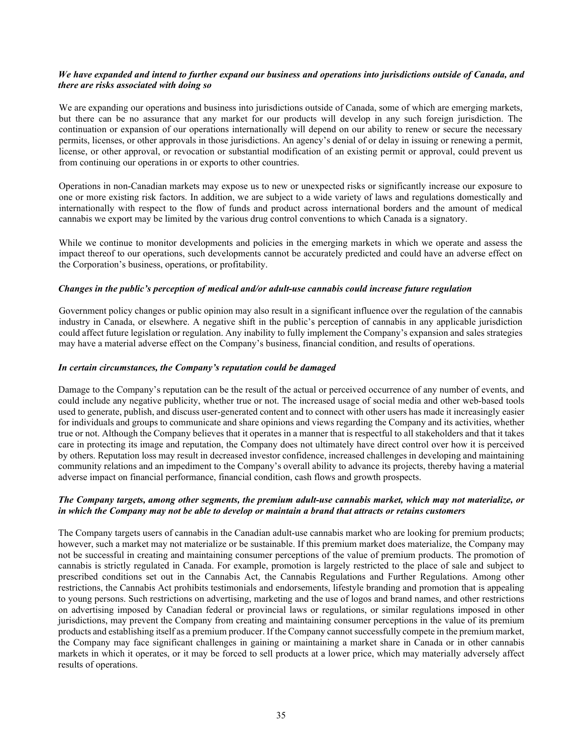***We have expanded and intend to further expand our business and operations into jurisdictions outside of Canada, and there are risks associated with doing so***

We are expanding our operations and business into jurisdictions outside of Canada, some of which are emerging markets, but there can be no assurance that any market for our products will develop in any such foreign jurisdiction. The continuation or expansion of our operations internationally will depend on our ability to renew or secure the necessary permits, licenses, or other approvals in those jurisdictions. An agency's denial of or delay in issuing or renewing a permit, license, or other approval, or revocation or substantial modification of an existing permit or approval, could prevent us from continuing our operations in or exports to other countries.

Operations in non-Canadian markets may expose us to new or unexpected risks or significantly increase our exposure to one or more existing risk factors. In addition, we are subject to a wide variety of laws and regulations domestically and internationally with respect to the flow of funds and product across international borders and the amount of medical cannabis we export may be limited by the various drug control conventions to which Canada is a signatory.

While we continue to monitor developments and policies in the emerging markets in which we operate and assess the impact thereof to our operations, such developments cannot be accurately predicted and could have an adverse effect on the Corporation's business, operations, or profitability.

***Changes in the public's perception of medical and/or adult-use cannabis could increase future regulation***

Government policy changes or public opinion may also result in a significant influence over the regulation of the cannabis industry in Canada, or elsewhere. A negative shift in the public's perception of cannabis in any applicable jurisdiction could affect future legislation or regulation. Any inability to fully implement the Company's expansion and sales strategies may have a material adverse effect on the Company's business, financial condition, and results of operations.

***In certain circumstances, the Company's reputation could be damaged***

Damage to the Company's reputation can be the result of the actual or perceived occurrence of any number of events, and could include any negative publicity, whether true or not. The increased usage of social media and other web-based tools used to generate, publish, and discuss user-generated content and to connect with other users has made it increasingly easier for individuals and groups to communicate and share opinions and views regarding the Company and its activities, whether true or not. Although the Company believes that it operates in a manner that is respectful to all stakeholders and that it takes care in protecting its image and reputation, the Company does not ultimately have direct control over how it is perceived by others. Reputation loss may result in decreased investor confidence, increased challenges in developing and maintaining community relations and an impediment to the Company's overall ability to advance its projects, thereby having a material adverse impact on financial performance, financial condition, cash flows and growth prospects.

***The Company targets, among other segments, the premium adult-use cannabis market, which may not materialize, or in which the Company may not be able to develop or maintain a brand that attracts or retains customers***

The Company targets users of cannabis in the Canadian adult-use cannabis market who are looking for premium products; however, such a market may not materialize or be sustainable. If this premium market does materialize, the Company may not be successful in creating and maintaining consumer perceptions of the value of premium products. The promotion of cannabis is strictly regulated in Canada. For example, promotion is largely restricted to the place of sale and subject to prescribed conditions set out in the Cannabis Act, the Cannabis Regulations and Further Regulations. Among other restrictions, the Cannabis Act prohibits testimonials and endorsements, lifestyle branding and promotion that is appealing to young persons. Such restrictions on advertising, marketing and the use of logos and brand names, and other restrictions on advertising imposed by Canadian federal or provincial laws or regulations, or similar regulations imposed in other jurisdictions, may prevent the Company from creating and maintaining consumer perceptions in the value of its premium products and establishing itself as a premium producer. If the Company cannot successfully compete in the premium market, the Company may face significant challenges in gaining or maintaining a market share in Canada or in other cannabis markets in which it operates, or it may be forced to sell products at a lower price, which may materially adversely affect results of operations.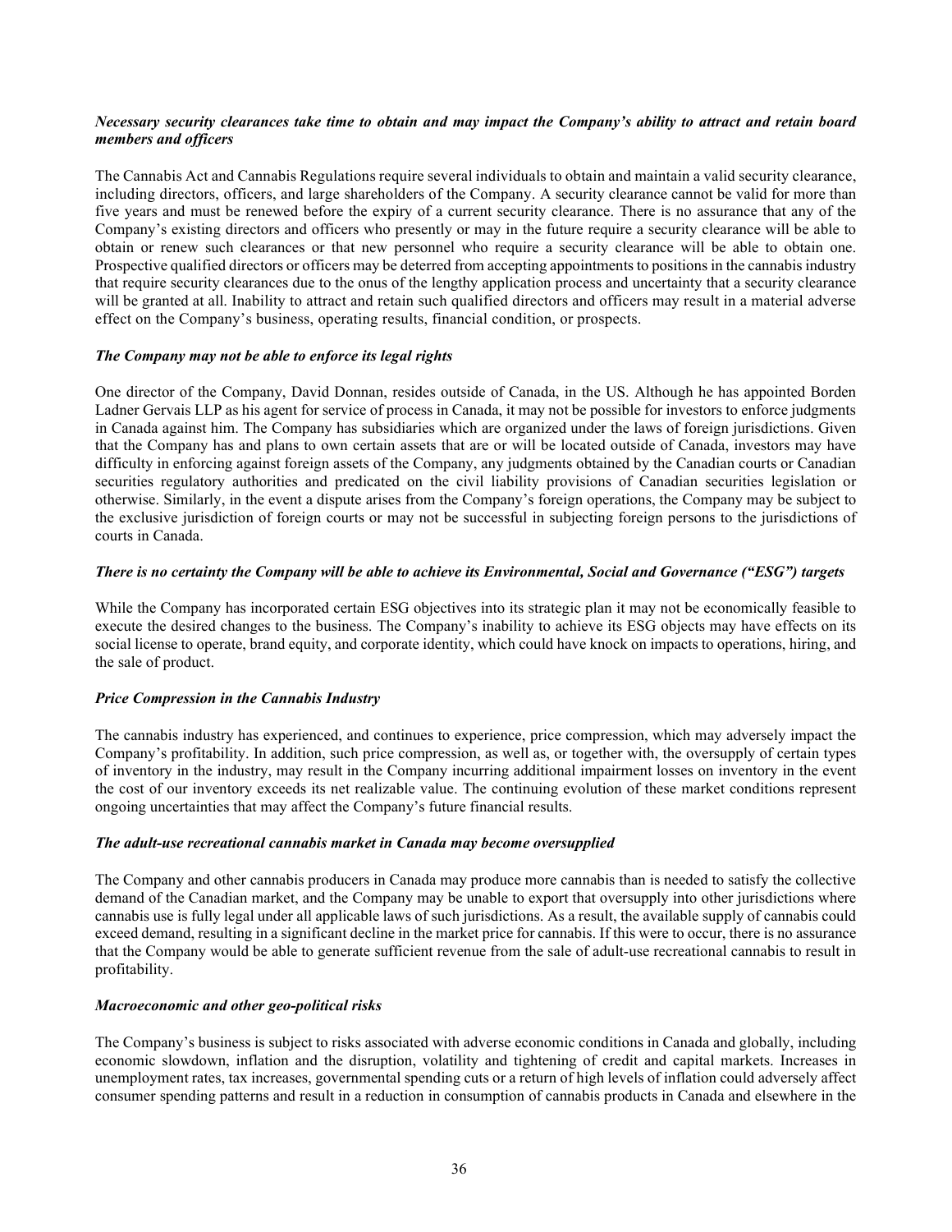***Necessary security clearances take time to obtain and may impact the Company's ability to attract and retain board members and officers***

The Cannabis Act and Cannabis Regulations require several individuals to obtain and maintain a valid security clearance, including directors, officers, and large shareholders of the Company. A security clearance cannot be valid for more than five years and must be renewed before the expiry of a current security clearance. There is no assurance that any of the Company's existing directors and officers who presently or may in the future require a security clearance will be able to obtain or renew such clearances or that new personnel who require a security clearance will be able to obtain one. Prospective qualified directors or officers may be deterred from accepting appointments to positions in the cannabis industry that require security clearances due to the onus of the lengthy application process and uncertainty that a security clearance will be granted at all. Inability to attract and retain such qualified directors and officers may result in a material adverse effect on the Company's business, operating results, financial condition, or prospects.

***The Company may not be able to enforce its legal rights***

One director of the Company, David Donnan, resides outside of Canada, in the US. Although he has appointed Borden Ladner Gervais LLP as his agent for service of process in Canada, it may not be possible for investors to enforce judgments in Canada against him. The Company has subsidiaries which are organized under the laws of foreign jurisdictions. Given that the Company has and plans to own certain assets that are or will be located outside of Canada, investors may have difficulty in enforcing against foreign assets of the Company, any judgments obtained by the Canadian courts or Canadian securities regulatory authorities and predicated on the civil liability provisions of Canadian securities legislation or otherwise. Similarly, in the event a dispute arises from the Company's foreign operations, the Company may be subject to the exclusive jurisdiction of foreign courts or may not be successful in subjecting foreign persons to the jurisdictions of courts in Canada.

***There is no certainty the Company will be able to achieve its Environmental, Social and Governance ("ESG") targets***

While the Company has incorporated certain ESG objectives into its strategic plan it may not be economically feasible to execute the desired changes to the business. The Company's inability to achieve its ESG objects may have effects on its social license to operate, brand equity, and corporate identity, which could have knock on impacts to operations, hiring, and the sale of product.

***Price Compression in the Cannabis Industry***

The cannabis industry has experienced, and continues to experience, price compression, which may adversely impact the Company's profitability. In addition, such price compression, as well as, or together with, the oversupply of certain types of inventory in the industry, may result in the Company incurring additional impairment losses on inventory in the event the cost of our inventory exceeds its net realizable value. The continuing evolution of these market conditions represent ongoing uncertainties that may affect the Company's future financial results.

***The adult-use recreational cannabis market in Canada may become oversupplied***

The Company and other cannabis producers in Canada may produce more cannabis than is needed to satisfy the collective demand of the Canadian market, and the Company may be unable to export that oversupply into other jurisdictions where cannabis use is fully legal under all applicable laws of such jurisdictions. As a result, the available supply of cannabis could exceed demand, resulting in a significant decline in the market price for cannabis. If this were to occur, there is no assurance that the Company would be able to generate sufficient revenue from the sale of adult-use recreational cannabis to result in profitability.

***Macroeconomic and other geo-political risks***

The Company's business is subject to risks associated with adverse economic conditions in Canada and globally, including economic slowdown, inflation and the disruption, volatility and tightening of credit and capital markets. Increases in unemployment rates, tax increases, governmental spending cuts or a return of high levels of inflation could adversely affect consumer spending patterns and result in a reduction in consumption of cannabis products in Canada and elsewhere in the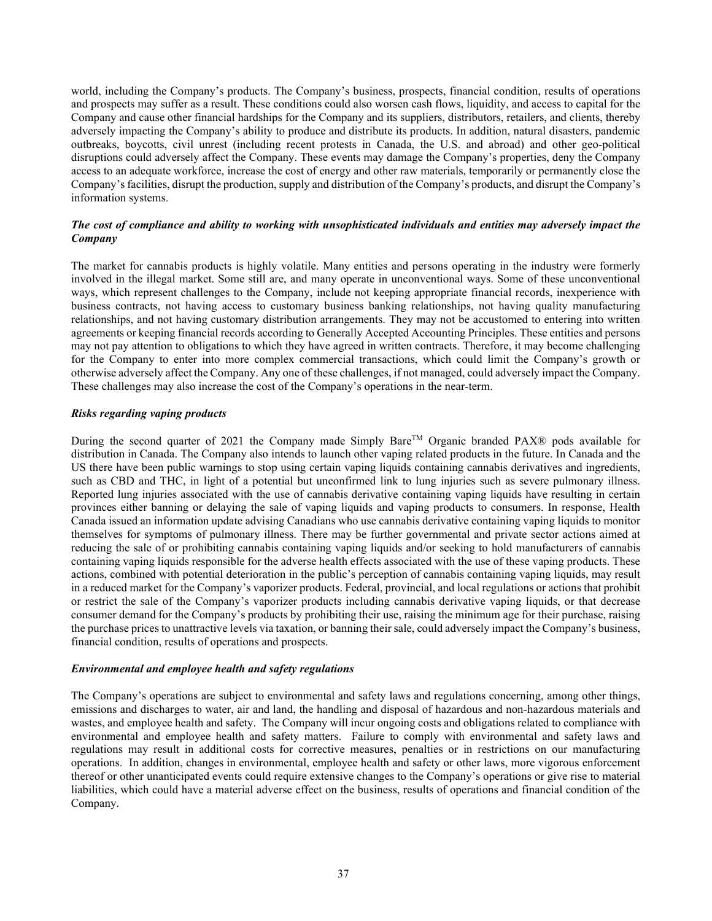world, including the Company's products. The Company's business, prospects, financial condition, results of operations and prospects may suffer as a result. These conditions could also worsen cash flows, liquidity, and access to capital for the Company and cause other financial hardships for the Company and its suppliers, distributors, retailers, and clients, thereby adversely impacting the Company's ability to produce and distribute its products. In addition, natural disasters, pandemic outbreaks, boycotts, civil unrest (including recent protests in Canada, the U.S. and abroad) and other geo-political disruptions could adversely affect the Company. These events may damage the Company's properties, deny the Company access to an adequate workforce, increase the cost of energy and other raw materials, temporarily or permanently close the Company's facilities, disrupt the production, supply and distribution of the Company's products, and disrupt the Company's information systems.

***The cost of compliance and ability to working with unsophisticated individuals and entities may adversely impact the Company***

The market for cannabis products is highly volatile. Many entities and persons operating in the industry were formerly involved in the illegal market. Some still are, and many operate in unconventional ways. Some of these unconventional ways, which represent challenges to the Company, include not keeping appropriate financial records, inexperience with business contracts, not having access to customary business banking relationships, not having quality manufacturing relationships, and not having customary distribution arrangements. They may not be accustomed to entering into written agreements or keeping financial records according to Generally Accepted Accounting Principles. These entities and persons may not pay attention to obligations to which they have agreed in written contracts. Therefore, it may become challenging for the Company to enter into more complex commercial transactions, which could limit the Company's growth or otherwise adversely affect the Company. Any one of these challenges, if not managed, could adversely impact the Company. These challenges may also increase the cost of the Company's operations in the near-term.

***Risks regarding vaping products***

During the second quarter of 2021 the Company made Simply Bare™ Organic branded PAX® pods available for distribution in Canada. The Company also intends to launch other vaping related products in the future. In Canada and the US there have been public warnings to stop using certain vaping liquids containing cannabis derivatives and ingredients, such as CBD and THC, in light of a potential but unconfirmed link to lung injuries such as severe pulmonary illness. Reported lung injuries associated with the use of cannabis derivative containing vaping liquids have resulting in certain provinces either banning or delaying the sale of vaping liquids and vaping products to consumers. In response, Health Canada issued an information update advising Canadians who use cannabis derivative containing vaping liquids to monitor themselves for symptoms of pulmonary illness. There may be further governmental and private sector actions aimed at reducing the sale of or prohibiting cannabis containing vaping liquids and/or seeking to hold manufacturers of cannabis containing vaping liquids responsible for the adverse health effects associated with the use of these vaping products. These actions, combined with potential deterioration in the public's perception of cannabis containing vaping liquids, may result in a reduced market for the Company's vaporizer products. Federal, provincial, and local regulations or actions that prohibit or restrict the sale of the Company's vaporizer products including cannabis derivative vaping liquids, or that decrease consumer demand for the Company's products by prohibiting their use, raising the minimum age for their purchase, raising the purchase prices to unattractive levels via taxation, or banning their sale, could adversely impact the Company's business, financial condition, results of operations and prospects.

***Environmental and employee health and safety regulations***

The Company's operations are subject to environmental and safety laws and regulations concerning, among other things, emissions and discharges to water, air and land, the handling and disposal of hazardous and non-hazardous materials and wastes, and employee health and safety. The Company will incur ongoing costs and obligations related to compliance with environmental and employee health and safety matters. Failure to comply with environmental and safety laws and regulations may result in additional costs for corrective measures, penalties or in restrictions on our manufacturing operations. In addition, changes in environmental, employee health and safety or other laws, more vigorous enforcement thereof or other unanticipated events could require extensive changes to the Company's operations or give rise to material liabilities, which could have a material adverse effect on the business, results of operations and financial condition of the Company.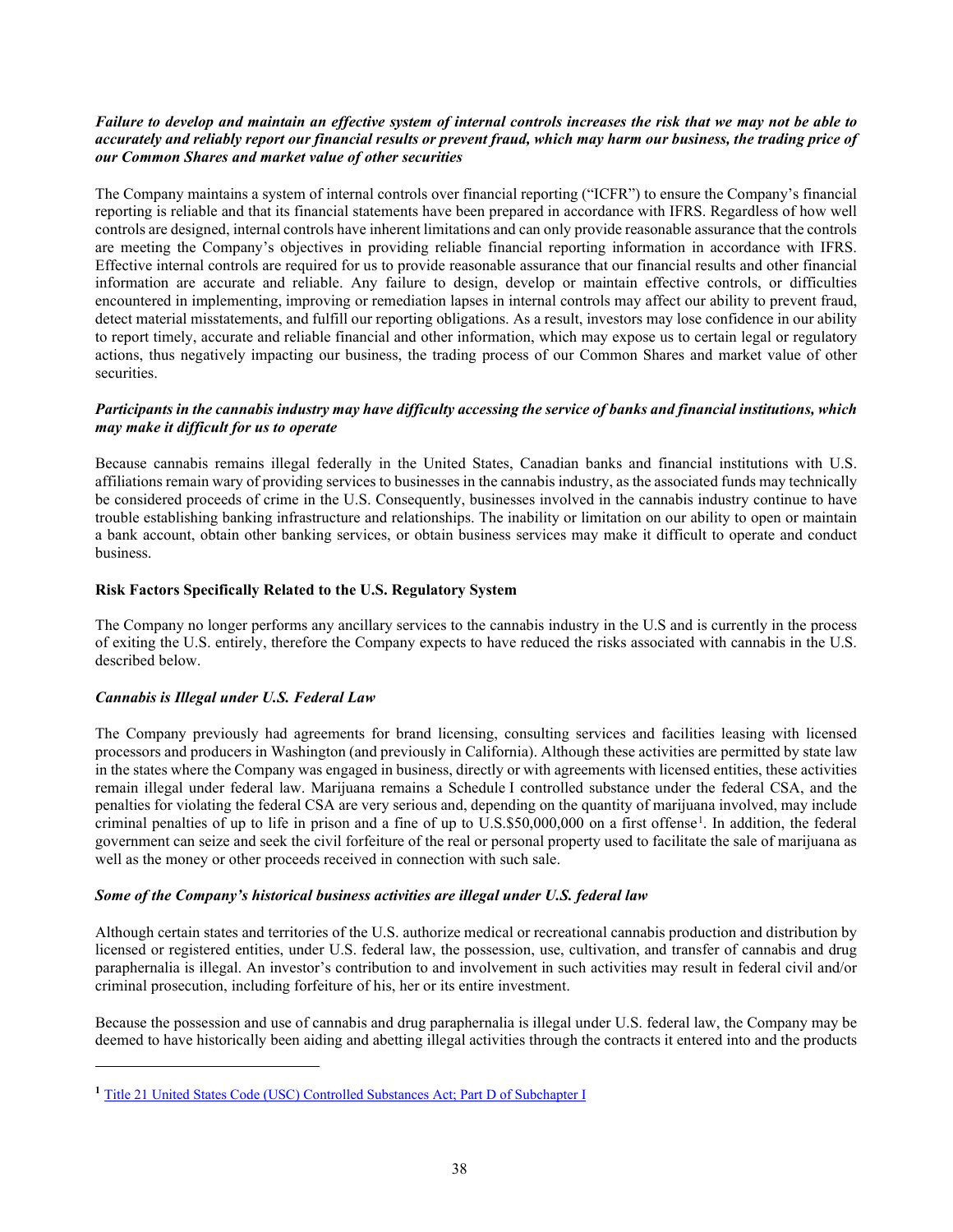***Failure to develop and maintain an effective system of internal controls increases the risk that we may not be able to accurately and reliably report our financial results or prevent fraud, which may harm our business, the trading price of our Common Shares and market value of other securities***

The Company maintains a system of internal controls over financial reporting ("ICFR") to ensure the Company's financial reporting is reliable and that its financial statements have been prepared in accordance with IFRS. Regardless of how well controls are designed, internal controls have inherent limitations and can only provide reasonable assurance that the controls are meeting the Company's objectives in providing reliable financial reporting information in accordance with IFRS. Effective internal controls are required for us to provide reasonable assurance that our financial results and other financial information are accurate and reliable. Any failure to design, develop or maintain effective controls, or difficulties encountered in implementing, improving or remediation lapses in internal controls may affect our ability to prevent fraud, detect material misstatements, and fulfill our reporting obligations. As a result, investors may lose confidence in our ability to report timely, accurate and reliable financial and other information, which may expose us to certain legal or regulatory actions, thus negatively impacting our business, the trading process of our Common Shares and market value of other securities.

***Participants in the cannabis industry may have difficulty accessing the service of banks and financial institutions, which may make it difficult for us to operate***

Because cannabis remains illegal federally in the United States, Canadian banks and financial institutions with U.S. affiliations remain wary of providing services to businesses in the cannabis industry, as the associated funds may technically be considered proceeds of crime in the U.S. Consequently, businesses involved in the cannabis industry continue to have trouble establishing banking infrastructure and relationships. The inability or limitation on our ability to open or maintain a bank account, obtain other banking services, or obtain business services may make it difficult to operate and conduct business.

**Risk Factors Specifically Related to the U.S. Regulatory System**

The Company no longer performs any ancillary services to the cannabis industry in the U.S and is currently in the process of exiting the U.S. entirely, therefore the Company expects to have reduced the risks associated with cannabis in the U.S. described below.

***Cannabis is Illegal under U.S. Federal Law***

The Company previously had agreements for brand licensing, consulting services and facilities leasing with licensed processors and producers in Washington (and previously in California). Although these activities are permitted by state law in the states where the Company was engaged in business, directly or with agreements with licensed entities, these activities remain illegal under federal law. Marijuana remains a Schedule I controlled substance under the federal CSA, and the penalties for violating the federal CSA are very serious and, depending on the quantity of marijuana involved, may include criminal penalties of up to life in prison and a fine of up to U.S.$50,000,000 on a first offense[1]. In addition, the federal government can seize and seek the civil forfeiture of the real or personal property used to facilitate the sale of marijuana as well as the money or other proceeds received in connection with such sale.

***Some of the Company's historical business activities are illegal under U.S. federal law***

Although certain states and territories of the U.S. authorize medical or recreational cannabis production and distribution by licensed or registered entities, under U.S. federal law, the possession, use, cultivation, and transfer of cannabis and drug paraphernalia is illegal. An investor's contribution to and involvement in such activities may result in federal civil and/or criminal prosecution, including forfeiture of his, her or its entire investment.

Because the possession and use of cannabis and drug paraphernalia is illegal under U.S. federal law, the Company may be deemed to have historically been aiding and abetting illegal activities through the contracts it entered into and the products

---

[1] Title 21 United States Code (USC) Controlled Substances Act; Part D of Subchapter I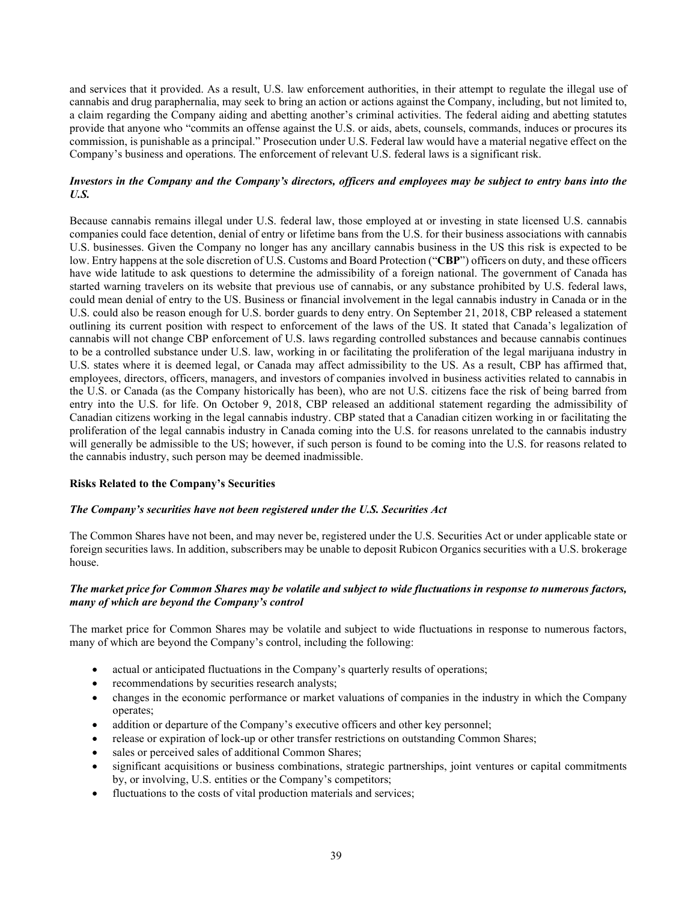and services that it provided. As a result, U.S. law enforcement authorities, in their attempt to regulate the illegal use of cannabis and drug paraphernalia, may seek to bring an action or actions against the Company, including, but not limited to, a claim regarding the Company aiding and abetting another's criminal activities. The federal aiding and abetting statutes provide that anyone who "commits an offense against the U.S. or aids, abets, counsels, commands, induces or procures its commission, is punishable as a principal." Prosecution under U.S. Federal law would have a material negative effect on the Company's business and operations. The enforcement of relevant U.S. federal laws is a significant risk.

***Investors in the Company and the Company's directors, officers and employees may be subject to entry bans into the U.S.***

Because cannabis remains illegal under U.S. federal law, those employed at or investing in state licensed U.S. cannabis companies could face detention, denial of entry or lifetime bans from the U.S. for their business associations with cannabis U.S. businesses. Given the Company no longer has any ancillary cannabis business in the US this risk is expected to be low. Entry happens at the sole discretion of U.S. Customs and Board Protection ("**CBP**") officers on duty, and these officers have wide latitude to ask questions to determine the admissibility of a foreign national. The government of Canada has started warning travelers on its website that previous use of cannabis, or any substance prohibited by U.S. federal laws, could mean denial of entry to the US. Business or financial involvement in the legal cannabis industry in Canada or in the U.S. could also be reason enough for U.S. border guards to deny entry. On September 21, 2018, CBP released a statement outlining its current position with respect to enforcement of the laws of the US. It stated that Canada's legalization of cannabis will not change CBP enforcement of U.S. laws regarding controlled substances and because cannabis continues to be a controlled substance under U.S. law, working in or facilitating the proliferation of the legal marijuana industry in U.S. states where it is deemed legal, or Canada may affect admissibility to the US. As a result, CBP has affirmed that, employees, directors, officers, managers, and investors of companies involved in business activities related to cannabis in the U.S. or Canada (as the Company historically has been), who are not U.S. citizens face the risk of being barred from entry into the U.S. for life. On October 9, 2018, CBP released an additional statement regarding the admissibility of Canadian citizens working in the legal cannabis industry. CBP stated that a Canadian citizen working in or facilitating the proliferation of the legal cannabis industry in Canada coming into the U.S. for reasons unrelated to the cannabis industry will generally be admissible to the US; however, if such person is found to be coming into the U.S. for reasons related to the cannabis industry, such person may be deemed inadmissible.

**Risks Related to the Company's Securities**

***The Company's securities have not been registered under the U.S. Securities Act***

The Common Shares have not been, and may never be, registered under the U.S. Securities Act or under applicable state or foreign securities laws. In addition, subscribers may be unable to deposit Rubicon Organics securities with a U.S. brokerage house.

***The market price for Common Shares may be volatile and subject to wide fluctuations in response to numerous factors, many of which are beyond the Company's control***

The market price for Common Shares may be volatile and subject to wide fluctuations in response to numerous factors, many of which are beyond the Company's control, including the following:

- actual or anticipated fluctuations in the Company's quarterly results of operations;
- recommendations by securities research analysts;
- changes in the economic performance or market valuations of companies in the industry in which the Company operates;
- addition or departure of the Company's executive officers and other key personnel;
- release or expiration of lock-up or other transfer restrictions on outstanding Common Shares;
- sales or perceived sales of additional Common Shares;
- significant acquisitions or business combinations, strategic partnerships, joint ventures or capital commitments by, or involving, U.S. entities or the Company's competitors;
- fluctuations to the costs of vital production materials and services;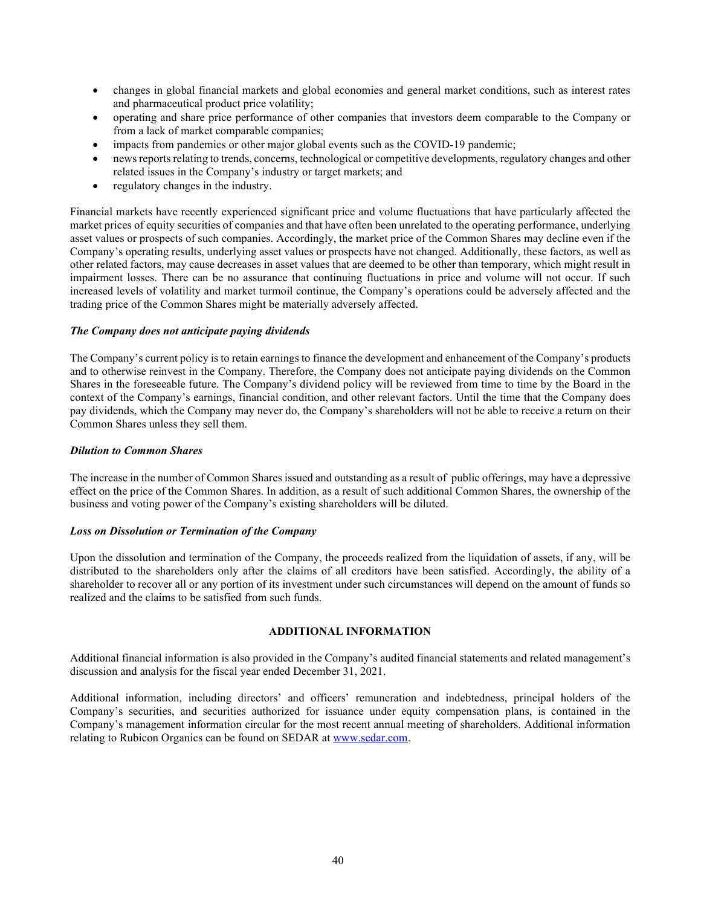- changes in global financial markets and global economies and general market conditions, such as interest rates and pharmaceutical product price volatility;
- operating and share price performance of other companies that investors deem comparable to the Company or from a lack of market comparable companies;
- impacts from pandemics or other major global events such as the COVID-19 pandemic;
- news reports relating to trends, concerns, technological or competitive developments, regulatory changes and other related issues in the Company's industry or target markets; and
- regulatory changes in the industry.

Financial markets have recently experienced significant price and volume fluctuations that have particularly affected the market prices of equity securities of companies and that have often been unrelated to the operating performance, underlying asset values or prospects of such companies. Accordingly, the market price of the Common Shares may decline even if the Company's operating results, underlying asset values or prospects have not changed. Additionally, these factors, as well as other related factors, may cause decreases in asset values that are deemed to be other than temporary, which might result in impairment losses. There can be no assurance that continuing fluctuations in price and volume will not occur. If such increased levels of volatility and market turmoil continue, the Company's operations could be adversely affected and the trading price of the Common Shares might be materially adversely affected.

***The Company does not anticipate paying dividends***

The Company's current policy is to retain earnings to finance the development and enhancement of the Company's products and to otherwise reinvest in the Company. Therefore, the Company does not anticipate paying dividends on the Common Shares in the foreseeable future. The Company's dividend policy will be reviewed from time to time by the Board in the context of the Company's earnings, financial condition, and other relevant factors. Until the time that the Company does pay dividends, which the Company may never do, the Company's shareholders will not be able to receive a return on their Common Shares unless they sell them.

***Dilution to Common Shares***

The increase in the number of Common Shares issued and outstanding as a result of public offerings, may have a depressive effect on the price of the Common Shares. In addition, as a result of such additional Common Shares, the ownership of the business and voting power of the Company's existing shareholders will be diluted.

***Loss on Dissolution or Termination of the Company***

Upon the dissolution and termination of the Company, the proceeds realized from the liquidation of assets, if any, will be distributed to the shareholders only after the claims of all creditors have been satisfied. Accordingly, the ability of a shareholder to recover all or any portion of its investment under such circumstances will depend on the amount of funds so realized and the claims to be satisfied from such funds.

## ADDITIONAL INFORMATION

Additional financial information is also provided in the Company's audited financial statements and related management's discussion and analysis for the fiscal year ended December 31, 2021.

Additional information, including directors' and officers' remuneration and indebtedness, principal holders of the Company's securities, and securities authorized for issuance under equity compensation plans, is contained in the Company's management information circular for the most recent annual meeting of shareholders. Additional information relating to Rubicon Organics can be found on SEDAR at www.sedar.com.